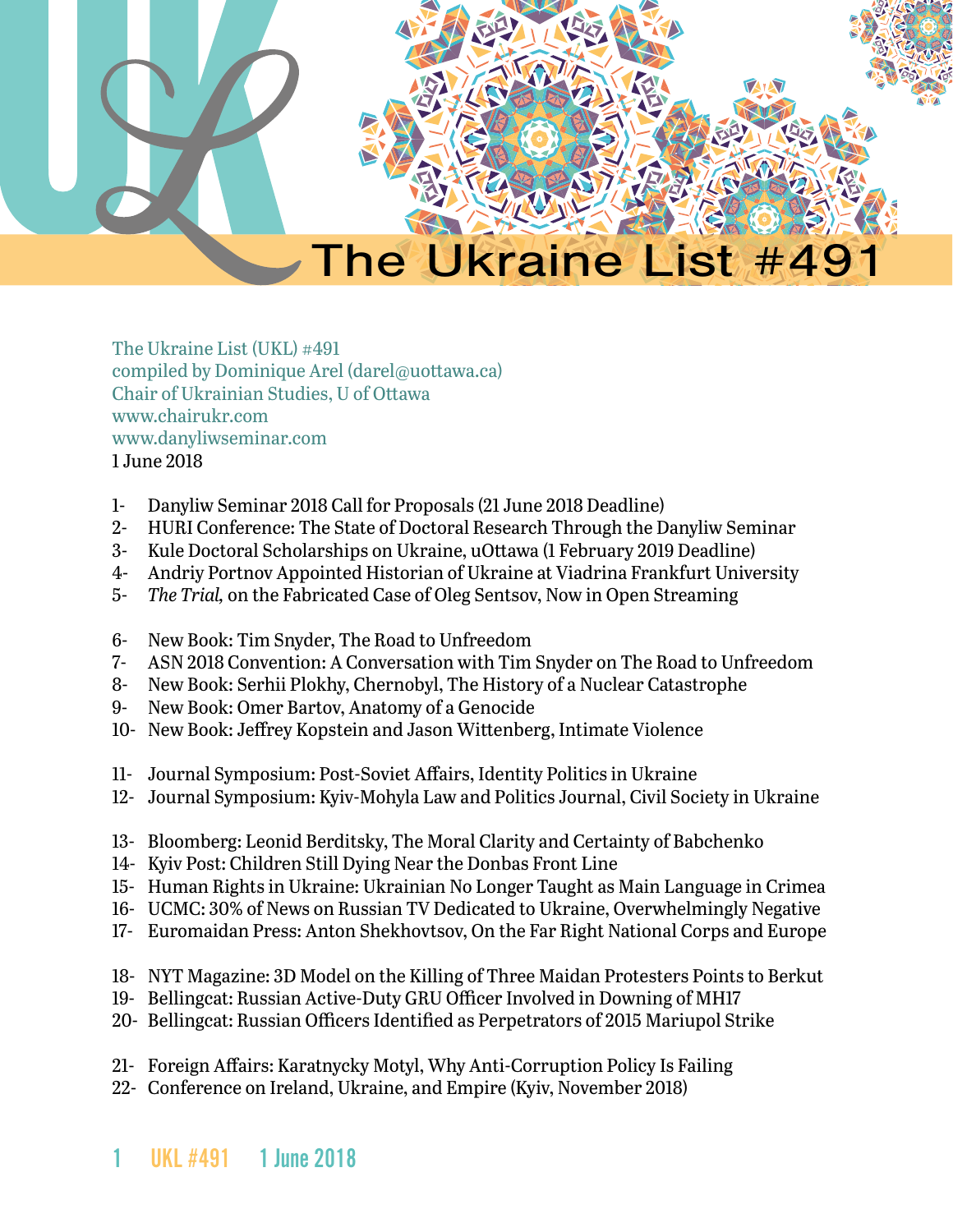# The Ukraine List #491

The Ukraine List (UKL) #491
compiled by Dominique Arel (darel@uottawa.ca)
Chair of Ukrainian Studies, U of Ottawa
www.chairukr.com
www.danyliwseminar.com
1 June 2018

1- Danyliw Seminar 2018 Call for Proposals (21 June 2018 Deadline)
2- HURI Conference: The State of Doctoral Research Through the Danyliw Seminar
3- Kule Doctoral Scholarships on Ukraine, uOttawa (1 February 2019 Deadline)
4- Andriy Portnov Appointed Historian of Ukraine at Viadrina Frankfurt University
5- *The Trial,* on the Fabricated Case of Oleg Sentsov, Now in Open Streaming

6- New Book: Tim Snyder, The Road to Unfreedom
7- ASN 2018 Convention: A Conversation with Tim Snyder on The Road to Unfreedom
8- New Book: Serhii Plokhy, Chernobyl, The History of a Nuclear Catastrophe
9- New Book: Omer Bartov, Anatomy of a Genocide
10- New Book: Jeffrey Kopstein and Jason Wittenberg, Intimate Violence

11- Journal Symposium: Post-Soviet Affairs, Identity Politics in Ukraine
12- Journal Symposium: Kyiv-Mohyla Law and Politics Journal, Civil Society in Ukraine

13- Bloomberg: Leonid Berditsky, The Moral Clarity and Certainty of Babchenko
14- Kyiv Post: Children Still Dying Near the Donbas Front Line
15- Human Rights in Ukraine: Ukrainian No Longer Taught as Main Language in Crimea
16- UCMC: 30% of News on Russian TV Dedicated to Ukraine, Overwhelmingly Negative
17- Euromaidan Press: Anton Shekhovtsov, On the Far Right National Corps and Europe

18- NYT Magazine: 3D Model on the Killing of Three Maidan Protesters Points to Berkut
19- Bellingcat: Russian Active-Duty GRU Officer Involved in Downing of MH17
20- Bellingcat: Russian Officers Identified as Perpetrators of 2015 Mariupol Strike

21- Foreign Affairs: Karatnycky Motyl, Why Anti-Corruption Policy Is Failing
22- Conference on Ireland, Ukraine, and Empire (Kyiv, November 2018)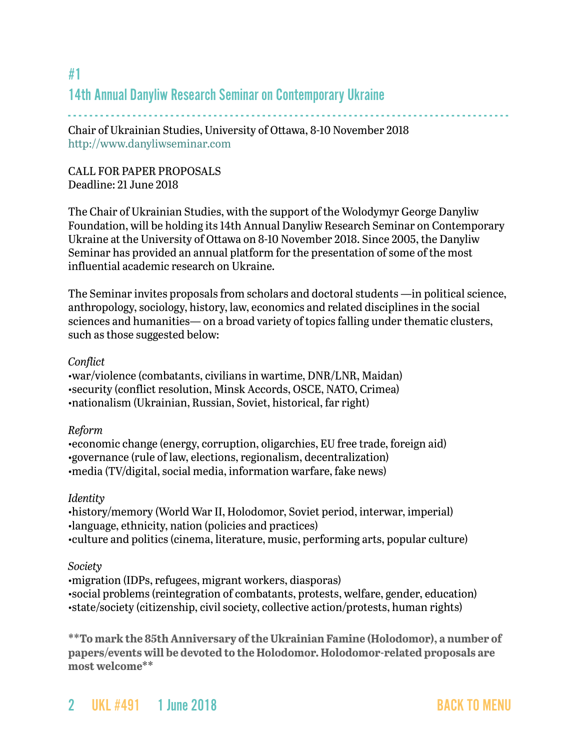## #1

## 14th Annual Danyliw Research Seminar on Contemporary Ukraine

Chair of Ukrainian Studies, University of Ottawa, 8-10 November 2018
http://www.danyliwseminar.com

CALL FOR PAPER PROPOSALS
Deadline: 21 June 2018

The Chair of Ukrainian Studies, with the support of the Wolodymyr George Danyliw Foundation, will be holding its 14th Annual Danyliw Research Seminar on Contemporary Ukraine at the University of Ottawa on 8-10 November 2018. Since 2005, the Danyliw Seminar has provided an annual platform for the presentation of some of the most influential academic research on Ukraine.

The Seminar invites proposals from scholars and doctoral students —in political science, anthropology, sociology, history, law, economics and related disciplines in the social sciences and humanities— on a broad variety of topics falling under thematic clusters, such as those suggested below:

*Conflict*
•war/violence (combatants, civilians in wartime, DNR/LNR, Maidan)
•security (conflict resolution, Minsk Accords, OSCE, NATO, Crimea)
•nationalism (Ukrainian, Russian, Soviet, historical, far right)

*Reform*
•economic change (energy, corruption, oligarchies, EU free trade, foreign aid)
•governance (rule of law, elections, regionalism, decentralization)
•media (TV/digital, social media, information warfare, fake news)

*Identity*
•history/memory (World War II, Holodomor, Soviet period, interwar, imperial)
•language, ethnicity, nation (policies and practices)
•culture and politics (cinema, literature, music, performing arts, popular culture)

*Society*
•migration (IDPs, refugees, migrant workers, diasporas)
•social problems (reintegration of combatants, protests, welfare, gender, education)
•state/society (citizenship, civil society, collective action/protests, human rights)

**\*\*To mark the 85th Anniversary of the Ukrainian Famine (Holodomor), a number of papers/events will be devoted to the Holodomor. Holodomor-related proposals are most welcome\*\***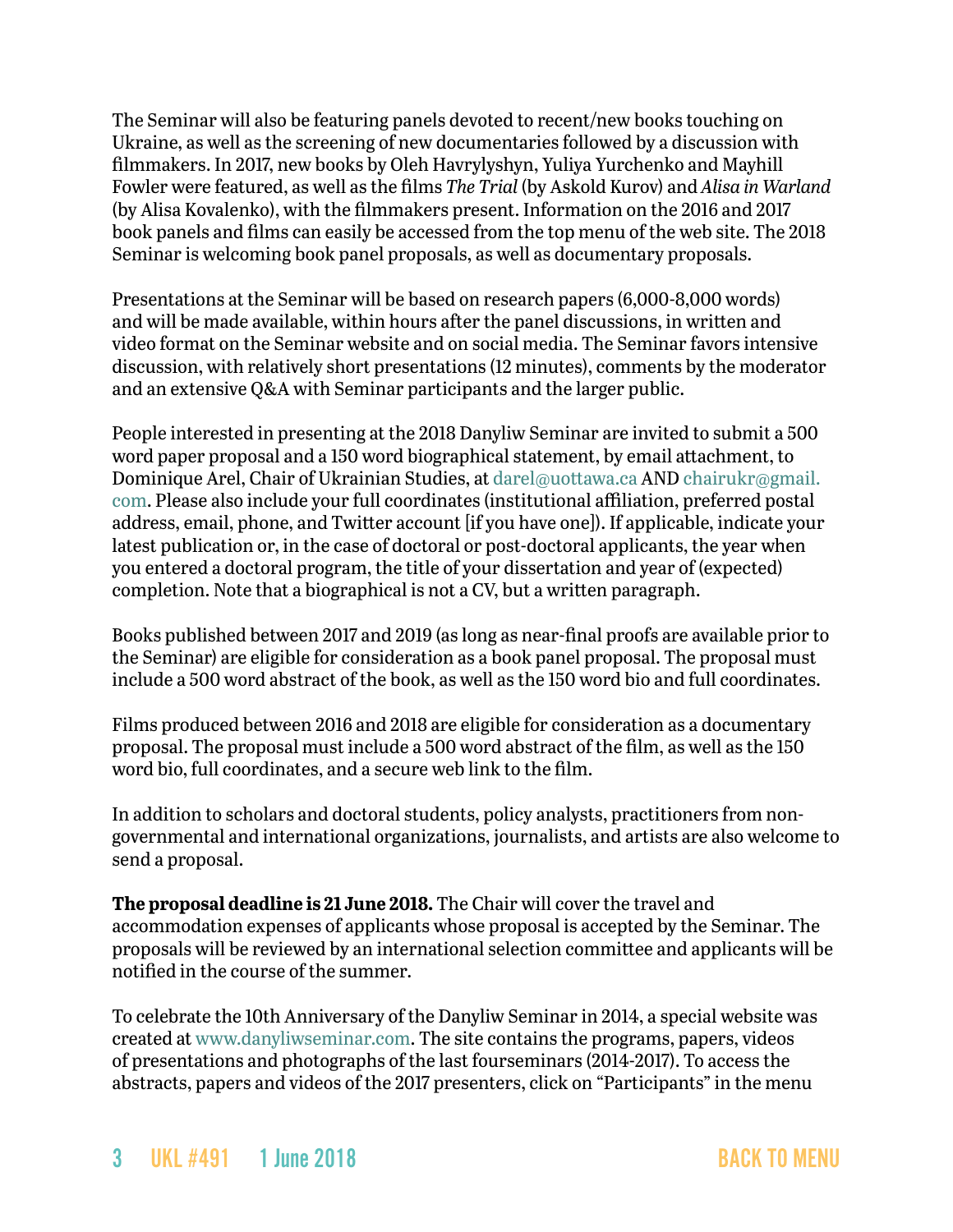The Seminar will also be featuring panels devoted to recent/new books touching on Ukraine, as well as the screening of new documentaries followed by a discussion with filmmakers. In 2017, new books by Oleh Havrylyshyn, Yuliya Yurchenko and Mayhill Fowler were featured, as well as the films *The Trial* (by Askold Kurov) and *Alisa in Warland* (by Alisa Kovalenko), with the filmmakers present. Information on the 2016 and 2017 book panels and films can easily be accessed from the top menu of the web site. The 2018 Seminar is welcoming book panel proposals, as well as documentary proposals.

Presentations at the Seminar will be based on research papers (6,000-8,000 words) and will be made available, within hours after the panel discussions, in written and video format on the Seminar website and on social media. The Seminar favors intensive discussion, with relatively short presentations (12 minutes), comments by the moderator and an extensive Q&A with Seminar participants and the larger public.

People interested in presenting at the 2018 Danyliw Seminar are invited to submit a 500 word paper proposal and a 150 word biographical statement, by email attachment, to Dominique Arel, Chair of Ukrainian Studies, at darel@uottawa.ca AND chairukr@gmail.com. Please also include your full coordinates (institutional affiliation, preferred postal address, email, phone, and Twitter account [if you have one]). If applicable, indicate your latest publication or, in the case of doctoral or post-doctoral applicants, the year when you entered a doctoral program, the title of your dissertation and year of (expected) completion. Note that a biographical is not a CV, but a written paragraph.

Books published between 2017 and 2019 (as long as near-final proofs are available prior to the Seminar) are eligible for consideration as a book panel proposal. The proposal must include a 500 word abstract of the book, as well as the 150 word bio and full coordinates.

Films produced between 2016 and 2018 are eligible for consideration as a documentary proposal. The proposal must include a 500 word abstract of the film, as well as the 150 word bio, full coordinates, and a secure web link to the film.

In addition to scholars and doctoral students, policy analysts, practitioners from non-governmental and international organizations, journalists, and artists are also welcome to send a proposal.

**The proposal deadline is 21 June 2018.** The Chair will cover the travel and accommodation expenses of applicants whose proposal is accepted by the Seminar. The proposals will be reviewed by an international selection committee and applicants will be notified in the course of the summer.

To celebrate the 10th Anniversary of the Danyliw Seminar in 2014, a special website was created at www.danyliwseminar.com. The site contains the programs, papers, videos of presentations and photographs of the last fourseminars (2014-2017). To access the abstracts, papers and videos of the 2017 presenters, click on "Participants" in the menu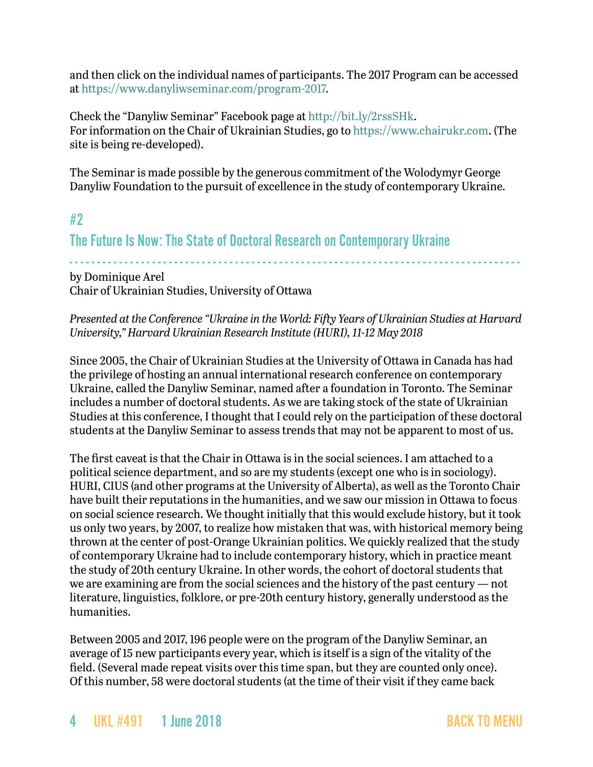and then click on the individual names of participants. The 2017 Program can be accessed at https://www.danyliwseminar.com/program-2017.

Check the "Danyliw Seminar" Facebook page at http://bit.ly/2rssSHk.
For information on the Chair of Ukrainian Studies, go to https://www.chairukr.com. (The site is being re-developed).

The Seminar is made possible by the generous commitment of the Wolodymyr George Danyliw Foundation to the pursuit of excellence in the study of contemporary Ukraine.

## #2
## The Future Is Now: The State of Doctoral Research on Contemporary Ukraine

by Dominique Arel
Chair of Ukrainian Studies, University of Ottawa

*Presented at the Conference "Ukraine in the World: Fifty Years of Ukrainian Studies at Harvard University," Harvard Ukrainian Research Institute (HURI), 11-12 May 2018*

Since 2005, the Chair of Ukrainian Studies at the University of Ottawa in Canada has had the privilege of hosting an annual international research conference on contemporary Ukraine, called the Danyliw Seminar, named after a foundation in Toronto. The Seminar includes a number of doctoral students. As we are taking stock of the state of Ukrainian Studies at this conference, I thought that I could rely on the participation of these doctoral students at the Danyliw Seminar to assess trends that may not be apparent to most of us.

The first caveat is that the Chair in Ottawa is in the social sciences. I am attached to a political science department, and so are my students (except one who is in sociology). HURI, CIUS (and other programs at the University of Alberta), as well as the Toronto Chair have built their reputations in the humanities, and we saw our mission in Ottawa to focus on social science research. We thought initially that this would exclude history, but it took us only two years, by 2007, to realize how mistaken that was, with historical memory being thrown at the center of post-Orange Ukrainian politics. We quickly realized that the study of contemporary Ukraine had to include contemporary history, which in practice meant the study of 20th century Ukraine. In other words, the cohort of doctoral students that we are examining are from the social sciences and the history of the past century — not literature, linguistics, folklore, or pre-20th century history, generally understood as the humanities.

Between 2005 and 2017, 196 people were on the program of the Danyliw Seminar, an average of 15 new participants every year, which is itself is a sign of the vitality of the field. (Several made repeat visits over this time span, but they are counted only once). Of this number, 58 were doctoral students (at the time of their visit if they came back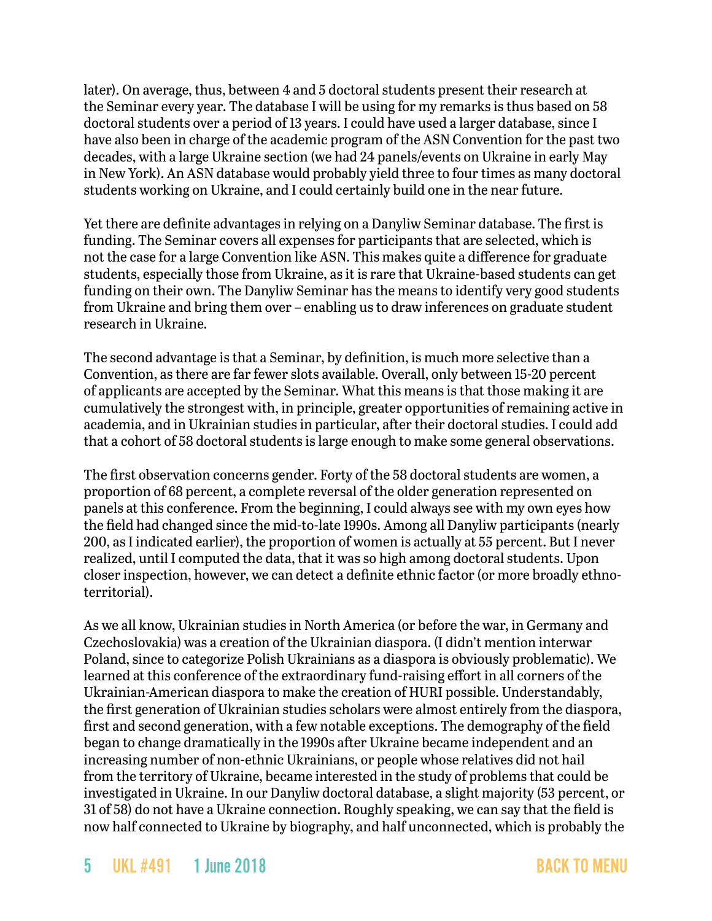later). On average, thus, between 4 and 5 doctoral students present their research at the Seminar every year. The database I will be using for my remarks is thus based on 58 doctoral students over a period of 13 years. I could have used a larger database, since I have also been in charge of the academic program of the ASN Convention for the past two decades, with a large Ukraine section (we had 24 panels/events on Ukraine in early May in New York). An ASN database would probably yield three to four times as many doctoral students working on Ukraine, and I could certainly build one in the near future.

Yet there are definite advantages in relying on a Danyliw Seminar database. The first is funding. The Seminar covers all expenses for participants that are selected, which is not the case for a large Convention like ASN. This makes quite a difference for graduate students, especially those from Ukraine, as it is rare that Ukraine-based students can get funding on their own. The Danyliw Seminar has the means to identify very good students from Ukraine and bring them over – enabling us to draw inferences on graduate student research in Ukraine.

The second advantage is that a Seminar, by definition, is much more selective than a Convention, as there are far fewer slots available. Overall, only between 15-20 percent of applicants are accepted by the Seminar. What this means is that those making it are cumulatively the strongest with, in principle, greater opportunities of remaining active in academia, and in Ukrainian studies in particular, after their doctoral studies. I could add that a cohort of 58 doctoral students is large enough to make some general observations.

The first observation concerns gender. Forty of the 58 doctoral students are women, a proportion of 68 percent, a complete reversal of the older generation represented on panels at this conference. From the beginning, I could always see with my own eyes how the field had changed since the mid-to-late 1990s. Among all Danyliw participants (nearly 200, as I indicated earlier), the proportion of women is actually at 55 percent. But I never realized, until I computed the data, that it was so high among doctoral students. Upon closer inspection, however, we can detect a definite ethnic factor (or more broadly ethno-territorial).

As we all know, Ukrainian studies in North America (or before the war, in Germany and Czechoslovakia) was a creation of the Ukrainian diaspora. (I didn't mention interwar Poland, since to categorize Polish Ukrainians as a diaspora is obviously problematic). We learned at this conference of the extraordinary fund-raising effort in all corners of the Ukrainian-American diaspora to make the creation of HURI possible. Understandably, the first generation of Ukrainian studies scholars were almost entirely from the diaspora, first and second generation, with a few notable exceptions. The demography of the field began to change dramatically in the 1990s after Ukraine became independent and an increasing number of non-ethnic Ukrainians, or people whose relatives did not hail from the territory of Ukraine, became interested in the study of problems that could be investigated in Ukraine. In our Danyliw doctoral database, a slight majority (53 percent, or 31 of 58) do not have a Ukraine connection. Roughly speaking, we can say that the field is now half connected to Ukraine by biography, and half unconnected, which is probably the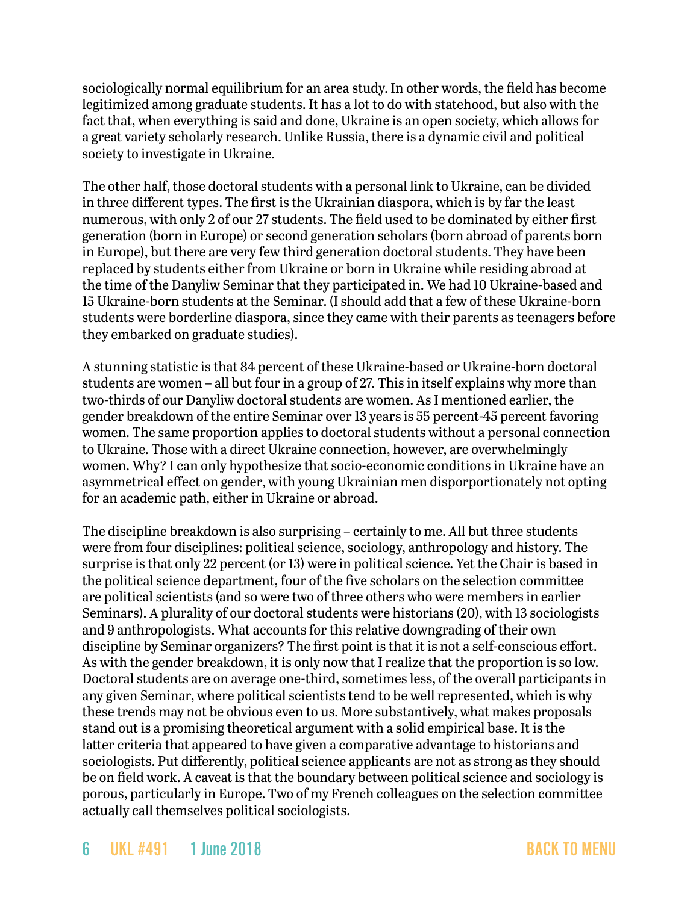sociologically normal equilibrium for an area study. In other words, the field has become legitimized among graduate students. It has a lot to do with statehood, but also with the fact that, when everything is said and done, Ukraine is an open society, which allows for a great variety scholarly research. Unlike Russia, there is a dynamic civil and political society to investigate in Ukraine.

The other half, those doctoral students with a personal link to Ukraine, can be divided in three different types. The first is the Ukrainian diaspora, which is by far the least numerous, with only 2 of our 27 students. The field used to be dominated by either first generation (born in Europe) or second generation scholars (born abroad of parents born in Europe), but there are very few third generation doctoral students. They have been replaced by students either from Ukraine or born in Ukraine while residing abroad at the time of the Danyliw Seminar that they participated in. We had 10 Ukraine-based and 15 Ukraine-born students at the Seminar. (I should add that a few of these Ukraine-born students were borderline diaspora, since they came with their parents as teenagers before they embarked on graduate studies).

A stunning statistic is that 84 percent of these Ukraine-based or Ukraine-born doctoral students are women – all but four in a group of 27. This in itself explains why more than two-thirds of our Danyliw doctoral students are women. As I mentioned earlier, the gender breakdown of the entire Seminar over 13 years is 55 percent-45 percent favoring women. The same proportion applies to doctoral students without a personal connection to Ukraine. Those with a direct Ukraine connection, however, are overwhelmingly women. Why? I can only hypothesize that socio-economic conditions in Ukraine have an asymmetrical effect on gender, with young Ukrainian men disporportionately not opting for an academic path, either in Ukraine or abroad.

The discipline breakdown is also surprising – certainly to me. All but three students were from four disciplines: political science, sociology, anthropology and history. The surprise is that only 22 percent (or 13) were in political science. Yet the Chair is based in the political science department, four of the five scholars on the selection committee are political scientists (and so were two of three others who were members in earlier Seminars). A plurality of our doctoral students were historians (20), with 13 sociologists and 9 anthropologists. What accounts for this relative downgrading of their own discipline by Seminar organizers? The first point is that it is not a self-conscious effort. As with the gender breakdown, it is only now that I realize that the proportion is so low. Doctoral students are on average one-third, sometimes less, of the overall participants in any given Seminar, where political scientists tend to be well represented, which is why these trends may not be obvious even to us. More substantively, what makes proposals stand out is a promising theoretical argument with a solid empirical base. It is the latter criteria that appeared to have given a comparative advantage to historians and sociologists. Put differently, political science applicants are not as strong as they should be on field work. A caveat is that the boundary between political science and sociology is porous, particularly in Europe. Two of my French colleagues on the selection committee actually call themselves political sociologists.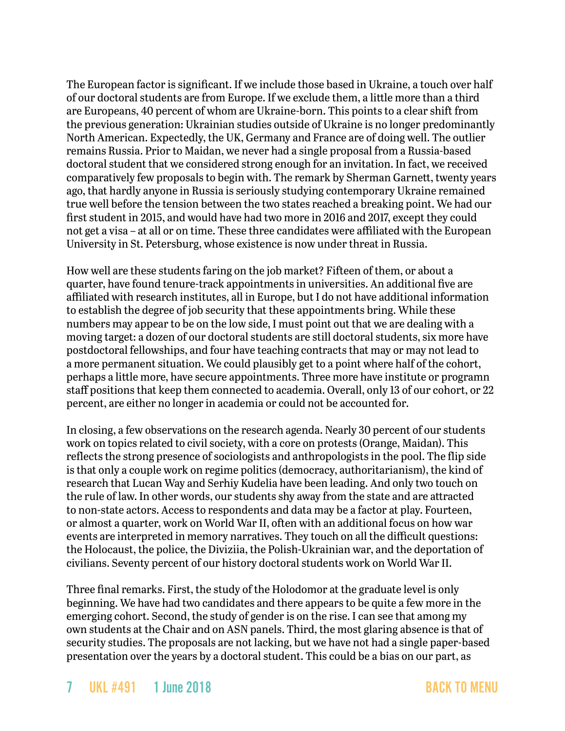The European factor is significant. If we include those based in Ukraine, a touch over half of our doctoral students are from Europe. If we exclude them, a little more than a third are Europeans, 40 percent of whom are Ukraine-born. This points to a clear shift from the previous generation: Ukrainian studies outside of Ukraine is no longer predominantly North American. Expectedly, the UK, Germany and France are of doing well. The outlier remains Russia. Prior to Maidan, we never had a single proposal from a Russia-based doctoral student that we considered strong enough for an invitation. In fact, we received comparatively few proposals to begin with. The remark by Sherman Garnett, twenty years ago, that hardly anyone in Russia is seriously studying contemporary Ukraine remained true well before the tension between the two states reached a breaking point. We had our first student in 2015, and would have had two more in 2016 and 2017, except they could not get a visa – at all or on time. These three candidates were affiliated with the European University in St. Petersburg, whose existence is now under threat in Russia.

How well are these students faring on the job market? Fifteen of them, or about a quarter, have found tenure-track appointments in universities. An additional five are affiliated with research institutes, all in Europe, but I do not have additional information to establish the degree of job security that these appointments bring. While these numbers may appear to be on the low side, I must point out that we are dealing with a moving target: a dozen of our doctoral students are still doctoral students, six more have postdoctoral fellowships, and four have teaching contracts that may or may not lead to a more permanent situation. We could plausibly get to a point where half of the cohort, perhaps a little more, have secure appointments. Three more have institute or programn staff positions that keep them connected to academia. Overall, only 13 of our cohort, or 22 percent, are either no longer in academia or could not be accounted for.

In closing, a few observations on the research agenda. Nearly 30 percent of our students work on topics related to civil society, with a core on protests (Orange, Maidan). This reflects the strong presence of sociologists and anthropologists in the pool. The flip side is that only a couple work on regime politics (democracy, authoritarianism), the kind of research that Lucan Way and Serhiy Kudelia have been leading. And only two touch on the rule of law. In other words, our students shy away from the state and are attracted to non-state actors. Access to respondents and data may be a factor at play. Fourteen, or almost a quarter, work on World War II, often with an additional focus on how war events are interpreted in memory narratives. They touch on all the difficult questions: the Holocaust, the police, the Diviziia, the Polish-Ukrainian war, and the deportation of civilians. Seventy percent of our history doctoral students work on World War II.

Three final remarks. First, the study of the Holodomor at the graduate level is only beginning. We have had two candidates and there appears to be quite a few more in the emerging cohort. Second, the study of gender is on the rise. I can see that among my own students at the Chair and on ASN panels. Third, the most glaring absence is that of security studies. The proposals are not lacking, but we have not had a single paper-based presentation over the years by a doctoral student. This could be a bias on our part, as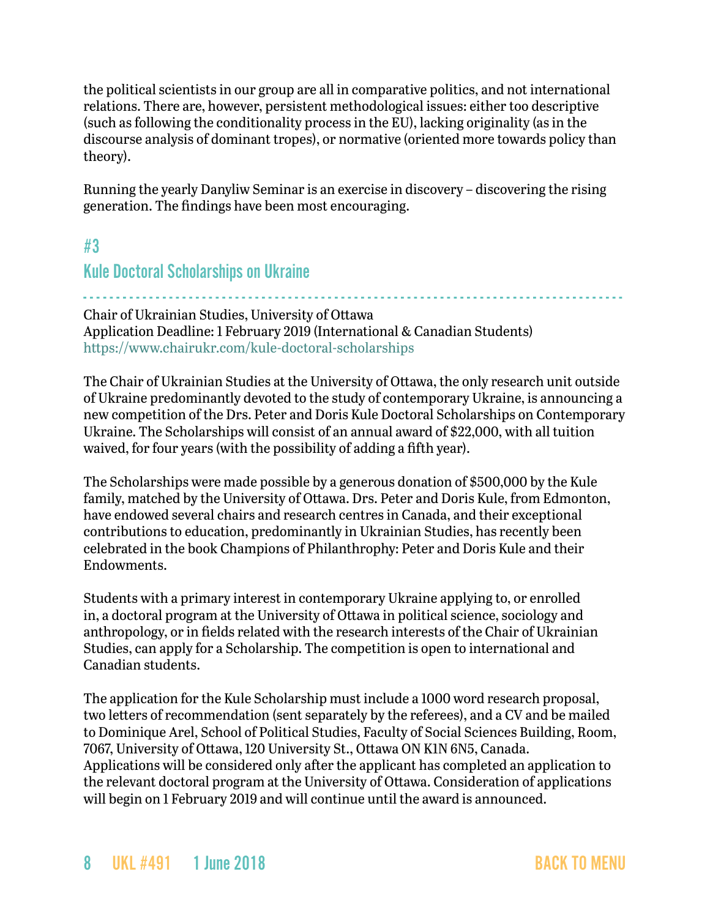the political scientists in our group are all in comparative politics, and not international relations. There are, however, persistent methodological issues: either too descriptive (such as following the conditionality process in the EU), lacking originality (as in the discourse analysis of dominant tropes), or normative (oriented more towards policy than theory).

Running the yearly Danyliw Seminar is an exercise in discovery – discovering the rising generation. The findings have been most encouraging.

## #3

## Kule Doctoral Scholarships on Ukraine

Chair of Ukrainian Studies, University of Ottawa
Application Deadline: 1 February 2019 (International & Canadian Students)
https://www.chairukr.com/kule-doctoral-scholarships

The Chair of Ukrainian Studies at the University of Ottawa, the only research unit outside of Ukraine predominantly devoted to the study of contemporary Ukraine, is announcing a new competition of the Drs. Peter and Doris Kule Doctoral Scholarships on Contemporary Ukraine. The Scholarships will consist of an annual award of $22,000, with all tuition waived, for four years (with the possibility of adding a fifth year).

The Scholarships were made possible by a generous donation of $500,000 by the Kule family, matched by the University of Ottawa. Drs. Peter and Doris Kule, from Edmonton, have endowed several chairs and research centres in Canada, and their exceptional contributions to education, predominantly in Ukrainian Studies, has recently been celebrated in the book Champions of Philanthrophy: Peter and Doris Kule and their Endowments.

Students with a primary interest in contemporary Ukraine applying to, or enrolled in, a doctoral program at the University of Ottawa in political science, sociology and anthropology, or in fields related with the research interests of the Chair of Ukrainian Studies, can apply for a Scholarship. The competition is open to international and Canadian students.

The application for the Kule Scholarship must include a 1000 word research proposal, two letters of recommendation (sent separately by the referees), and a CV and be mailed to Dominique Arel, School of Political Studies, Faculty of Social Sciences Building, Room, 7067, University of Ottawa, 120 University St., Ottawa ON K1N 6N5, Canada. Applications will be considered only after the applicant has completed an application to the relevant doctoral program at the University of Ottawa. Consideration of applications will begin on 1 February 2019 and will continue until the award is announced.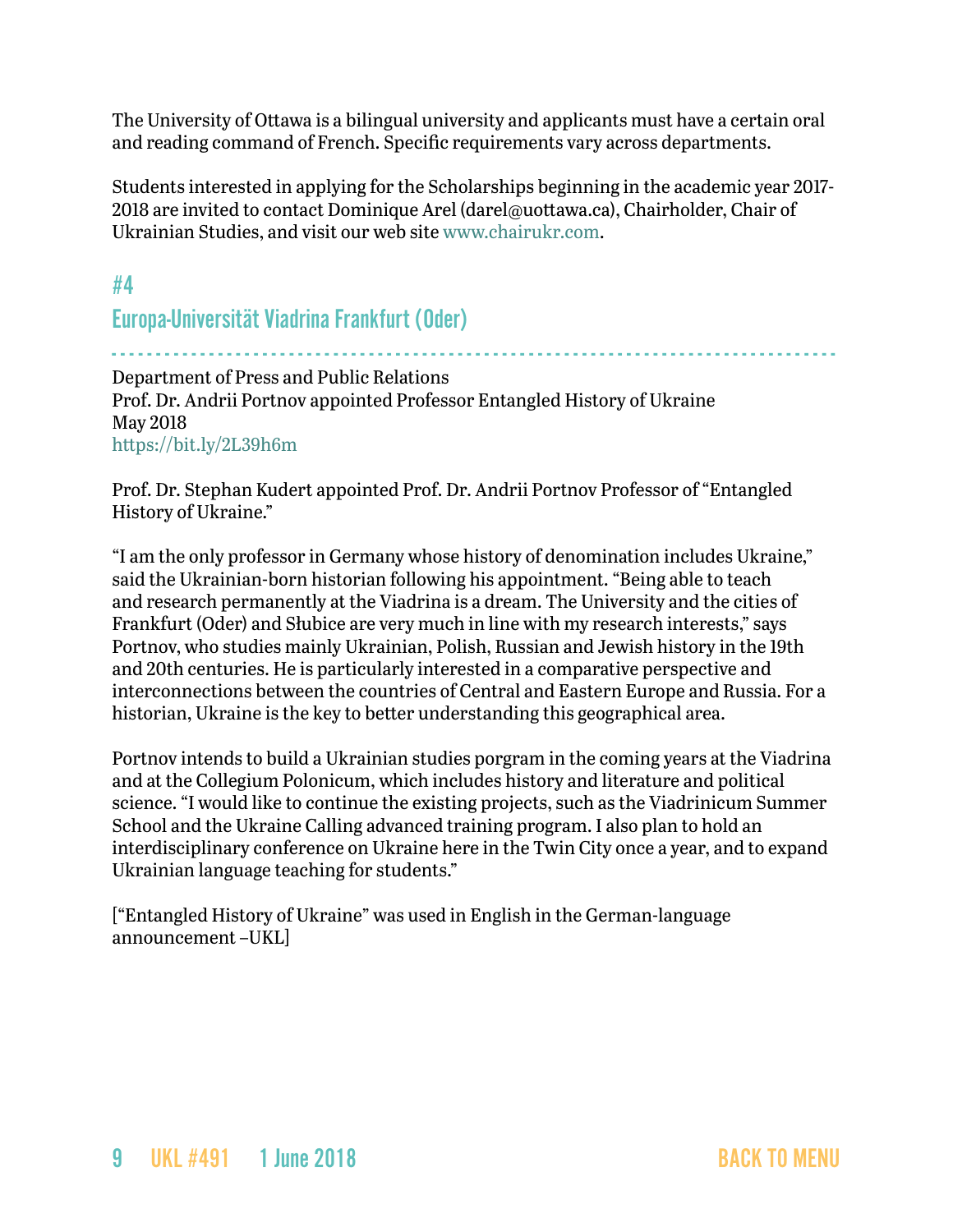The University of Ottawa is a bilingual university and applicants must have a certain oral and reading command of French. Specific requirements vary across departments.

Students interested in applying for the Scholarships beginning in the academic year 2017-2018 are invited to contact Dominique Arel (darel@uottawa.ca), Chairholder, Chair of Ukrainian Studies, and visit our web site www.chairukr.com.

## #4

## Europa-Universität Viadrina Frankfurt (Oder)

Department of Press and Public Relations
Prof. Dr. Andrii Portnov appointed Professor Entangled History of Ukraine
May 2018
https://bit.ly/2L39h6m

Prof. Dr. Stephan Kudert appointed Prof. Dr. Andrii Portnov Professor of "Entangled History of Ukraine."

"I am the only professor in Germany whose history of denomination includes Ukraine," said the Ukrainian-born historian following his appointment. "Being able to teach and research permanently at the Viadrina is a dream. The University and the cities of Frankfurt (Oder) and Słubice are very much in line with my research interests," says Portnov, who studies mainly Ukrainian, Polish, Russian and Jewish history in the 19th and 20th centuries. He is particularly interested in a comparative perspective and interconnections between the countries of Central and Eastern Europe and Russia. For a historian, Ukraine is the key to better understanding this geographical area.

Portnov intends to build a Ukrainian studies porgram in the coming years at the Viadrina and at the Collegium Polonicum, which includes history and literature and political science. "I would like to continue the existing projects, such as the Viadrinicum Summer School and the Ukraine Calling advanced training program. I also plan to hold an interdisciplinary conference on Ukraine here in the Twin City once a year, and to expand Ukrainian language teaching for students."

["Entangled History of Ukraine" was used in English in the German-language announcement –UKL]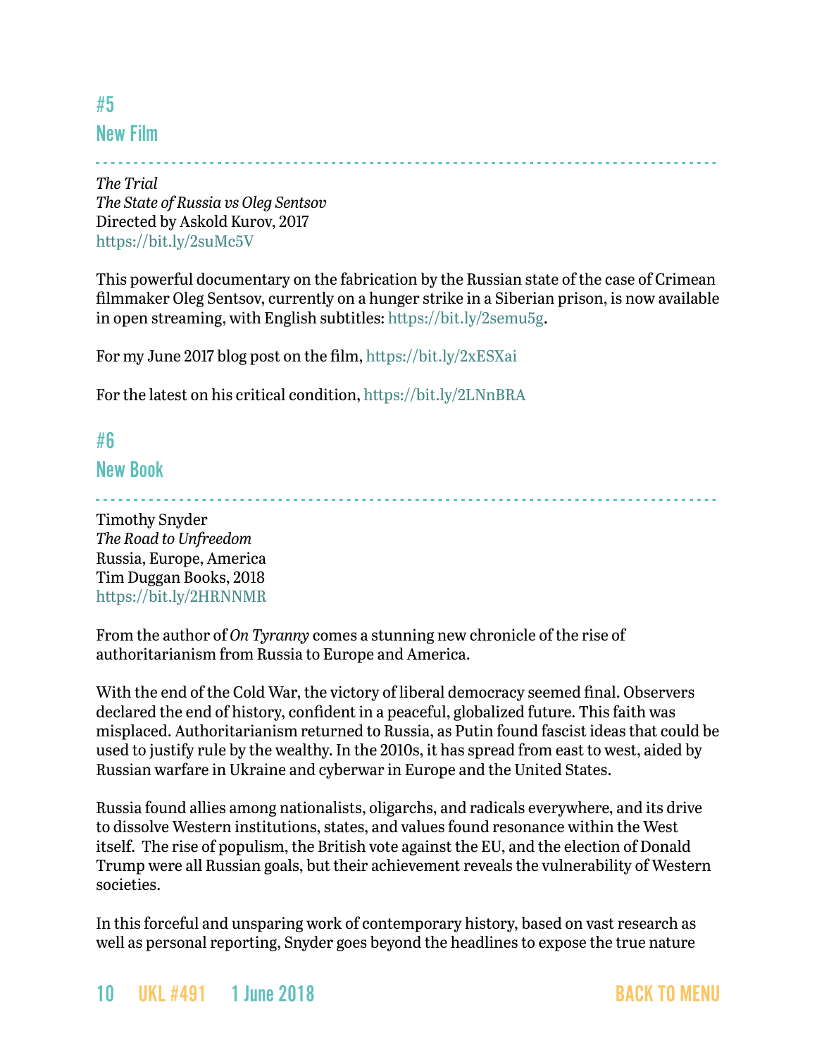## #5

## New Film

*The Trial*
*The State of Russia vs Oleg Sentsov*
Directed by Askold Kurov, 2017
https://bit.ly/2suMc5V

This powerful documentary on the fabrication by the Russian state of the case of Crimean filmmaker Oleg Sentsov, currently on a hunger strike in a Siberian prison, is now available in open streaming, with English subtitles: https://bit.ly/2semu5g.

For my June 2017 blog post on the film, https://bit.ly/2xESXai

For the latest on his critical condition, https://bit.ly/2LNnBRA

## #6

## New Book

Timothy Snyder
*The Road to Unfreedom*
Russia, Europe, America
Tim Duggan Books, 2018
https://bit.ly/2HRNNMR

From the author of *On Tyranny* comes a stunning new chronicle of the rise of authoritarianism from Russia to Europe and America.

With the end of the Cold War, the victory of liberal democracy seemed final. Observers declared the end of history, confident in a peaceful, globalized future. This faith was misplaced. Authoritarianism returned to Russia, as Putin found fascist ideas that could be used to justify rule by the wealthy. In the 2010s, it has spread from east to west, aided by Russian warfare in Ukraine and cyberwar in Europe and the United States.

Russia found allies among nationalists, oligarchs, and radicals everywhere, and its drive to dissolve Western institutions, states, and values found resonance within the West itself. The rise of populism, the British vote against the EU, and the election of Donald Trump were all Russian goals, but their achievement reveals the vulnerability of Western societies.

In this forceful and unsparing work of contemporary history, based on vast research as well as personal reporting, Snyder goes beyond the headlines to expose the true nature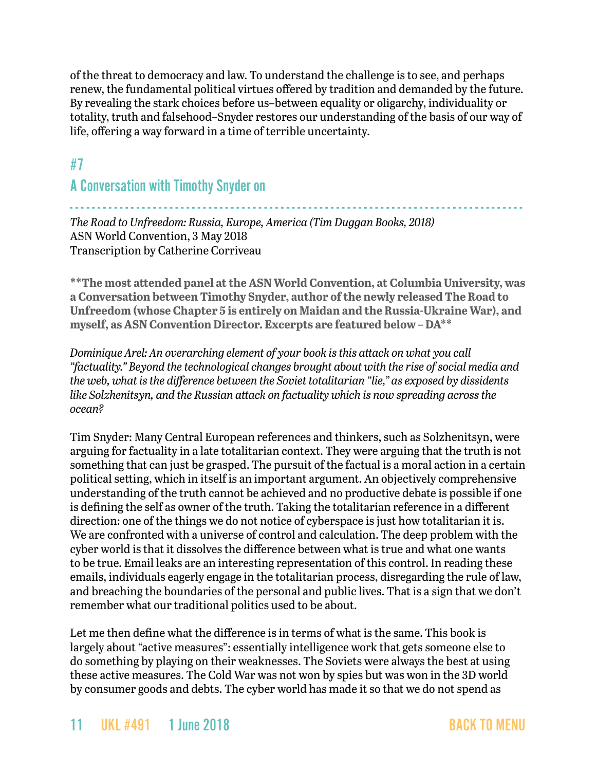of the threat to democracy and law. To understand the challenge is to see, and perhaps renew, the fundamental political virtues offered by tradition and demanded by the future. By revealing the stark choices before us–between equality or oligarchy, individuality or totality, truth and falsehood–Snyder restores our understanding of the basis of our way of life, offering a way forward in a time of terrible uncertainty.

## #7

## A Conversation with Timothy Snyder on

*The Road to Unfreedom: Russia, Europe, America (Tim Duggan Books, 2018)*
ASN World Convention, 3 May 2018
Transcription by Catherine Corriveau

**\*\*The most attended panel at the ASN World Convention, at Columbia University, was a Conversation between Timothy Snyder, author of the newly released The Road to Unfreedom (whose Chapter 5 is entirely on Maidan and the Russia-Ukraine War), and myself, as ASN Convention Director. Excerpts are featured below – DA\*\***

*Dominique Arel: An overarching element of your book is this attack on what you call "factuality." Beyond the technological changes brought about with the rise of social media and the web, what is the difference between the Soviet totalitarian "lie," as exposed by dissidents like Solzhenitsyn, and the Russian attack on factuality which is now spreading across the ocean?*

Tim Snyder: Many Central European references and thinkers, such as Solzhenitsyn, were arguing for factuality in a late totalitarian context. They were arguing that the truth is not something that can just be grasped. The pursuit of the factual is a moral action in a certain political setting, which in itself is an important argument. An objectively comprehensive understanding of the truth cannot be achieved and no productive debate is possible if one is defining the self as owner of the truth. Taking the totalitarian reference in a different direction: one of the things we do not notice of cyberspace is just how totalitarian it is. We are confronted with a universe of control and calculation. The deep problem with the cyber world is that it dissolves the difference between what is true and what one wants to be true. Email leaks are an interesting representation of this control. In reading these emails, individuals eagerly engage in the totalitarian process, disregarding the rule of law, and breaching the boundaries of the personal and public lives. That is a sign that we don't remember what our traditional politics used to be about.

Let me then define what the difference is in terms of what is the same. This book is largely about "active measures": essentially intelligence work that gets someone else to do something by playing on their weaknesses. The Soviets were always the best at using these active measures. The Cold War was not won by spies but was won in the 3D world by consumer goods and debts. The cyber world has made it so that we do not spend as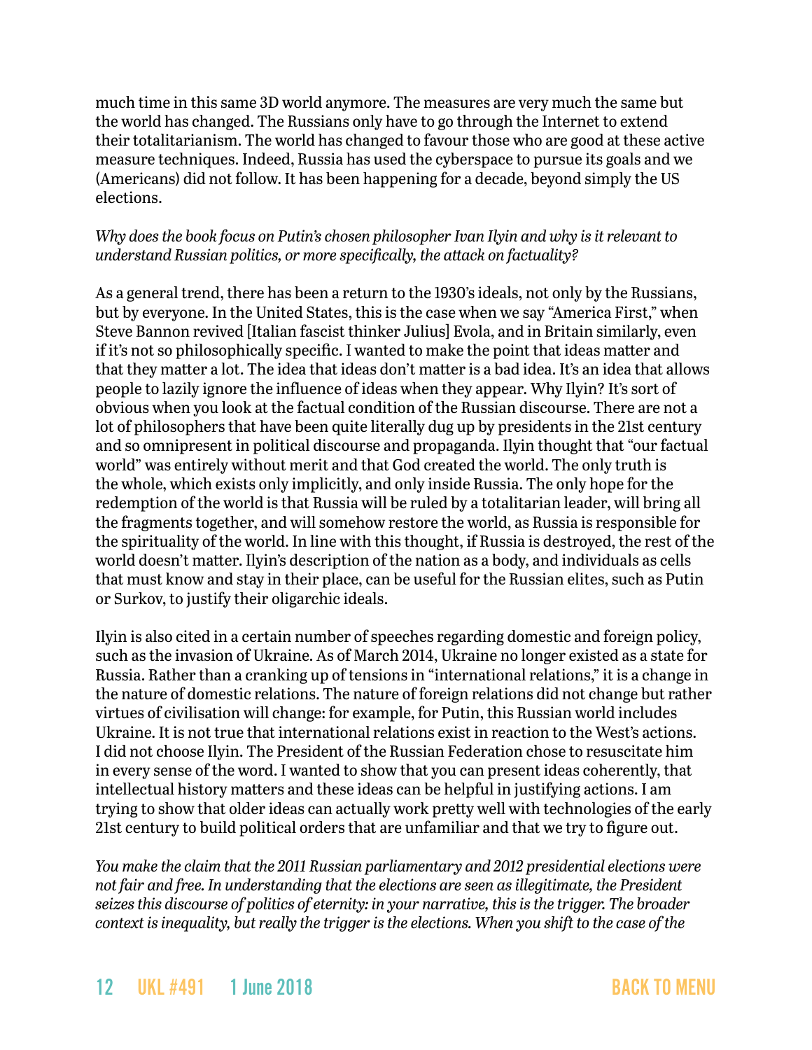much time in this same 3D world anymore. The measures are very much the same but the world has changed. The Russians only have to go through the Internet to extend their totalitarianism. The world has changed to favour those who are good at these active measure techniques. Indeed, Russia has used the cyberspace to pursue its goals and we (Americans) did not follow. It has been happening for a decade, beyond simply the US elections.

*Why does the book focus on Putin's chosen philosopher Ivan Ilyin and why is it relevant to understand Russian politics, or more specifically, the attack on factuality?*

As a general trend, there has been a return to the 1930's ideals, not only by the Russians, but by everyone. In the United States, this is the case when we say "America First," when Steve Bannon revived [Italian fascist thinker Julius] Evola, and in Britain similarly, even if it's not so philosophically specific. I wanted to make the point that ideas matter and that they matter a lot. The idea that ideas don't matter is a bad idea. It's an idea that allows people to lazily ignore the influence of ideas when they appear. Why Ilyin? It's sort of obvious when you look at the factual condition of the Russian discourse. There are not a lot of philosophers that have been quite literally dug up by presidents in the 21st century and so omnipresent in political discourse and propaganda. Ilyin thought that "our factual world" was entirely without merit and that God created the world. The only truth is the whole, which exists only implicitly, and only inside Russia. The only hope for the redemption of the world is that Russia will be ruled by a totalitarian leader, will bring all the fragments together, and will somehow restore the world, as Russia is responsible for the spirituality of the world. In line with this thought, if Russia is destroyed, the rest of the world doesn't matter. Ilyin's description of the nation as a body, and individuals as cells that must know and stay in their place, can be useful for the Russian elites, such as Putin or Surkov, to justify their oligarchic ideals.

Ilyin is also cited in a certain number of speeches regarding domestic and foreign policy, such as the invasion of Ukraine. As of March 2014, Ukraine no longer existed as a state for Russia. Rather than a cranking up of tensions in "international relations," it is a change in the nature of domestic relations. The nature of foreign relations did not change but rather virtues of civilisation will change: for example, for Putin, this Russian world includes Ukraine. It is not true that international relations exist in reaction to the West's actions. I did not choose Ilyin. The President of the Russian Federation chose to resuscitate him in every sense of the word. I wanted to show that you can present ideas coherently, that intellectual history matters and these ideas can be helpful in justifying actions. I am trying to show that older ideas can actually work pretty well with technologies of the early 21st century to build political orders that are unfamiliar and that we try to figure out.

*You make the claim that the 2011 Russian parliamentary and 2012 presidential elections were not fair and free. In understanding that the elections are seen as illegitimate, the President seizes this discourse of politics of eternity: in your narrative, this is the trigger. The broader context is inequality, but really the trigger is the elections. When you shift to the case of the*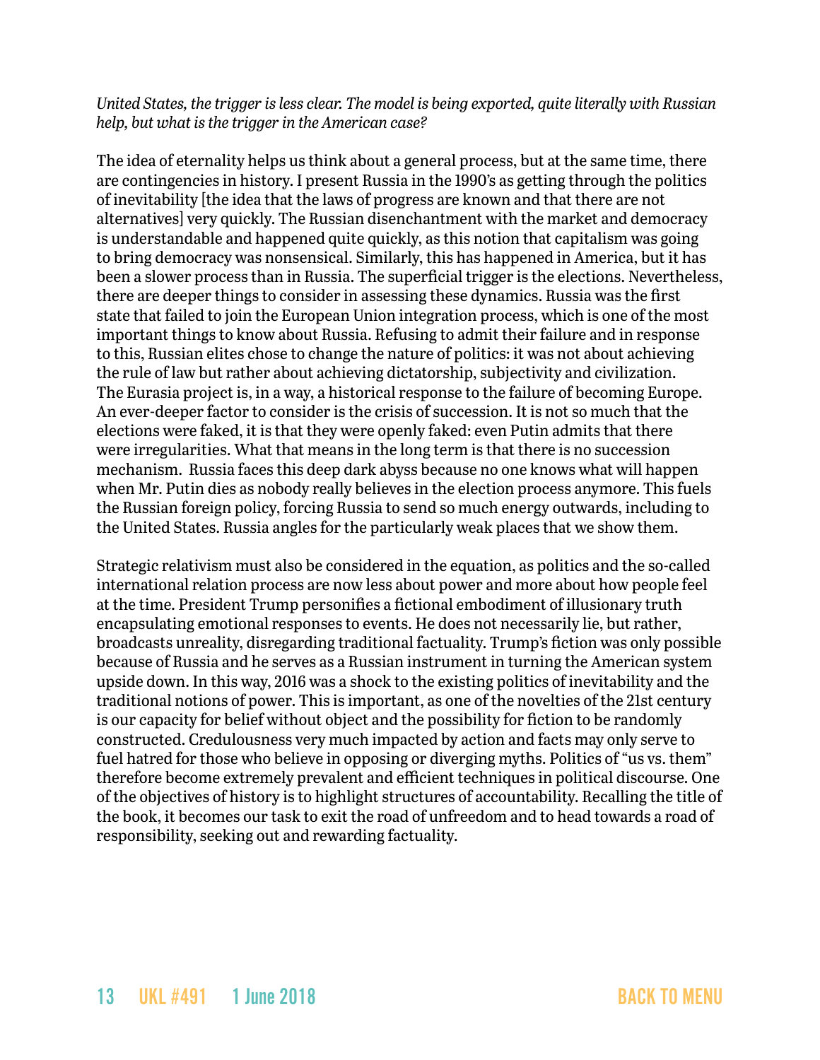*United States, the trigger is less clear. The model is being exported, quite literally with Russian help, but what is the trigger in the American case?*

The idea of eternality helps us think about a general process, but at the same time, there are contingencies in history. I present Russia in the 1990's as getting through the politics of inevitability [the idea that the laws of progress are known and that there are not alternatives] very quickly. The Russian disenchantment with the market and democracy is understandable and happened quite quickly, as this notion that capitalism was going to bring democracy was nonsensical. Similarly, this has happened in America, but it has been a slower process than in Russia. The superficial trigger is the elections. Nevertheless, there are deeper things to consider in assessing these dynamics. Russia was the first state that failed to join the European Union integration process, which is one of the most important things to know about Russia. Refusing to admit their failure and in response to this, Russian elites chose to change the nature of politics: it was not about achieving the rule of law but rather about achieving dictatorship, subjectivity and civilization. The Eurasia project is, in a way, a historical response to the failure of becoming Europe. An ever-deeper factor to consider is the crisis of succession. It is not so much that the elections were faked, it is that they were openly faked: even Putin admits that there were irregularities. What that means in the long term is that there is no succession mechanism. Russia faces this deep dark abyss because no one knows what will happen when Mr. Putin dies as nobody really believes in the election process anymore. This fuels the Russian foreign policy, forcing Russia to send so much energy outwards, including to the United States. Russia angles for the particularly weak places that we show them.

Strategic relativism must also be considered in the equation, as politics and the so-called international relation process are now less about power and more about how people feel at the time. President Trump personifies a fictional embodiment of illusionary truth encapsulating emotional responses to events. He does not necessarily lie, but rather, broadcasts unreality, disregarding traditional factuality. Trump's fiction was only possible because of Russia and he serves as a Russian instrument in turning the American system upside down. In this way, 2016 was a shock to the existing politics of inevitability and the traditional notions of power. This is important, as one of the novelties of the 21st century is our capacity for belief without object and the possibility for fiction to be randomly constructed. Credulousness very much impacted by action and facts may only serve to fuel hatred for those who believe in opposing or diverging myths. Politics of "us vs. them" therefore become extremely prevalent and efficient techniques in political discourse. One of the objectives of history is to highlight structures of accountability. Recalling the title of the book, it becomes our task to exit the road of unfreedom and to head towards a road of responsibility, seeking out and rewarding factuality.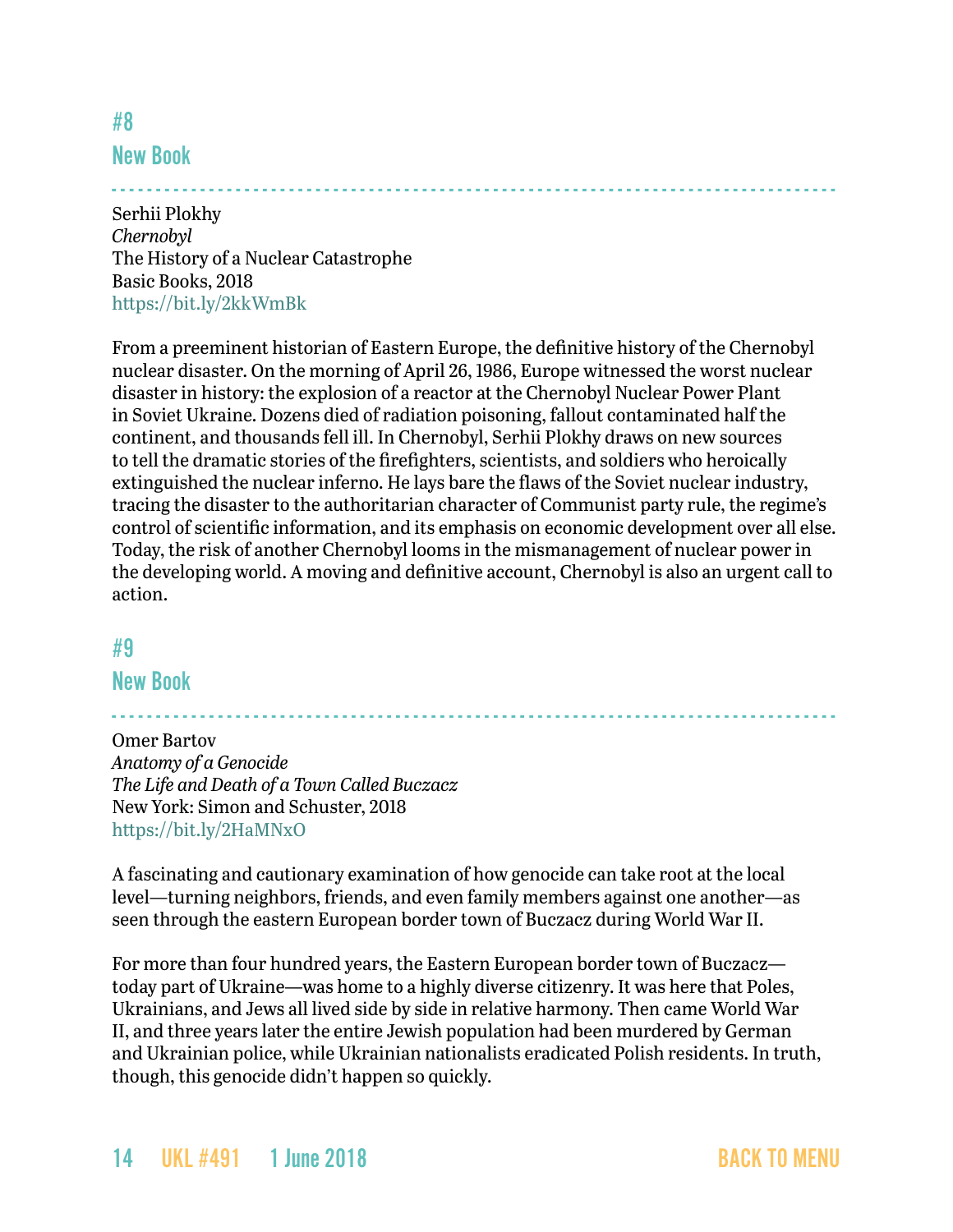## #8

## New Book

Serhii Plokhy
*Chernobyl*
The History of a Nuclear Catastrophe
Basic Books, 2018
https://bit.ly/2kkWmBk

From a preeminent historian of Eastern Europe, the definitive history of the Chernobyl nuclear disaster. On the morning of April 26, 1986, Europe witnessed the worst nuclear disaster in history: the explosion of a reactor at the Chernobyl Nuclear Power Plant in Soviet Ukraine. Dozens died of radiation poisoning, fallout contaminated half the continent, and thousands fell ill. In Chernobyl, Serhii Plokhy draws on new sources to tell the dramatic stories of the firefighters, scientists, and soldiers who heroically extinguished the nuclear inferno. He lays bare the flaws of the Soviet nuclear industry, tracing the disaster to the authoritarian character of Communist party rule, the regime's control of scientific information, and its emphasis on economic development over all else. Today, the risk of another Chernobyl looms in the mismanagement of nuclear power in the developing world. A moving and definitive account, Chernobyl is also an urgent call to action.

## #9

## New Book

Omer Bartov
*Anatomy of a Genocide*
*The Life and Death of a Town Called Buczacz*
New York: Simon and Schuster, 2018
https://bit.ly/2HaMNxO

A fascinating and cautionary examination of how genocide can take root at the local level—turning neighbors, friends, and even family members against one another—as seen through the eastern European border town of Buczacz during World War II.

For more than four hundred years, the Eastern European border town of Buczacz—today part of Ukraine—was home to a highly diverse citizenry. It was here that Poles, Ukrainians, and Jews all lived side by side in relative harmony. Then came World War II, and three years later the entire Jewish population had been murdered by German and Ukrainian police, while Ukrainian nationalists eradicated Polish residents. In truth, though, this genocide didn't happen so quickly.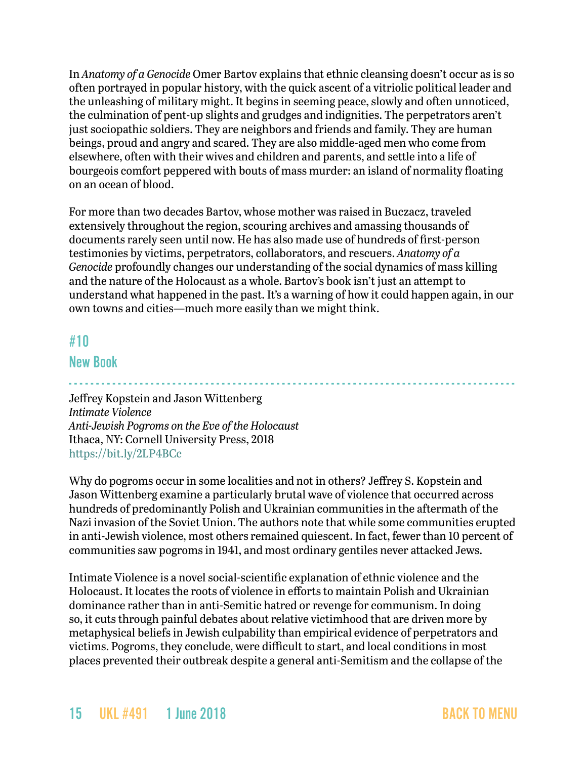In *Anatomy of a Genocide* Omer Bartov explains that ethnic cleansing doesn't occur as is so often portrayed in popular history, with the quick ascent of a vitriolic political leader and the unleashing of military might. It begins in seeming peace, slowly and often unnoticed, the culmination of pent-up slights and grudges and indignities. The perpetrators aren't just sociopathic soldiers. They are neighbors and friends and family. They are human beings, proud and angry and scared. They are also middle-aged men who come from elsewhere, often with their wives and children and parents, and settle into a life of bourgeois comfort peppered with bouts of mass murder: an island of normality floating on an ocean of blood.

For more than two decades Bartov, whose mother was raised in Buczacz, traveled extensively throughout the region, scouring archives and amassing thousands of documents rarely seen until now. He has also made use of hundreds of first-person testimonies by victims, perpetrators, collaborators, and rescuers. *Anatomy of a Genocide* profoundly changes our understanding of the social dynamics of mass killing and the nature of the Holocaust as a whole. Bartov's book isn't just an attempt to understand what happened in the past. It's a warning of how it could happen again, in our own towns and cities—much more easily than we might think.

## #10

## New Book

Jeffrey Kopstein and Jason Wittenberg
*Intimate Violence*
*Anti-Jewish Pogroms on the Eve of the Holocaust*
Ithaca, NY: Cornell University Press, 2018
https://bit.ly/2LP4BCc

Why do pogroms occur in some localities and not in others? Jeffrey S. Kopstein and Jason Wittenberg examine a particularly brutal wave of violence that occurred across hundreds of predominantly Polish and Ukrainian communities in the aftermath of the Nazi invasion of the Soviet Union. The authors note that while some communities erupted in anti-Jewish violence, most others remained quiescent. In fact, fewer than 10 percent of communities saw pogroms in 1941, and most ordinary gentiles never attacked Jews.

Intimate Violence is a novel social-scientific explanation of ethnic violence and the Holocaust. It locates the roots of violence in efforts to maintain Polish and Ukrainian dominance rather than in anti-Semitic hatred or revenge for communism. In doing so, it cuts through painful debates about relative victimhood that are driven more by metaphysical beliefs in Jewish culpability than empirical evidence of perpetrators and victims. Pogroms, they conclude, were difficult to start, and local conditions in most places prevented their outbreak despite a general anti-Semitism and the collapse of the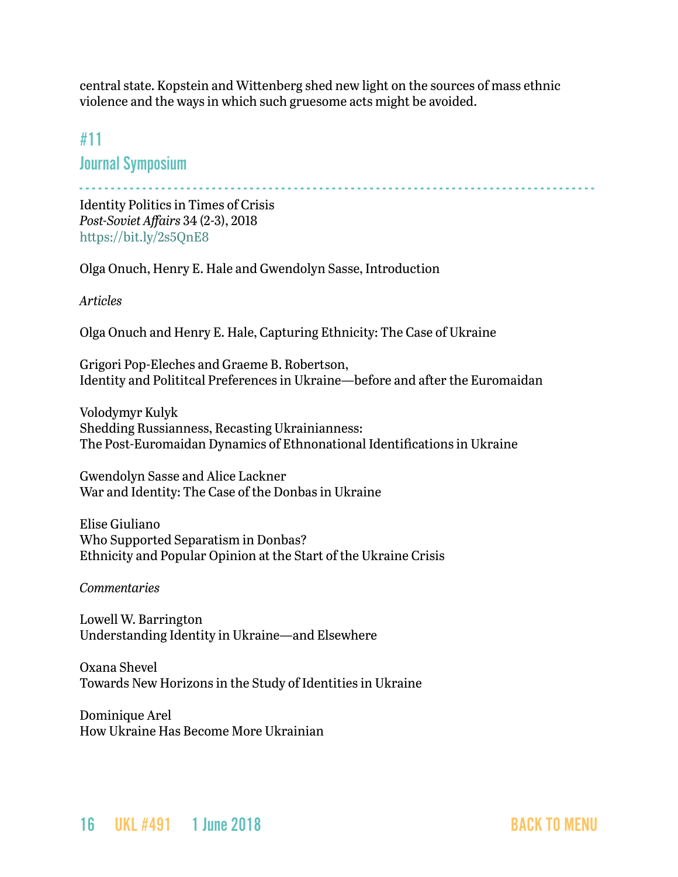central state. Kopstein and Wittenberg shed new light on the sources of mass ethnic violence and the ways in which such gruesome acts might be avoided.

## #11
## Journal Symposium

Identity Politics in Times of Crisis
*Post-Soviet Affairs* 34 (2-3), 2018
https://bit.ly/2s5QnE8

Olga Onuch, Henry E. Hale and Gwendolyn Sasse, Introduction

*Articles*

Olga Onuch and Henry E. Hale, Capturing Ethnicity: The Case of Ukraine

Grigori Pop-Eleches and Graeme B. Robertson,
Identity and Polititcal Preferences in Ukraine—before and after the Euromaidan

Volodymyr Kulyk
Shedding Russianness, Recasting Ukrainianness:
The Post-Euromaidan Dynamics of Ethnonational Identifications in Ukraine

Gwendolyn Sasse and Alice Lackner
War and Identity: The Case of the Donbas in Ukraine

Elise Giuliano
Who Supported Separatism in Donbas?
Ethnicity and Popular Opinion at the Start of the Ukraine Crisis

*Commentaries*

Lowell W. Barrington
Understanding Identity in Ukraine—and Elsewhere

Oxana Shevel
Towards New Horizons in the Study of Identities in Ukraine

Dominique Arel
How Ukraine Has Become More Ukrainian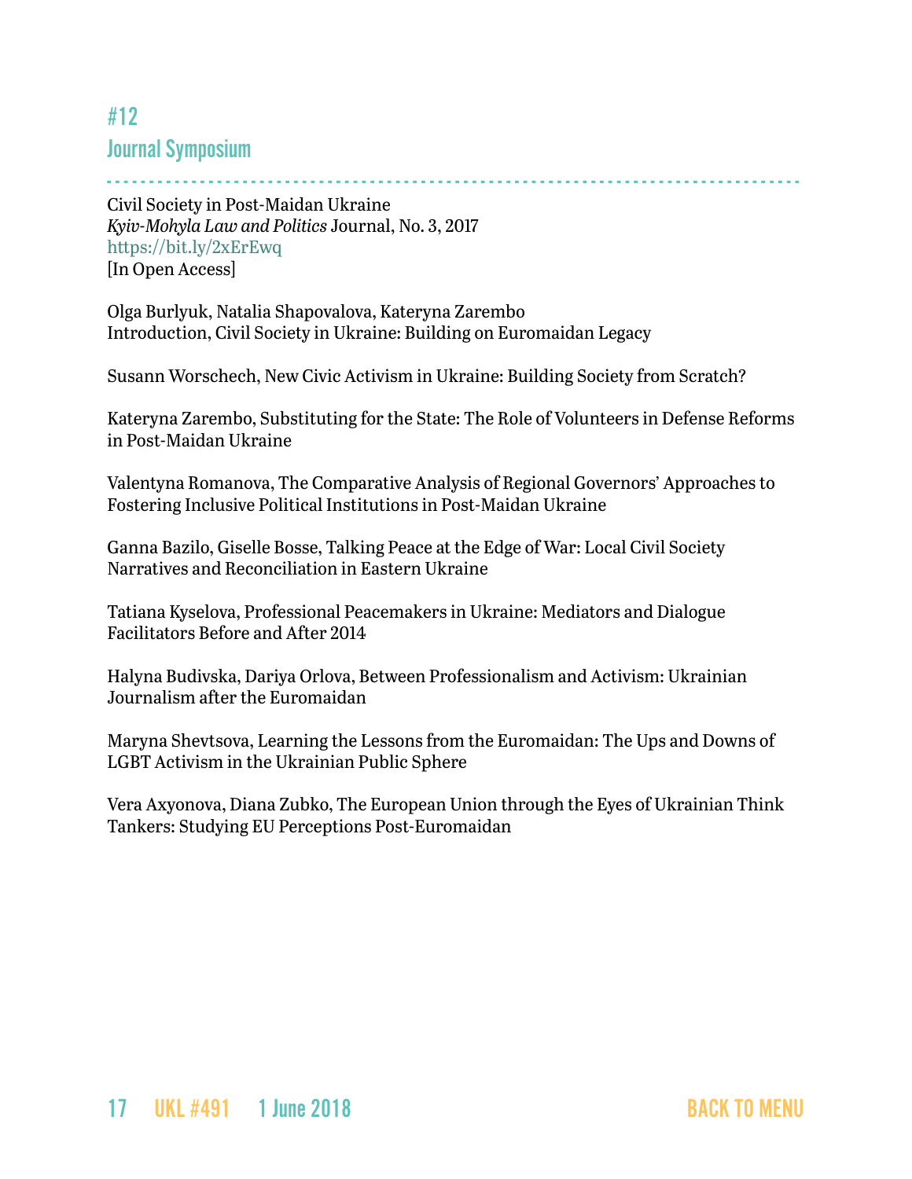## #12

## Journal Symposium

Civil Society in Post-Maidan Ukraine
*Kyiv-Mohyla Law and Politics* Journal, No. 3, 2017
https://bit.ly/2xErEwq
[In Open Access]

Olga Burlyuk, Natalia Shapovalova, Kateryna Zarembo
Introduction, Civil Society in Ukraine: Building on Euromaidan Legacy

Susann Worschech, New Civic Activism in Ukraine: Building Society from Scratch?

Kateryna Zarembo, Substituting for the State: The Role of Volunteers in Defense Reforms in Post-Maidan Ukraine

Valentyna Romanova, The Comparative Analysis of Regional Governors' Approaches to Fostering Inclusive Political Institutions in Post-Maidan Ukraine

Ganna Bazilo, Giselle Bosse, Talking Peace at the Edge of War: Local Civil Society Narratives and Reconciliation in Eastern Ukraine

Tatiana Kyselova, Professional Peacemakers in Ukraine: Mediators and Dialogue Facilitators Before and After 2014

Halyna Budivska, Dariya Orlova, Between Professionalism and Activism: Ukrainian Journalism after the Euromaidan

Maryna Shevtsova, Learning the Lessons from the Euromaidan: The Ups and Downs of LGBT Activism in the Ukrainian Public Sphere

Vera Axyonova, Diana Zubko, The European Union through the Eyes of Ukrainian Think Tankers: Studying EU Perceptions Post-Euromaidan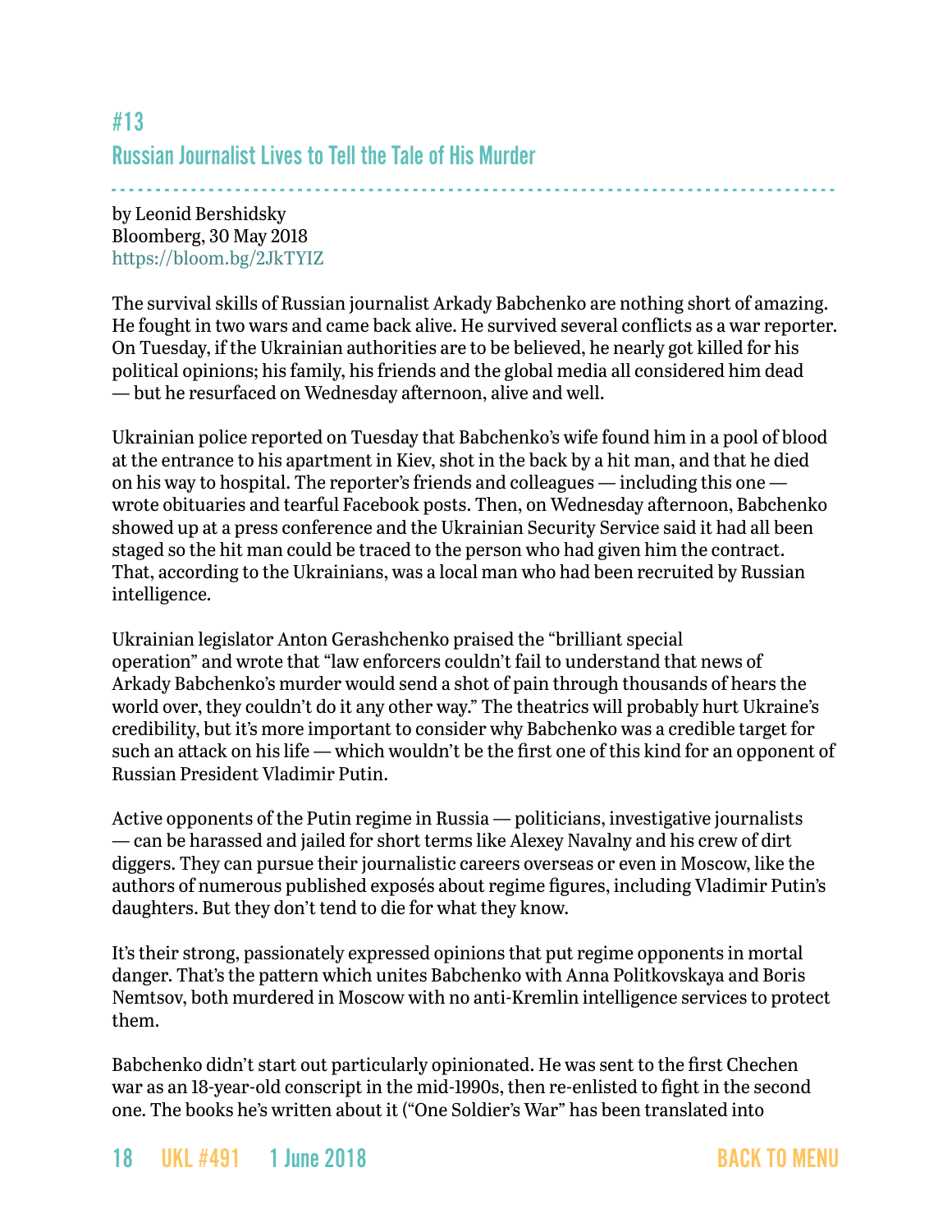## #13

## Russian Journalist Lives to Tell the Tale of His Murder

by Leonid Bershidsky
Bloomberg, 30 May 2018
https://bloom.bg/2JkTYIZ

The survival skills of Russian journalist Arkady Babchenko are nothing short of amazing. He fought in two wars and came back alive. He survived several conflicts as a war reporter. On Tuesday, if the Ukrainian authorities are to be believed, he nearly got killed for his political opinions; his family, his friends and the global media all considered him dead — but he resurfaced on Wednesday afternoon, alive and well.

Ukrainian police reported on Tuesday that Babchenko's wife found him in a pool of blood at the entrance to his apartment in Kiev, shot in the back by a hit man, and that he died on his way to hospital. The reporter's friends and colleagues — including this one — wrote obituaries and tearful Facebook posts. Then, on Wednesday afternoon, Babchenko showed up at a press conference and the Ukrainian Security Service said it had all been staged so the hit man could be traced to the person who had given him the contract. That, according to the Ukrainians, was a local man who had been recruited by Russian intelligence.

Ukrainian legislator Anton Gerashchenko praised the "brilliant special operation" and wrote that "law enforcers couldn't fail to understand that news of Arkady Babchenko's murder would send a shot of pain through thousands of hears the world over, they couldn't do it any other way." The theatrics will probably hurt Ukraine's credibility, but it's more important to consider why Babchenko was a credible target for such an attack on his life — which wouldn't be the first one of this kind for an opponent of Russian President Vladimir Putin.

Active opponents of the Putin regime in Russia — politicians, investigative journalists — can be harassed and jailed for short terms like Alexey Navalny and his crew of dirt diggers. They can pursue their journalistic careers overseas or even in Moscow, like the authors of numerous published exposés about regime figures, including Vladimir Putin's daughters. But they don't tend to die for what they know.

It's their strong, passionately expressed opinions that put regime opponents in mortal danger. That's the pattern which unites Babchenko with Anna Politkovskaya and Boris Nemtsov, both murdered in Moscow with no anti-Kremlin intelligence services to protect them.

Babchenko didn't start out particularly opinionated. He was sent to the first Chechen war as an 18-year-old conscript in the mid-1990s, then re-enlisted to fight in the second one. The books he's written about it ("One Soldier's War" has been translated into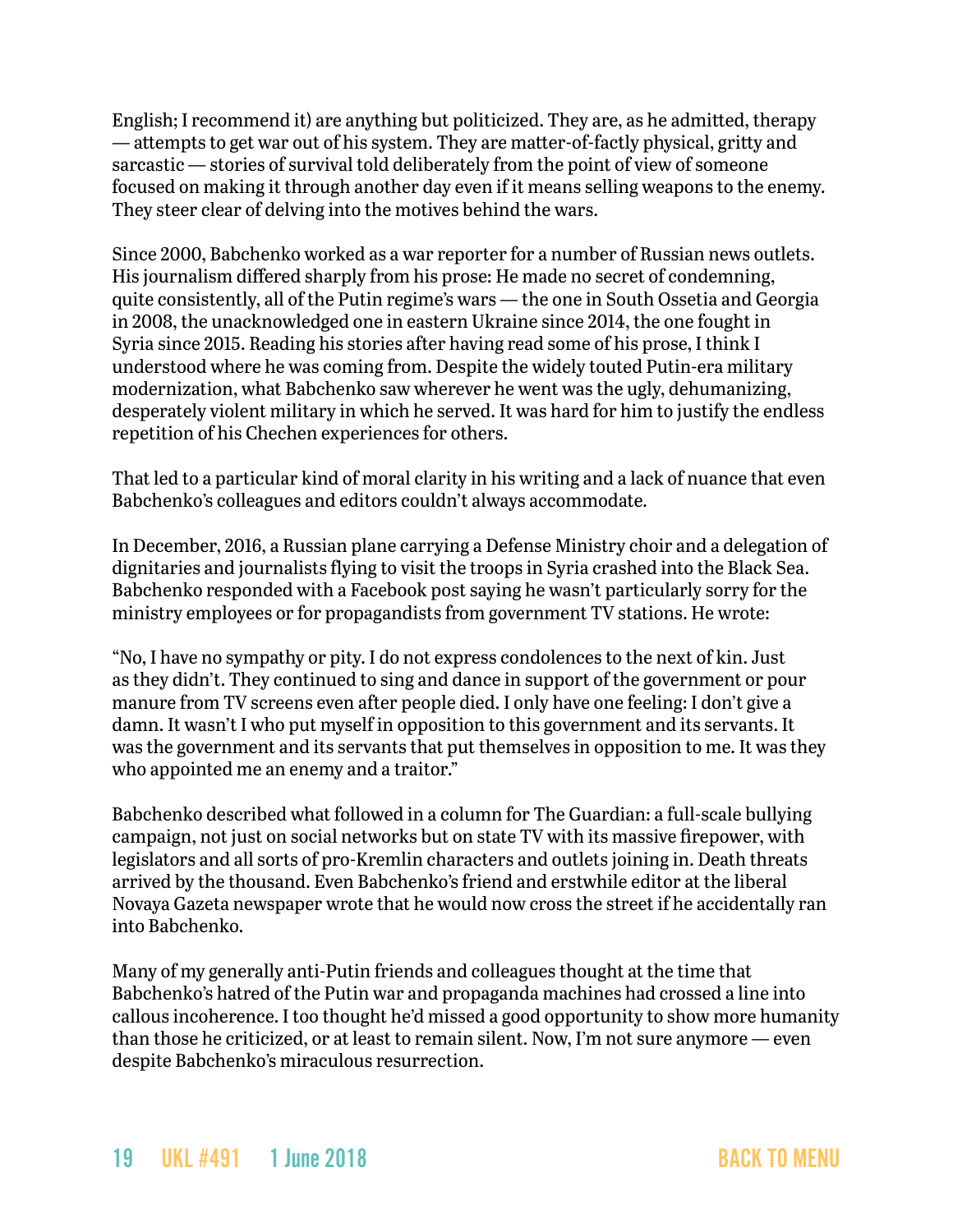English; I recommend it) are anything but politicized. They are, as he admitted, therapy — attempts to get war out of his system. They are matter-of-factly physical, gritty and sarcastic — stories of survival told deliberately from the point of view of someone focused on making it through another day even if it means selling weapons to the enemy. They steer clear of delving into the motives behind the wars.

Since 2000, Babchenko worked as a war reporter for a number of Russian news outlets. His journalism differed sharply from his prose: He made no secret of condemning, quite consistently, all of the Putin regime's wars — the one in South Ossetia and Georgia in 2008, the unacknowledged one in eastern Ukraine since 2014, the one fought in Syria since 2015. Reading his stories after having read some of his prose, I think I understood where he was coming from. Despite the widely touted Putin-era military modernization, what Babchenko saw wherever he went was the ugly, dehumanizing, desperately violent military in which he served. It was hard for him to justify the endless repetition of his Chechen experiences for others.

That led to a particular kind of moral clarity in his writing and a lack of nuance that even Babchenko's colleagues and editors couldn't always accommodate.

In December, 2016, a Russian plane carrying a Defense Ministry choir and a delegation of dignitaries and journalists flying to visit the troops in Syria crashed into the Black Sea. Babchenko responded with a Facebook post saying he wasn't particularly sorry for the ministry employees or for propagandists from government TV stations. He wrote:

"No, I have no sympathy or pity. I do not express condolences to the next of kin. Just as they didn't. They continued to sing and dance in support of the government or pour manure from TV screens even after people died. I only have one feeling: I don't give a damn. It wasn't I who put myself in opposition to this government and its servants. It was the government and its servants that put themselves in opposition to me. It was they who appointed me an enemy and a traitor."

Babchenko described what followed in a column for The Guardian: a full-scale bullying campaign, not just on social networks but on state TV with its massive firepower, with legislators and all sorts of pro-Kremlin characters and outlets joining in. Death threats arrived by the thousand. Even Babchenko's friend and erstwhile editor at the liberal Novaya Gazeta newspaper wrote that he would now cross the street if he accidentally ran into Babchenko.

Many of my generally anti-Putin friends and colleagues thought at the time that Babchenko's hatred of the Putin war and propaganda machines had crossed a line into callous incoherence. I too thought he'd missed a good opportunity to show more humanity than those he criticized, or at least to remain silent. Now, I'm not sure anymore — even despite Babchenko's miraculous resurrection.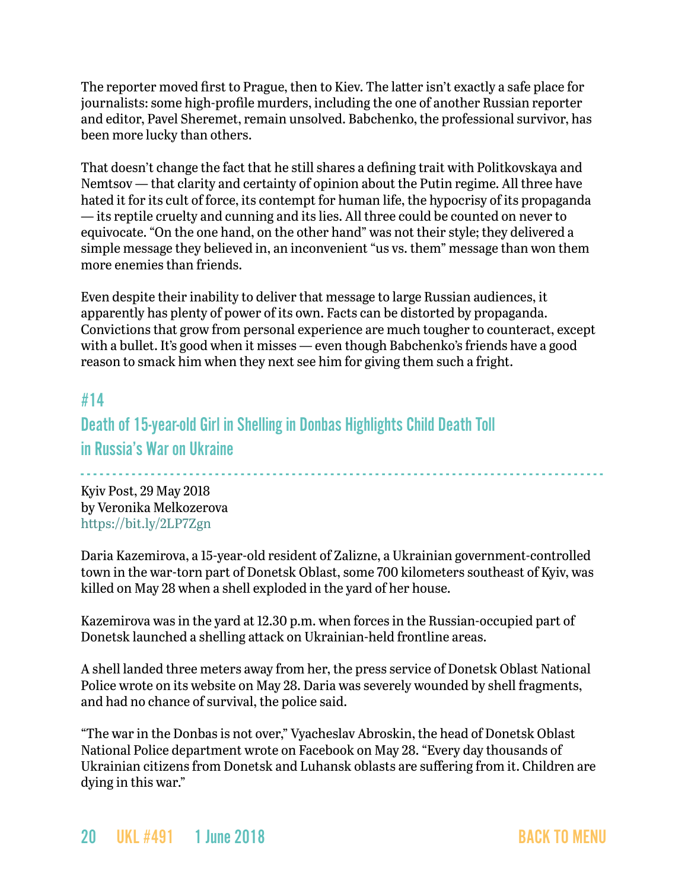The reporter moved first to Prague, then to Kiev. The latter isn't exactly a safe place for journalists: some high-profile murders, including the one of another Russian reporter and editor, Pavel Sheremet, remain unsolved. Babchenko, the professional survivor, has been more lucky than others.

That doesn't change the fact that he still shares a defining trait with Politkovskaya and Nemtsov — that clarity and certainty of opinion about the Putin regime. All three have hated it for its cult of force, its contempt for human life, the hypocrisy of its propaganda — its reptile cruelty and cunning and its lies. All three could be counted on never to equivocate. "On the one hand, on the other hand" was not their style; they delivered a simple message they believed in, an inconvenient "us vs. them" message than won them more enemies than friends.

Even despite their inability to deliver that message to large Russian audiences, it apparently has plenty of power of its own. Facts can be distorted by propaganda. Convictions that grow from personal experience are much tougher to counteract, except with a bullet. It's good when it misses — even though Babchenko's friends have a good reason to smack him when they next see him for giving them such a fright.

## #14

## Death of 15-year-old Girl in Shelling in Donbas Highlights Child Death Toll in Russia's War on Ukraine

Kyiv Post, 29 May 2018
by Veronika Melkozerova
https://bit.ly/2LP7Zgn

Daria Kazemirova, a 15-year-old resident of Zalizne, a Ukrainian government-controlled town in the war-torn part of Donetsk Oblast, some 700 kilometers southeast of Kyiv, was killed on May 28 when a shell exploded in the yard of her house.

Kazemirova was in the yard at 12.30 p.m. when forces in the Russian-occupied part of Donetsk launched a shelling attack on Ukrainian-held frontline areas.

A shell landed three meters away from her, the press service of Donetsk Oblast National Police wrote on its website on May 28. Daria was severely wounded by shell fragments, and had no chance of survival, the police said.

"The war in the Donbas is not over," Vyacheslav Abroskin, the head of Donetsk Oblast National Police department wrote on Facebook on May 28. "Every day thousands of Ukrainian citizens from Donetsk and Luhansk oblasts are suffering from it. Children are dying in this war."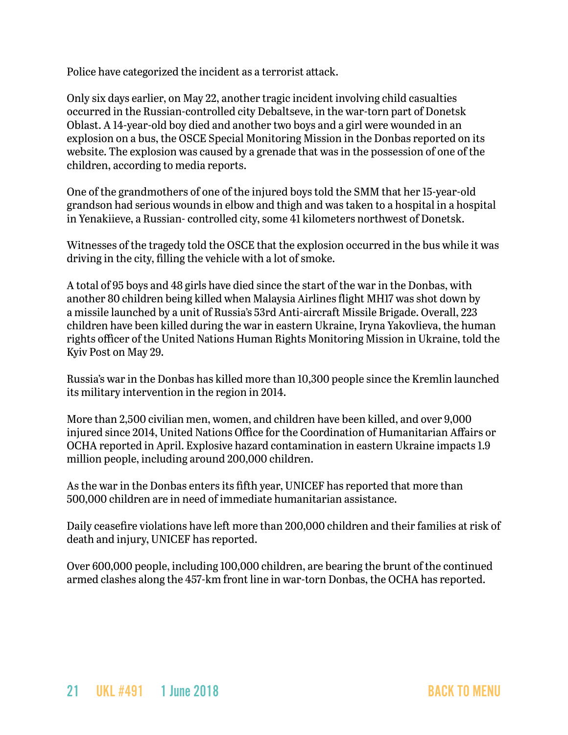Police have categorized the incident as a terrorist attack.

Only six days earlier, on May 22, another tragic incident involving child casualties occurred in the Russian-controlled city Debaltseve, in the war-torn part of Donetsk Oblast. A 14-year-old boy died and another two boys and a girl were wounded in an explosion on a bus, the OSCE Special Monitoring Mission in the Donbas reported on its website. The explosion was caused by a grenade that was in the possession of one of the children, according to media reports.

One of the grandmothers of one of the injured boys told the SMM that her 15-year-old grandson had serious wounds in elbow and thigh and was taken to a hospital in a hospital in Yenakiieve, a Russian- controlled city, some 41 kilometers northwest of Donetsk.

Witnesses of the tragedy told the OSCE that the explosion occurred in the bus while it was driving in the city, filling the vehicle with a lot of smoke.

A total of 95 boys and 48 girls have died since the start of the war in the Donbas, with another 80 children being killed when Malaysia Airlines flight MH17 was shot down by a missile launched by a unit of Russia's 53rd Anti-aircraft Missile Brigade. Overall, 223 children have been killed during the war in eastern Ukraine, Iryna Yakovlieva, the human rights officer of the United Nations Human Rights Monitoring Mission in Ukraine, told the Kyiv Post on May 29.

Russia's war in the Donbas has killed more than 10,300 people since the Kremlin launched its military intervention in the region in 2014.

More than 2,500 civilian men, women, and children have been killed, and over 9,000 injured since 2014, United Nations Office for the Coordination of Humanitarian Affairs or OCHA reported in April. Explosive hazard contamination in eastern Ukraine impacts 1.9 million people, including around 200,000 children.

As the war in the Donbas enters its fifth year, UNICEF has reported that more than 500,000 children are in need of immediate humanitarian assistance.

Daily ceasefire violations have left more than 200,000 children and their families at risk of death and injury, UNICEF has reported.

Over 600,000 people, including 100,000 children, are bearing the brunt of the continued armed clashes along the 457-km front line in war-torn Donbas, the OCHA has reported.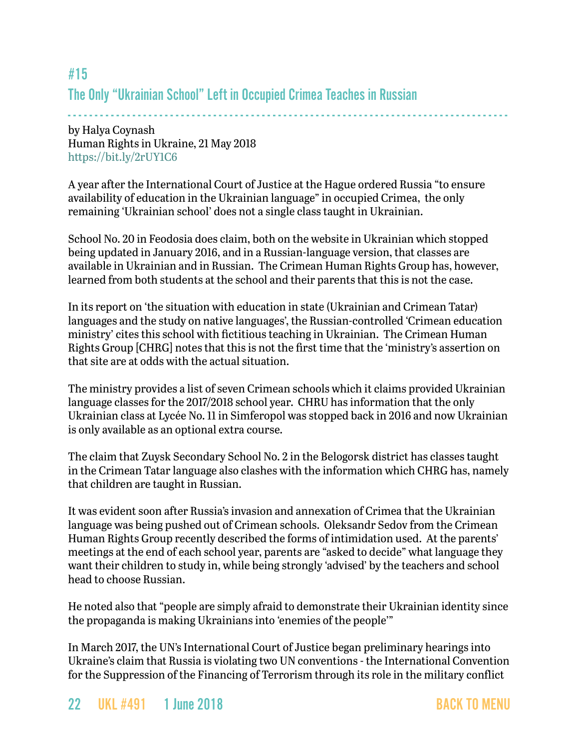## #15

## The Only "Ukrainian School" Left in Occupied Crimea Teaches in Russian

by Halya Coynash
Human Rights in Ukraine, 21 May 2018
https://bit.ly/2rUY1C6

A year after the International Court of Justice at the Hague ordered Russia "to ensure availability of education in the Ukrainian language" in occupied Crimea, the only remaining 'Ukrainian school' does not a single class taught in Ukrainian.

School No. 20 in Feodosia does claim, both on the website in Ukrainian which stopped being updated in January 2016, and in a Russian-language version, that classes are available in Ukrainian and in Russian. The Crimean Human Rights Group has, however, learned from both students at the school and their parents that this is not the case.

In its report on 'the situation with education in state (Ukrainian and Crimean Tatar) languages and the study on native languages', the Russian-controlled 'Crimean education ministry' cites this school with fictitious teaching in Ukrainian. The Crimean Human Rights Group [CHRG] notes that this is not the first time that the 'ministry's assertion on that site are at odds with the actual situation.

The ministry provides a list of seven Crimean schools which it claims provided Ukrainian language classes for the 2017/2018 school year. CHRU has information that the only Ukrainian class at Lycée No. 11 in Simferopol was stopped back in 2016 and now Ukrainian is only available as an optional extra course.

The claim that Zuysk Secondary School No. 2 in the Belogorsk district has classes taught in the Crimean Tatar language also clashes with the information which CHRG has, namely that children are taught in Russian.

It was evident soon after Russia's invasion and annexation of Crimea that the Ukrainian language was being pushed out of Crimean schools. Oleksandr Sedov from the Crimean Human Rights Group recently described the forms of intimidation used. At the parents' meetings at the end of each school year, parents are "asked to decide" what language they want their children to study in, while being strongly 'advised' by the teachers and school head to choose Russian.

He noted also that "people are simply afraid to demonstrate their Ukrainian identity since the propaganda is making Ukrainians into 'enemies of the people'"

In March 2017, the UN's International Court of Justice began preliminary hearings into Ukraine's claim that Russia is violating two UN conventions - the International Convention for the Suppression of the Financing of Terrorism through its role in the military conflict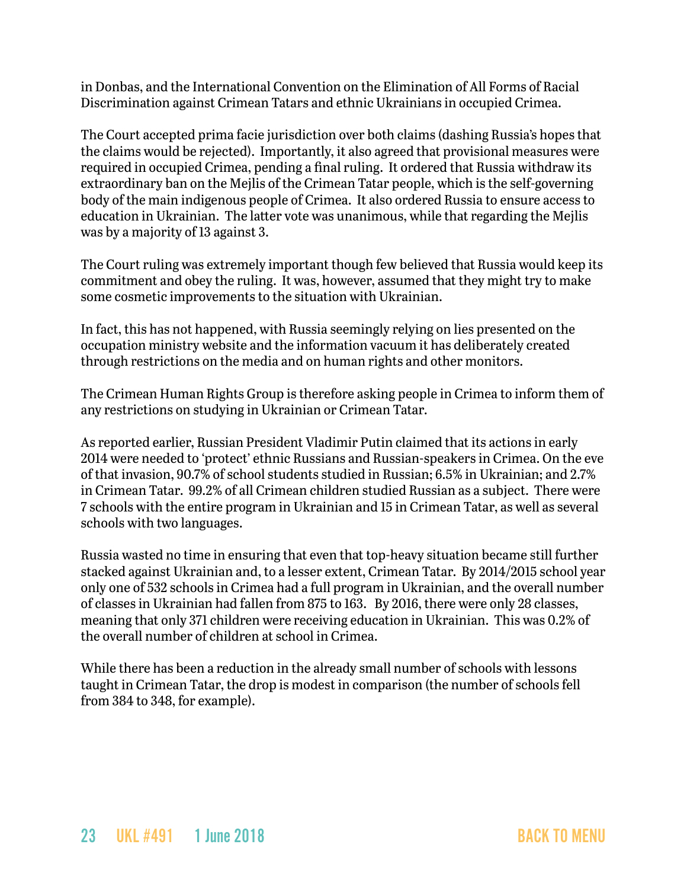in Donbas, and the International Convention on the Elimination of All Forms of Racial Discrimination against Crimean Tatars and ethnic Ukrainians in occupied Crimea.

The Court accepted prima facie jurisdiction over both claims (dashing Russia's hopes that the claims would be rejected). Importantly, it also agreed that provisional measures were required in occupied Crimea, pending a final ruling. It ordered that Russia withdraw its extraordinary ban on the Mejlis of the Crimean Tatar people, which is the self-governing body of the main indigenous people of Crimea. It also ordered Russia to ensure access to education in Ukrainian. The latter vote was unanimous, while that regarding the Mejlis was by a majority of 13 against 3.

The Court ruling was extremely important though few believed that Russia would keep its commitment and obey the ruling. It was, however, assumed that they might try to make some cosmetic improvements to the situation with Ukrainian.

In fact, this has not happened, with Russia seemingly relying on lies presented on the occupation ministry website and the information vacuum it has deliberately created through restrictions on the media and on human rights and other monitors.

The Crimean Human Rights Group is therefore asking people in Crimea to inform them of any restrictions on studying in Ukrainian or Crimean Tatar.

As reported earlier, Russian President Vladimir Putin claimed that its actions in early 2014 were needed to 'protect' ethnic Russians and Russian-speakers in Crimea. On the eve of that invasion, 90.7% of school students studied in Russian; 6.5% in Ukrainian; and 2.7% in Crimean Tatar. 99.2% of all Crimean children studied Russian as a subject. There were 7 schools with the entire program in Ukrainian and 15 in Crimean Tatar, as well as several schools with two languages.

Russia wasted no time in ensuring that even that top-heavy situation became still further stacked against Ukrainian and, to a lesser extent, Crimean Tatar. By 2014/2015 school year only one of 532 schools in Crimea had a full program in Ukrainian, and the overall number of classes in Ukrainian had fallen from 875 to 163. By 2016, there were only 28 classes, meaning that only 371 children were receiving education in Ukrainian. This was 0.2% of the overall number of children at school in Crimea.

While there has been a reduction in the already small number of schools with lessons taught in Crimean Tatar, the drop is modest in comparison (the number of schools fell from 384 to 348, for example).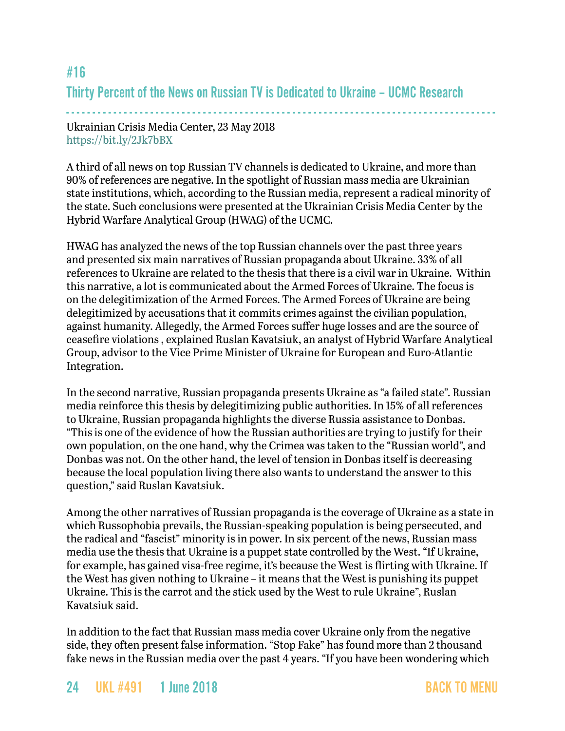## #16

## Thirty Percent of the News on Russian TV is Dedicated to Ukraine – UCMC Research

Ukrainian Crisis Media Center, 23 May 2018
https://bit.ly/2Jk7bBX

A third of all news on top Russian TV channels is dedicated to Ukraine, and more than 90% of references are negative. In the spotlight of Russian mass media are Ukrainian state institutions, which, according to the Russian media, represent a radical minority of the state. Such conclusions were presented at the Ukrainian Crisis Media Center by the Hybrid Warfare Analytical Group (HWAG) of the UCMC.

HWAG has analyzed the news of the top Russian channels over the past three years and presented six main narratives of Russian propaganda about Ukraine. 33% of all references to Ukraine are related to the thesis that there is a civil war in Ukraine. Within this narrative, a lot is communicated about the Armed Forces of Ukraine. The focus is on the delegitimization of the Armed Forces. The Armed Forces of Ukraine are being delegitimized by accusations that it commits crimes against the civilian population, against humanity. Allegedly, the Armed Forces suffer huge losses and are the source of ceasefire violations , explained Ruslan Kavatsiuk, an analyst of Hybrid Warfare Analytical Group, advisor to the Vice Prime Minister of Ukraine for European and Euro-Atlantic Integration.

In the second narrative, Russian propaganda presents Ukraine as "a failed state". Russian media reinforce this thesis by delegitimizing public authorities. In 15% of all references to Ukraine, Russian propaganda highlights the diverse Russia assistance to Donbas. "This is one of the evidence of how the Russian authorities are trying to justify for their own population, on the one hand, why the Crimea was taken to the "Russian world", and Donbas was not. On the other hand, the level of tension in Donbas itself is decreasing because the local population living there also wants to understand the answer to this question," said Ruslan Kavatsiuk.

Among the other narratives of Russian propaganda is the coverage of Ukraine as a state in which Russophobia prevails, the Russian-speaking population is being persecuted, and the radical and "fascist" minority is in power. In six percent of the news, Russian mass media use the thesis that Ukraine is a puppet state controlled by the West. "If Ukraine, for example, has gained visa-free regime, it's because the West is flirting with Ukraine. If the West has given nothing to Ukraine – it means that the West is punishing its puppet Ukraine. This is the carrot and the stick used by the West to rule Ukraine", Ruslan Kavatsiuk said.

In addition to the fact that Russian mass media cover Ukraine only from the negative side, they often present false information. "Stop Fake" has found more than 2 thousand fake news in the Russian media over the past 4 years. "If you have been wondering which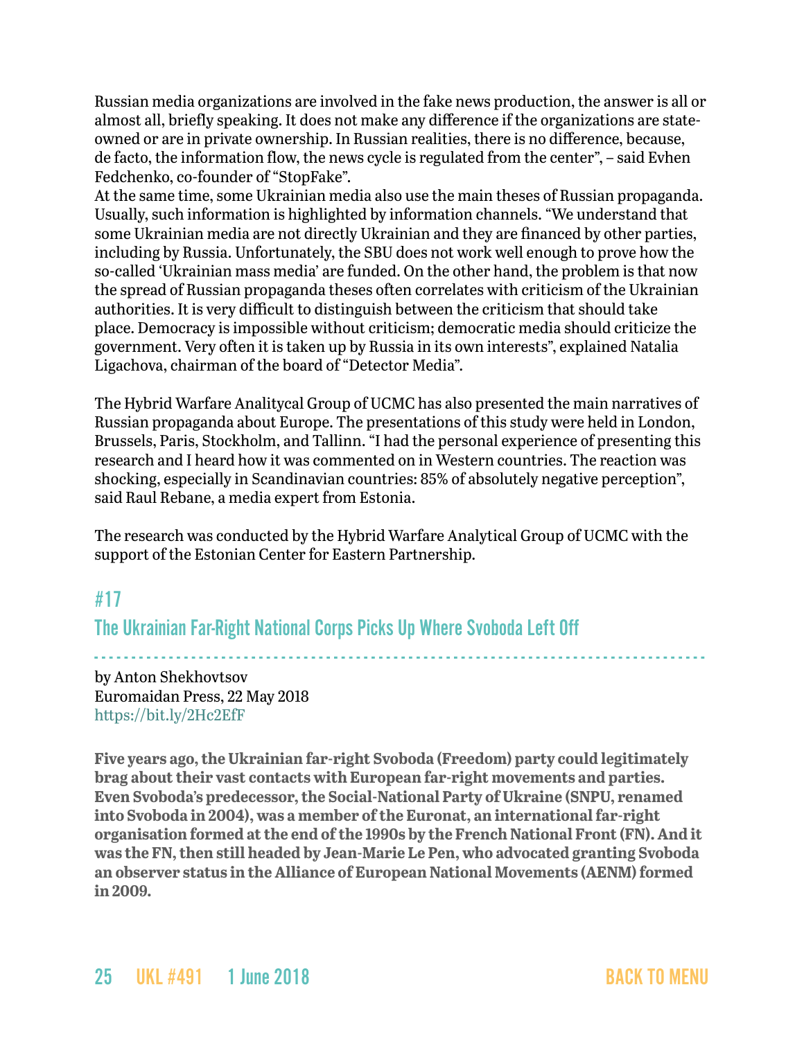Russian media organizations are involved in the fake news production, the answer is all or almost all, briefly speaking. It does not make any difference if the organizations are state-owned or are in private ownership. In Russian realities, there is no difference, because, de facto, the information flow, the news cycle is regulated from the center", – said Evhen Fedchenko, co-founder of "StopFake".

At the same time, some Ukrainian media also use the main theses of Russian propaganda. Usually, such information is highlighted by information channels. "We understand that some Ukrainian media are not directly Ukrainian and they are financed by other parties, including by Russia. Unfortunately, the SBU does not work well enough to prove how the so-called 'Ukrainian mass media' are funded. On the other hand, the problem is that now the spread of Russian propaganda theses often correlates with criticism of the Ukrainian authorities. It is very difficult to distinguish between the criticism that should take place. Democracy is impossible without criticism; democratic media should criticize the government. Very often it is taken up by Russia in its own interests", explained Natalia Ligachova, chairman of the board of "Detector Media".

The Hybrid Warfare Analitycal Group of UCMC has also presented the main narratives of Russian propaganda about Europe. The presentations of this study were held in London, Brussels, Paris, Stockholm, and Tallinn. "I had the personal experience of presenting this research and I heard how it was commented on in Western countries. The reaction was shocking, especially in Scandinavian countries: 85% of absolutely negative perception", said Raul Rebane, a media expert from Estonia.

The research was conducted by the Hybrid Warfare Analytical Group of UCMC with the support of the Estonian Center for Eastern Partnership.

## #17

## The Ukrainian Far-Right National Corps Picks Up Where Svoboda Left Off

by Anton Shekhovtsov
Euromaidan Press, 22 May 2018
https://bit.ly/2Hc2EfF

**Five years ago, the Ukrainian far-right Svoboda (Freedom) party could legitimately brag about their vast contacts with European far-right movements and parties. Even Svoboda's predecessor, the Social-National Party of Ukraine (SNPU, renamed into Svoboda in 2004), was a member of the Euronat, an international far-right organisation formed at the end of the 1990s by the French National Front (FN). And it was the FN, then still headed by Jean-Marie Le Pen, who advocated granting Svoboda an observer status in the Alliance of European National Movements (AENM) formed in 2009.**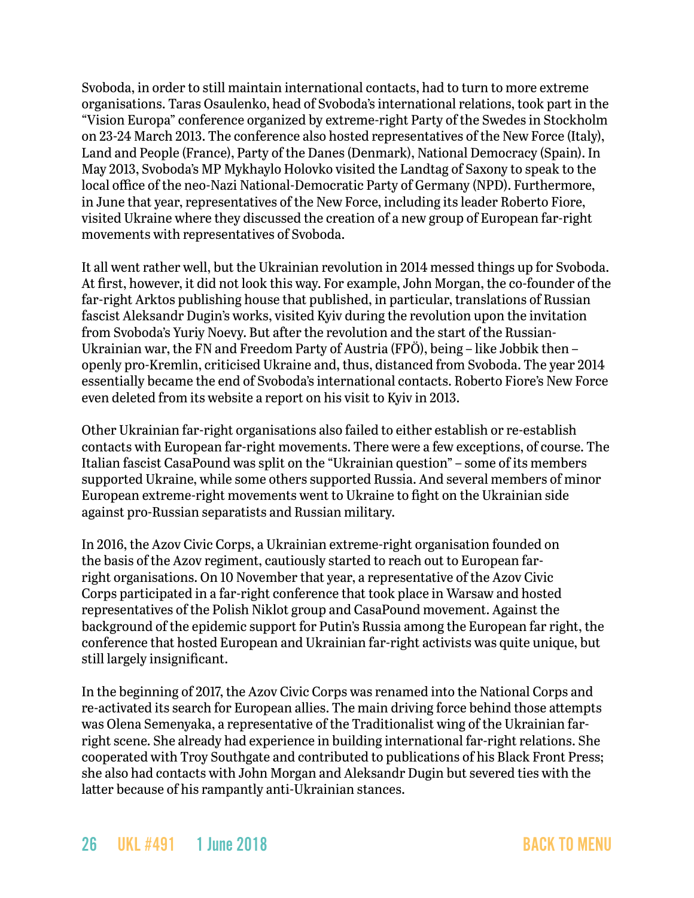Svoboda, in order to still maintain international contacts, had to turn to more extreme organisations. Taras Osaulenko, head of Svoboda's international relations, took part in the "Vision Europa" conference organized by extreme-right Party of the Swedes in Stockholm on 23-24 March 2013. The conference also hosted representatives of the New Force (Italy), Land and People (France), Party of the Danes (Denmark), National Democracy (Spain). In May 2013, Svoboda's MP Mykhaylo Holovko visited the Landtag of Saxony to speak to the local office of the neo-Nazi National-Democratic Party of Germany (NPD). Furthermore, in June that year, representatives of the New Force, including its leader Roberto Fiore, visited Ukraine where they discussed the creation of a new group of European far-right movements with representatives of Svoboda.

It all went rather well, but the Ukrainian revolution in 2014 messed things up for Svoboda. At first, however, it did not look this way. For example, John Morgan, the co-founder of the far-right Arktos publishing house that published, in particular, translations of Russian fascist Aleksandr Dugin's works, visited Kyiv during the revolution upon the invitation from Svoboda's Yuriy Noevy. But after the revolution and the start of the Russian-Ukrainian war, the FN and Freedom Party of Austria (FPÖ), being – like Jobbik then – openly pro-Kremlin, criticised Ukraine and, thus, distanced from Svoboda. The year 2014 essentially became the end of Svoboda's international contacts. Roberto Fiore's New Force even deleted from its website a report on his visit to Kyiv in 2013.

Other Ukrainian far-right organisations also failed to either establish or re-establish contacts with European far-right movements. There were a few exceptions, of course. The Italian fascist CasaPound was split on the "Ukrainian question" – some of its members supported Ukraine, while some others supported Russia. And several members of minor European extreme-right movements went to Ukraine to fight on the Ukrainian side against pro-Russian separatists and Russian military.

In 2016, the Azov Civic Corps, a Ukrainian extreme-right organisation founded on the basis of the Azov regiment, cautiously started to reach out to European far-right organisations. On 10 November that year, a representative of the Azov Civic Corps participated in a far-right conference that took place in Warsaw and hosted representatives of the Polish Niklot group and CasaPound movement. Against the background of the epidemic support for Putin's Russia among the European far right, the conference that hosted European and Ukrainian far-right activists was quite unique, but still largely insignificant.

In the beginning of 2017, the Azov Civic Corps was renamed into the National Corps and re-activated its search for European allies. The main driving force behind those attempts was Olena Semenyaka, a representative of the Traditionalist wing of the Ukrainian far-right scene. She already had experience in building international far-right relations. She cooperated with Troy Southgate and contributed to publications of his Black Front Press; she also had contacts with John Morgan and Aleksandr Dugin but severed ties with the latter because of his rampantly anti-Ukrainian stances.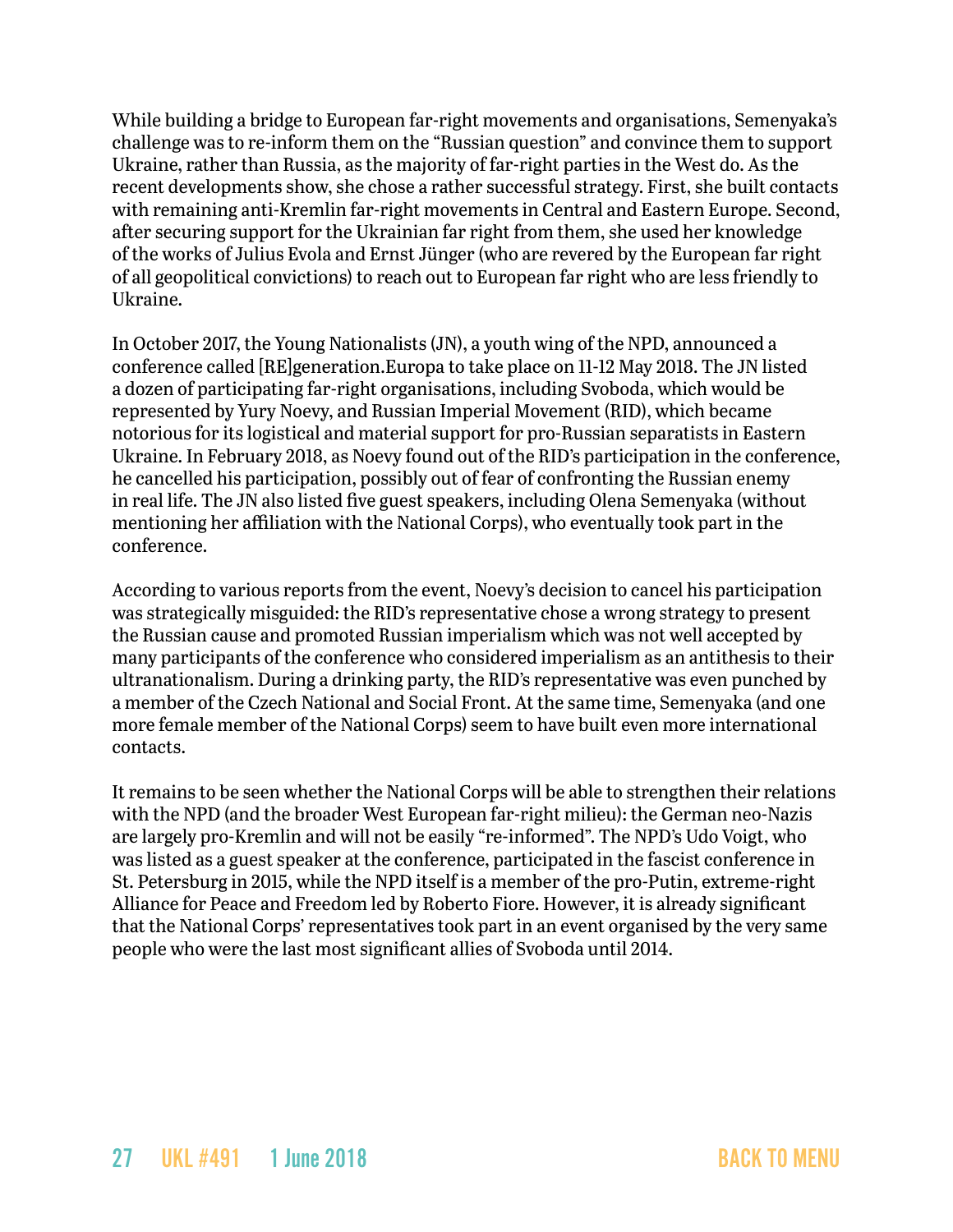While building a bridge to European far-right movements and organisations, Semenyaka's challenge was to re-inform them on the "Russian question" and convince them to support Ukraine, rather than Russia, as the majority of far-right parties in the West do. As the recent developments show, she chose a rather successful strategy. First, she built contacts with remaining anti-Kremlin far-right movements in Central and Eastern Europe. Second, after securing support for the Ukrainian far right from them, she used her knowledge of the works of Julius Evola and Ernst Jünger (who are revered by the European far right of all geopolitical convictions) to reach out to European far right who are less friendly to Ukraine.

In October 2017, the Young Nationalists (JN), a youth wing of the NPD, announced a conference called [RE]generation.Europa to take place on 11-12 May 2018. The JN listed a dozen of participating far-right organisations, including Svoboda, which would be represented by Yury Noevy, and Russian Imperial Movement (RID), which became notorious for its logistical and material support for pro-Russian separatists in Eastern Ukraine. In February 2018, as Noevy found out of the RID's participation in the conference, he cancelled his participation, possibly out of fear of confronting the Russian enemy in real life. The JN also listed five guest speakers, including Olena Semenyaka (without mentioning her affiliation with the National Corps), who eventually took part in the conference.

According to various reports from the event, Noevy's decision to cancel his participation was strategically misguided: the RID's representative chose a wrong strategy to present the Russian cause and promoted Russian imperialism which was not well accepted by many participants of the conference who considered imperialism as an antithesis to their ultranationalism. During a drinking party, the RID's representative was even punched by a member of the Czech National and Social Front. At the same time, Semenyaka (and one more female member of the National Corps) seem to have built even more international contacts.

It remains to be seen whether the National Corps will be able to strengthen their relations with the NPD (and the broader West European far-right milieu): the German neo-Nazis are largely pro-Kremlin and will not be easily "re-informed". The NPD's Udo Voigt, who was listed as a guest speaker at the conference, participated in the fascist conference in St. Petersburg in 2015, while the NPD itself is a member of the pro-Putin, extreme-right Alliance for Peace and Freedom led by Roberto Fiore. However, it is already significant that the National Corps' representatives took part in an event organised by the very same people who were the last most significant allies of Svoboda until 2014.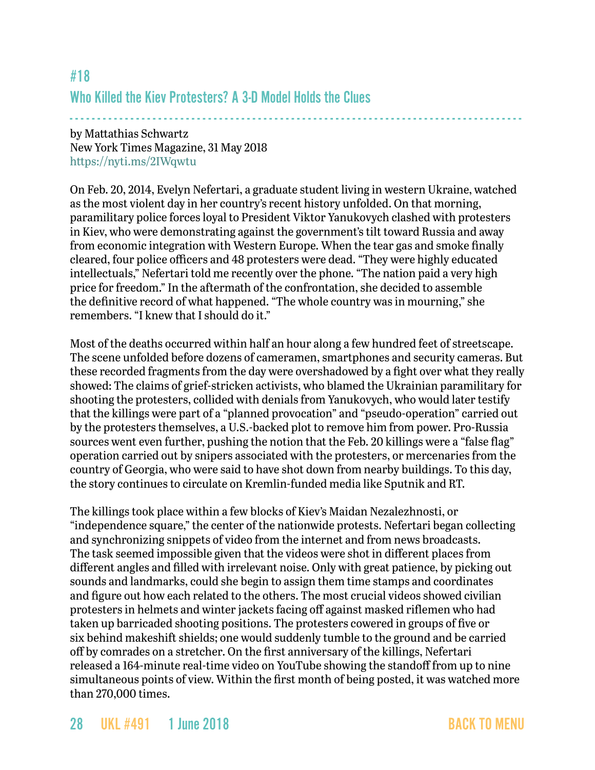## #18

## Who Killed the Kiev Protesters? A 3-D Model Holds the Clues

by Mattathias Schwartz
New York Times Magazine, 31 May 2018
https://nyti.ms/2IWqwtu

On Feb. 20, 2014, Evelyn Nefertari, a graduate student living in western Ukraine, watched as the most violent day in her country's recent history unfolded. On that morning, paramilitary police forces loyal to President Viktor Yanukovych clashed with protesters in Kiev, who were demonstrating against the government's tilt toward Russia and away from economic integration with Western Europe. When the tear gas and smoke finally cleared, four police officers and 48 protesters were dead. "They were highly educated intellectuals," Nefertari told me recently over the phone. "The nation paid a very high price for freedom." In the aftermath of the confrontation, she decided to assemble the definitive record of what happened. "The whole country was in mourning," she remembers. "I knew that I should do it."

Most of the deaths occurred within half an hour along a few hundred feet of streetscape. The scene unfolded before dozens of cameramen, smartphones and security cameras. But these recorded fragments from the day were overshadowed by a fight over what they really showed: The claims of grief-stricken activists, who blamed the Ukrainian paramilitary for shooting the protesters, collided with denials from Yanukovych, who would later testify that the killings were part of a "planned provocation" and "pseudo-operation" carried out by the protesters themselves, a U.S.-backed plot to remove him from power. Pro-Russia sources went even further, pushing the notion that the Feb. 20 killings were a "false flag" operation carried out by snipers associated with the protesters, or mercenaries from the country of Georgia, who were said to have shot down from nearby buildings. To this day, the story continues to circulate on Kremlin-funded media like Sputnik and RT.

The killings took place within a few blocks of Kiev's Maidan Nezalezhnosti, or "independence square," the center of the nationwide protests. Nefertari began collecting and synchronizing snippets of video from the internet and from news broadcasts. The task seemed impossible given that the videos were shot in different places from different angles and filled with irrelevant noise. Only with great patience, by picking out sounds and landmarks, could she begin to assign them time stamps and coordinates and figure out how each related to the others. The most crucial videos showed civilian protesters in helmets and winter jackets facing off against masked riflemen who had taken up barricaded shooting positions. The protesters cowered in groups of five or six behind makeshift shields; one would suddenly tumble to the ground and be carried off by comrades on a stretcher. On the first anniversary of the killings, Nefertari released a 164-minute real-time video on YouTube showing the standoff from up to nine simultaneous points of view. Within the first month of being posted, it was watched more than 270,000 times.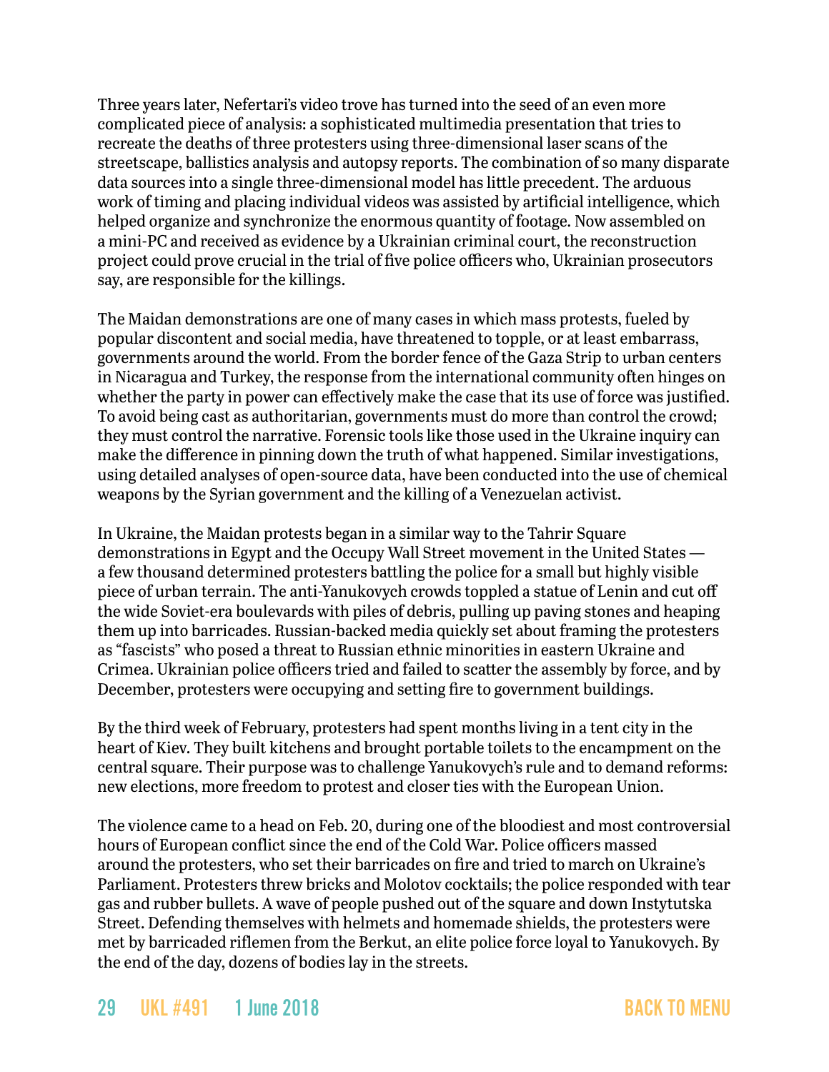Three years later, Nefertari's video trove has turned into the seed of an even more complicated piece of analysis: a sophisticated multimedia presentation that tries to recreate the deaths of three protesters using three-dimensional laser scans of the streetscape, ballistics analysis and autopsy reports. The combination of so many disparate data sources into a single three-dimensional model has little precedent. The arduous work of timing and placing individual videos was assisted by artificial intelligence, which helped organize and synchronize the enormous quantity of footage. Now assembled on a mini-PC and received as evidence by a Ukrainian criminal court, the reconstruction project could prove crucial in the trial of five police officers who, Ukrainian prosecutors say, are responsible for the killings.

The Maidan demonstrations are one of many cases in which mass protests, fueled by popular discontent and social media, have threatened to topple, or at least embarrass, governments around the world. From the border fence of the Gaza Strip to urban centers in Nicaragua and Turkey, the response from the international community often hinges on whether the party in power can effectively make the case that its use of force was justified. To avoid being cast as authoritarian, governments must do more than control the crowd; they must control the narrative. Forensic tools like those used in the Ukraine inquiry can make the difference in pinning down the truth of what happened. Similar investigations, using detailed analyses of open-source data, have been conducted into the use of chemical weapons by the Syrian government and the killing of a Venezuelan activist.

In Ukraine, the Maidan protests began in a similar way to the Tahrir Square demonstrations in Egypt and the Occupy Wall Street movement in the United States — a few thousand determined protesters battling the police for a small but highly visible piece of urban terrain. The anti-Yanukovych crowds toppled a statue of Lenin and cut off the wide Soviet-era boulevards with piles of debris, pulling up paving stones and heaping them up into barricades. Russian-backed media quickly set about framing the protesters as "fascists" who posed a threat to Russian ethnic minorities in eastern Ukraine and Crimea. Ukrainian police officers tried and failed to scatter the assembly by force, and by December, protesters were occupying and setting fire to government buildings.

By the third week of February, protesters had spent months living in a tent city in the heart of Kiev. They built kitchens and brought portable toilets to the encampment on the central square. Their purpose was to challenge Yanukovych's rule and to demand reforms: new elections, more freedom to protest and closer ties with the European Union.

The violence came to a head on Feb. 20, during one of the bloodiest and most controversial hours of European conflict since the end of the Cold War. Police officers massed around the protesters, who set their barricades on fire and tried to march on Ukraine's Parliament. Protesters threw bricks and Molotov cocktails; the police responded with tear gas and rubber bullets. A wave of people pushed out of the square and down Instytutska Street. Defending themselves with helmets and homemade shields, the protesters were met by barricaded riflemen from the Berkut, an elite police force loyal to Yanukovych. By the end of the day, dozens of bodies lay in the streets.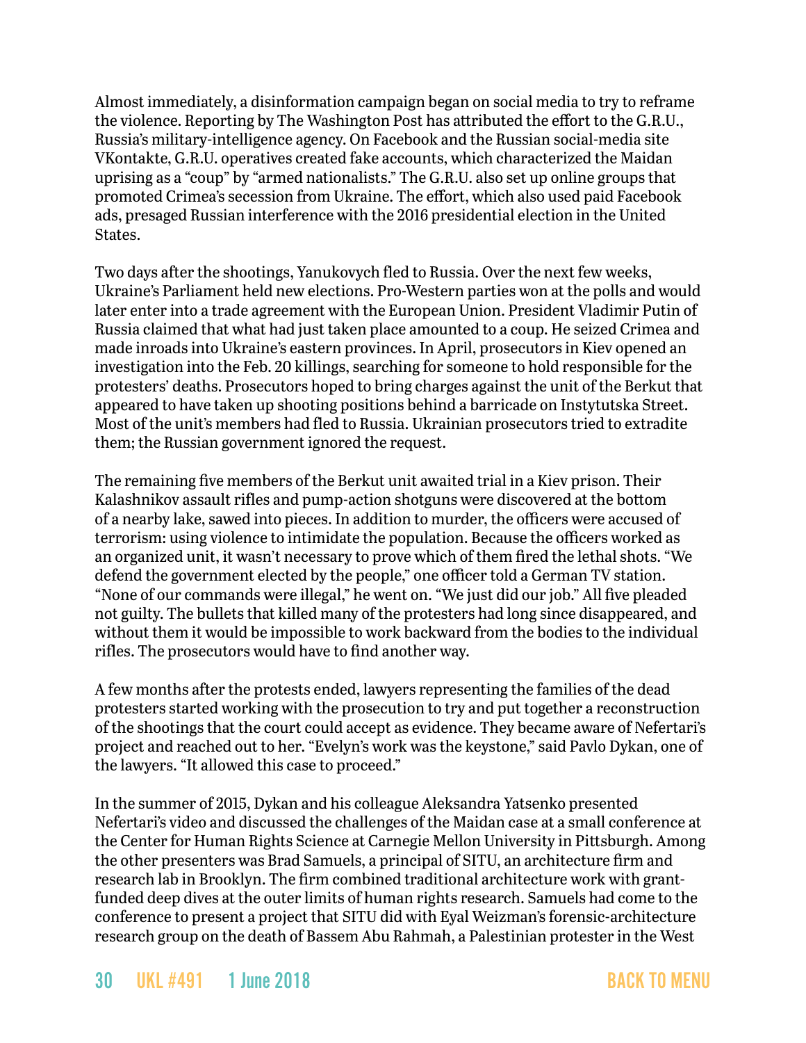Almost immediately, a disinformation campaign began on social media to try to reframe the violence. Reporting by The Washington Post has attributed the effort to the G.R.U., Russia's military-intelligence agency. On Facebook and the Russian social-media site VKontakte, G.R.U. operatives created fake accounts, which characterized the Maidan uprising as a "coup" by "armed nationalists." The G.R.U. also set up online groups that promoted Crimea's secession from Ukraine. The effort, which also used paid Facebook ads, presaged Russian interference with the 2016 presidential election in the United States.

Two days after the shootings, Yanukovych fled to Russia. Over the next few weeks, Ukraine's Parliament held new elections. Pro-Western parties won at the polls and would later enter into a trade agreement with the European Union. President Vladimir Putin of Russia claimed that what had just taken place amounted to a coup. He seized Crimea and made inroads into Ukraine's eastern provinces. In April, prosecutors in Kiev opened an investigation into the Feb. 20 killings, searching for someone to hold responsible for the protesters' deaths. Prosecutors hoped to bring charges against the unit of the Berkut that appeared to have taken up shooting positions behind a barricade on Instytutska Street. Most of the unit's members had fled to Russia. Ukrainian prosecutors tried to extradite them; the Russian government ignored the request.

The remaining five members of the Berkut unit awaited trial in a Kiev prison. Their Kalashnikov assault rifles and pump-action shotguns were discovered at the bottom of a nearby lake, sawed into pieces. In addition to murder, the officers were accused of terrorism: using violence to intimidate the population. Because the officers worked as an organized unit, it wasn't necessary to prove which of them fired the lethal shots. "We defend the government elected by the people," one officer told a German TV station. "None of our commands were illegal," he went on. "We just did our job." All five pleaded not guilty. The bullets that killed many of the protesters had long since disappeared, and without them it would be impossible to work backward from the bodies to the individual rifles. The prosecutors would have to find another way.

A few months after the protests ended, lawyers representing the families of the dead protesters started working with the prosecution to try and put together a reconstruction of the shootings that the court could accept as evidence. They became aware of Nefertari's project and reached out to her. "Evelyn's work was the keystone," said Pavlo Dykan, one of the lawyers. "It allowed this case to proceed."

In the summer of 2015, Dykan and his colleague Aleksandra Yatsenko presented Nefertari's video and discussed the challenges of the Maidan case at a small conference at the Center for Human Rights Science at Carnegie Mellon University in Pittsburgh. Among the other presenters was Brad Samuels, a principal of SITU, an architecture firm and research lab in Brooklyn. The firm combined traditional architecture work with grant-funded deep dives at the outer limits of human rights research. Samuels had come to the conference to present a project that SITU did with Eyal Weizman's forensic-architecture research group on the death of Bassem Abu Rahmah, a Palestinian protester in the West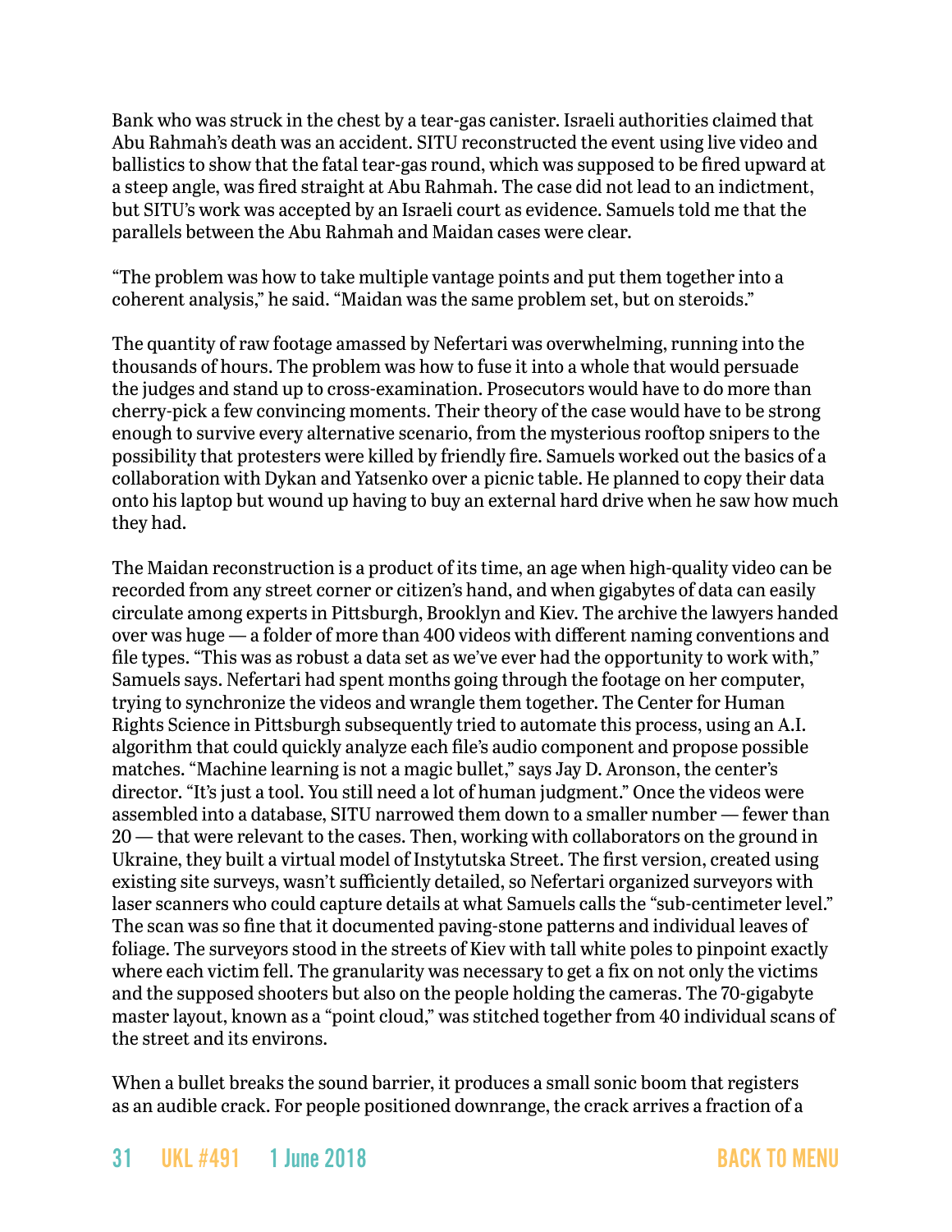Bank who was struck in the chest by a tear-gas canister. Israeli authorities claimed that Abu Rahmah's death was an accident. SITU reconstructed the event using live video and ballistics to show that the fatal tear-gas round, which was supposed to be fired upward at a steep angle, was fired straight at Abu Rahmah. The case did not lead to an indictment, but SITU's work was accepted by an Israeli court as evidence. Samuels told me that the parallels between the Abu Rahmah and Maidan cases were clear.

"The problem was how to take multiple vantage points and put them together into a coherent analysis," he said. "Maidan was the same problem set, but on steroids."

The quantity of raw footage amassed by Nefertari was overwhelming, running into the thousands of hours. The problem was how to fuse it into a whole that would persuade the judges and stand up to cross-examination. Prosecutors would have to do more than cherry-pick a few convincing moments. Their theory of the case would have to be strong enough to survive every alternative scenario, from the mysterious rooftop snipers to the possibility that protesters were killed by friendly fire. Samuels worked out the basics of a collaboration with Dykan and Yatsenko over a picnic table. He planned to copy their data onto his laptop but wound up having to buy an external hard drive when he saw how much they had.

The Maidan reconstruction is a product of its time, an age when high-quality video can be recorded from any street corner or citizen's hand, and when gigabytes of data can easily circulate among experts in Pittsburgh, Brooklyn and Kiev. The archive the lawyers handed over was huge — a folder of more than 400 videos with different naming conventions and file types. "This was as robust a data set as we've ever had the opportunity to work with," Samuels says. Nefertari had spent months going through the footage on her computer, trying to synchronize the videos and wrangle them together. The Center for Human Rights Science in Pittsburgh subsequently tried to automate this process, using an A.I. algorithm that could quickly analyze each file's audio component and propose possible matches. "Machine learning is not a magic bullet," says Jay D. Aronson, the center's director. "It's just a tool. You still need a lot of human judgment." Once the videos were assembled into a database, SITU narrowed them down to a smaller number — fewer than 20 — that were relevant to the cases. Then, working with collaborators on the ground in Ukraine, they built a virtual model of Instytutska Street. The first version, created using existing site surveys, wasn't sufficiently detailed, so Nefertari organized surveyors with laser scanners who could capture details at what Samuels calls the "sub-centimeter level." The scan was so fine that it documented paving-stone patterns and individual leaves of foliage. The surveyors stood in the streets of Kiev with tall white poles to pinpoint exactly where each victim fell. The granularity was necessary to get a fix on not only the victims and the supposed shooters but also on the people holding the cameras. The 70-gigabyte master layout, known as a "point cloud," was stitched together from 40 individual scans of the street and its environs.

When a bullet breaks the sound barrier, it produces a small sonic boom that registers as an audible crack. For people positioned downrange, the crack arrives a fraction of a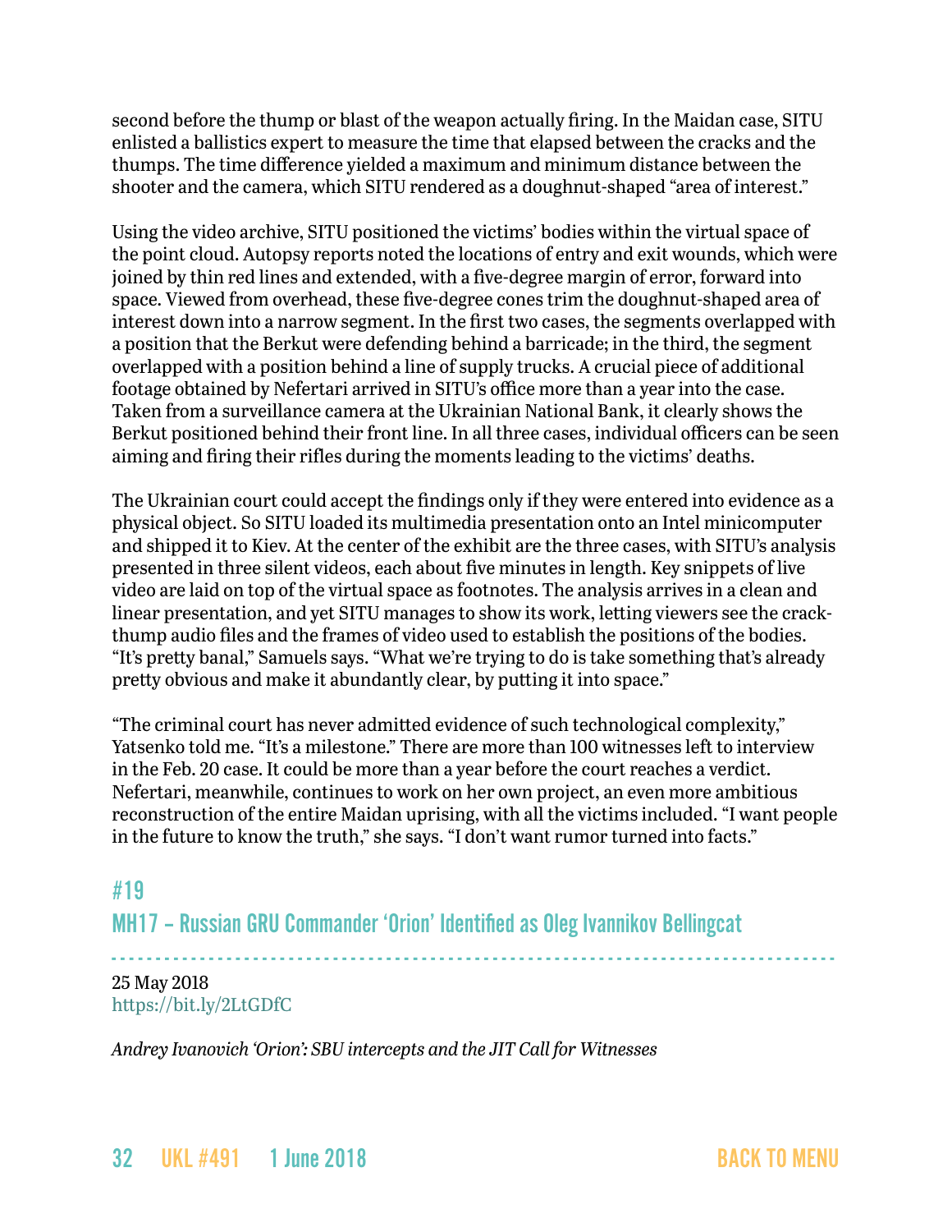second before the thump or blast of the weapon actually firing. In the Maidan case, SITU enlisted a ballistics expert to measure the time that elapsed between the cracks and the thumps. The time difference yielded a maximum and minimum distance between the shooter and the camera, which SITU rendered as a doughnut-shaped "area of interest."

Using the video archive, SITU positioned the victims' bodies within the virtual space of the point cloud. Autopsy reports noted the locations of entry and exit wounds, which were joined by thin red lines and extended, with a five-degree margin of error, forward into space. Viewed from overhead, these five-degree cones trim the doughnut-shaped area of interest down into a narrow segment. In the first two cases, the segments overlapped with a position that the Berkut were defending behind a barricade; in the third, the segment overlapped with a position behind a line of supply trucks. A crucial piece of additional footage obtained by Nefertari arrived in SITU's office more than a year into the case. Taken from a surveillance camera at the Ukrainian National Bank, it clearly shows the Berkut positioned behind their front line. In all three cases, individual officers can be seen aiming and firing their rifles during the moments leading to the victims' deaths.

The Ukrainian court could accept the findings only if they were entered into evidence as a physical object. So SITU loaded its multimedia presentation onto an Intel minicomputer and shipped it to Kiev. At the center of the exhibit are the three cases, with SITU's analysis presented in three silent videos, each about five minutes in length. Key snippets of live video are laid on top of the virtual space as footnotes. The analysis arrives in a clean and linear presentation, and yet SITU manages to show its work, letting viewers see the crack-thump audio files and the frames of video used to establish the positions of the bodies. "It's pretty banal," Samuels says. "What we're trying to do is take something that's already pretty obvious and make it abundantly clear, by putting it into space."

"The criminal court has never admitted evidence of such technological complexity," Yatsenko told me. "It's a milestone." There are more than 100 witnesses left to interview in the Feb. 20 case. It could be more than a year before the court reaches a verdict. Nefertari, meanwhile, continues to work on her own project, an even more ambitious reconstruction of the entire Maidan uprising, with all the victims included. "I want people in the future to know the truth," she says. "I don't want rumor turned into facts."

## #19
## MH17 – Russian GRU Commander 'Orion' Identified as Oleg Ivannikov Bellingcat

25 May 2018
https://bit.ly/2LtGDfC

*Andrey Ivanovich 'Orion': SBU intercepts and the JIT Call for Witnesses*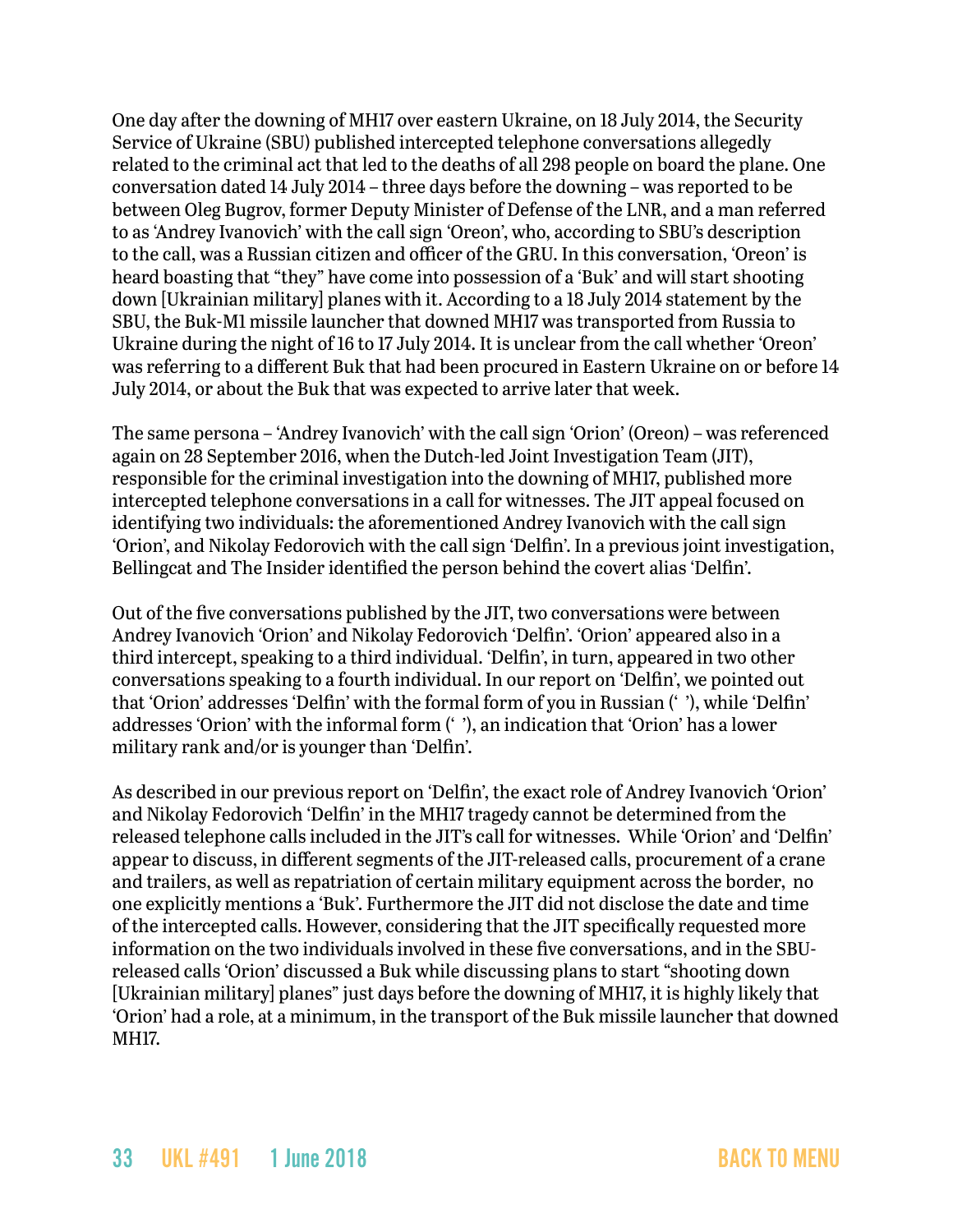One day after the downing of MH17 over eastern Ukraine, on 18 July 2014, the Security Service of Ukraine (SBU) published intercepted telephone conversations allegedly related to the criminal act that led to the deaths of all 298 people on board the plane. One conversation dated 14 July 2014 – three days before the downing – was reported to be between Oleg Bugrov, former Deputy Minister of Defense of the LNR, and a man referred to as 'Andrey Ivanovich' with the call sign 'Oreon', who, according to SBU's description to the call, was a Russian citizen and officer of the GRU. In this conversation, 'Oreon' is heard boasting that "they" have come into possession of a 'Buk' and will start shooting down [Ukrainian military] planes with it. According to a 18 July 2014 statement by the SBU, the Buk-M1 missile launcher that downed MH17 was transported from Russia to Ukraine during the night of 16 to 17 July 2014. It is unclear from the call whether 'Oreon' was referring to a different Buk that had been procured in Eastern Ukraine on or before 14 July 2014, or about the Buk that was expected to arrive later that week.

The same persona – 'Andrey Ivanovich' with the call sign 'Orion' (Oreon) – was referenced again on 28 September 2016, when the Dutch-led Joint Investigation Team (JIT), responsible for the criminal investigation into the downing of MH17, published more intercepted telephone conversations in a call for witnesses. The JIT appeal focused on identifying two individuals: the aforementioned Andrey Ivanovich with the call sign 'Orion', and Nikolay Fedorovich with the call sign 'Delfin'. In a previous joint investigation, Bellingcat and The Insider identified the person behind the covert alias 'Delfin'.

Out of the five conversations published by the JIT, two conversations were between Andrey Ivanovich 'Orion' and Nikolay Fedorovich 'Delfin'. 'Orion' appeared also in a third intercept, speaking to a third individual. 'Delfin', in turn, appeared in two other conversations speaking to a fourth individual. In our report on 'Delfin', we pointed out that 'Orion' addresses 'Delfin' with the formal form of you in Russian (' '), while 'Delfin' addresses 'Orion' with the informal form (' '), an indication that 'Orion' has a lower military rank and/or is younger than 'Delfin'.

As described in our previous report on 'Delfin', the exact role of Andrey Ivanovich 'Orion' and Nikolay Fedorovich 'Delfin' in the MH17 tragedy cannot be determined from the released telephone calls included in the JIT's call for witnesses. While 'Orion' and 'Delfin' appear to discuss, in different segments of the JIT-released calls, procurement of a crane and trailers, as well as repatriation of certain military equipment across the border, no one explicitly mentions a 'Buk'. Furthermore the JIT did not disclose the date and time of the intercepted calls. However, considering that the JIT specifically requested more information on the two individuals involved in these five conversations, and in the SBU-released calls 'Orion' discussed a Buk while discussing plans to start "shooting down [Ukrainian military] planes" just days before the downing of MH17, it is highly likely that 'Orion' had a role, at a minimum, in the transport of the Buk missile launcher that downed MH17.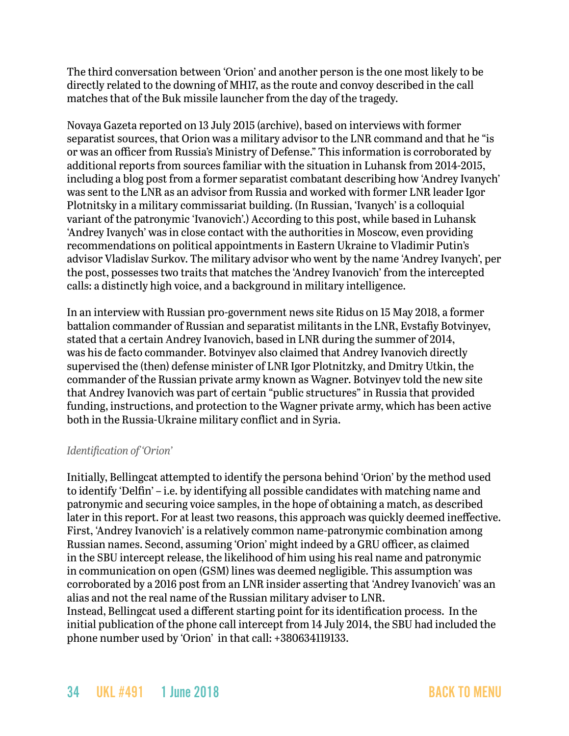The third conversation between 'Orion' and another person is the one most likely to be directly related to the downing of MH17, as the route and convoy described in the call matches that of the Buk missile launcher from the day of the tragedy.

Novaya Gazeta reported on 13 July 2015 (archive), based on interviews with former separatist sources, that Orion was a military advisor to the LNR command and that he "is or was an officer from Russia's Ministry of Defense." This information is corroborated by additional reports from sources familiar with the situation in Luhansk from 2014-2015, including a blog post from a former separatist combatant describing how 'Andrey Ivanych' was sent to the LNR as an advisor from Russia and worked with former LNR leader Igor Plotnitsky in a military commissariat building. (In Russian, 'Ivanych' is a colloquial variant of the patronymic 'Ivanovich'.) According to this post, while based in Luhansk 'Andrey Ivanych' was in close contact with the authorities in Moscow, even providing recommendations on political appointments in Eastern Ukraine to Vladimir Putin's advisor Vladislav Surkov. The military advisor who went by the name 'Andrey Ivanych', per the post, possesses two traits that matches the 'Andrey Ivanovich' from the intercepted calls: a distinctly high voice, and a background in military intelligence.

In an interview with Russian pro-government news site Ridus on 15 May 2018, a former battalion commander of Russian and separatist militants in the LNR, Evstafiy Botvinyev, stated that a certain Andrey Ivanovich, based in LNR during the summer of 2014, was his de facto commander. Botvinyev also claimed that Andrey Ivanovich directly supervised the (then) defense minister of LNR Igor Plotnitzky, and Dmitry Utkin, the commander of the Russian private army known as Wagner. Botvinyev told the new site that Andrey Ivanovich was part of certain "public structures" in Russia that provided funding, instructions, and protection to the Wagner private army, which has been active both in the Russia-Ukraine military conflict and in Syria.

*Identification of 'Orion'*

Initially, Bellingcat attempted to identify the persona behind 'Orion' by the method used to identify 'Delfin' – i.e. by identifying all possible candidates with matching name and patronymic and securing voice samples, in the hope of obtaining a match, as described later in this report. For at least two reasons, this approach was quickly deemed ineffective. First, 'Andrey Ivanovich' is a relatively common name-patronymic combination among Russian names. Second, assuming 'Orion' might indeed by a GRU officer, as claimed in the SBU intercept release, the likelihood of him using his real name and patronymic in communication on open (GSM) lines was deemed negligible. This assumption was corroborated by a 2016 post from an LNR insider asserting that 'Andrey Ivanovich' was an alias and not the real name of the Russian military adviser to LNR.
Instead, Bellingcat used a different starting point for its identification process. In the initial publication of the phone call intercept from 14 July 2014, the SBU had included the phone number used by 'Orion' in that call: +380634119133.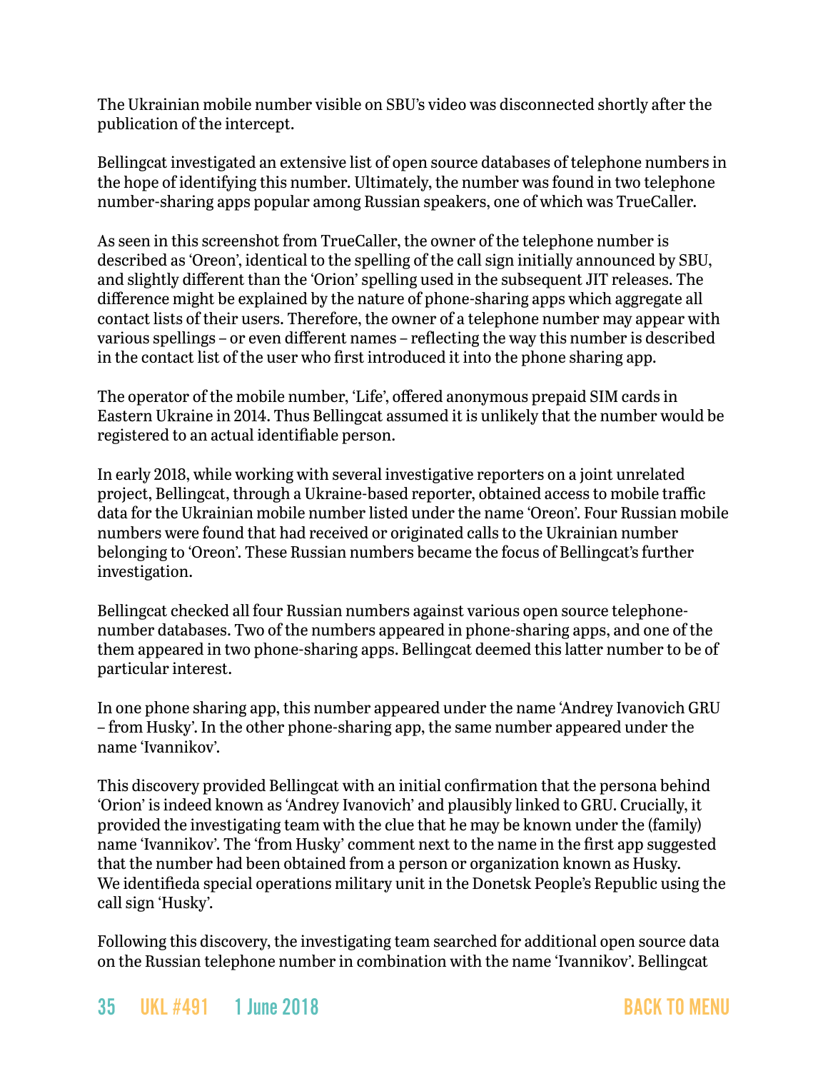The Ukrainian mobile number visible on SBU's video was disconnected shortly after the publication of the intercept.

Bellingcat investigated an extensive list of open source databases of telephone numbers in the hope of identifying this number. Ultimately, the number was found in two telephone number-sharing apps popular among Russian speakers, one of which was TrueCaller.

As seen in this screenshot from TrueCaller, the owner of the telephone number is described as 'Oreon', identical to the spelling of the call sign initially announced by SBU, and slightly different than the 'Orion' spelling used in the subsequent JIT releases. The difference might be explained by the nature of phone-sharing apps which aggregate all contact lists of their users. Therefore, the owner of a telephone number may appear with various spellings – or even different names – reflecting the way this number is described in the contact list of the user who first introduced it into the phone sharing app.

The operator of the mobile number, 'Life', offered anonymous prepaid SIM cards in Eastern Ukraine in 2014. Thus Bellingcat assumed it is unlikely that the number would be registered to an actual identifiable person.

In early 2018, while working with several investigative reporters on a joint unrelated project, Bellingcat, through a Ukraine-based reporter, obtained access to mobile traffic data for the Ukrainian mobile number listed under the name 'Oreon'. Four Russian mobile numbers were found that had received or originated calls to the Ukrainian number belonging to 'Oreon'. These Russian numbers became the focus of Bellingcat's further investigation.

Bellingcat checked all four Russian numbers against various open source telephone-number databases. Two of the numbers appeared in phone-sharing apps, and one of the them appeared in two phone-sharing apps. Bellingcat deemed this latter number to be of particular interest.

In one phone sharing app, this number appeared under the name 'Andrey Ivanovich GRU – from Husky'. In the other phone-sharing app, the same number appeared under the name 'Ivannikov'.

This discovery provided Bellingcat with an initial confirmation that the persona behind 'Orion' is indeed known as 'Andrey Ivanovich' and plausibly linked to GRU. Crucially, it provided the investigating team with the clue that he may be known under the (family) name 'Ivannikov'. The 'from Husky' comment next to the name in the first app suggested that the number had been obtained from a person or organization known as Husky. We identifieda special operations military unit in the Donetsk People's Republic using the call sign 'Husky'.

Following this discovery, the investigating team searched for additional open source data on the Russian telephone number in combination with the name 'Ivannikov'. Bellingcat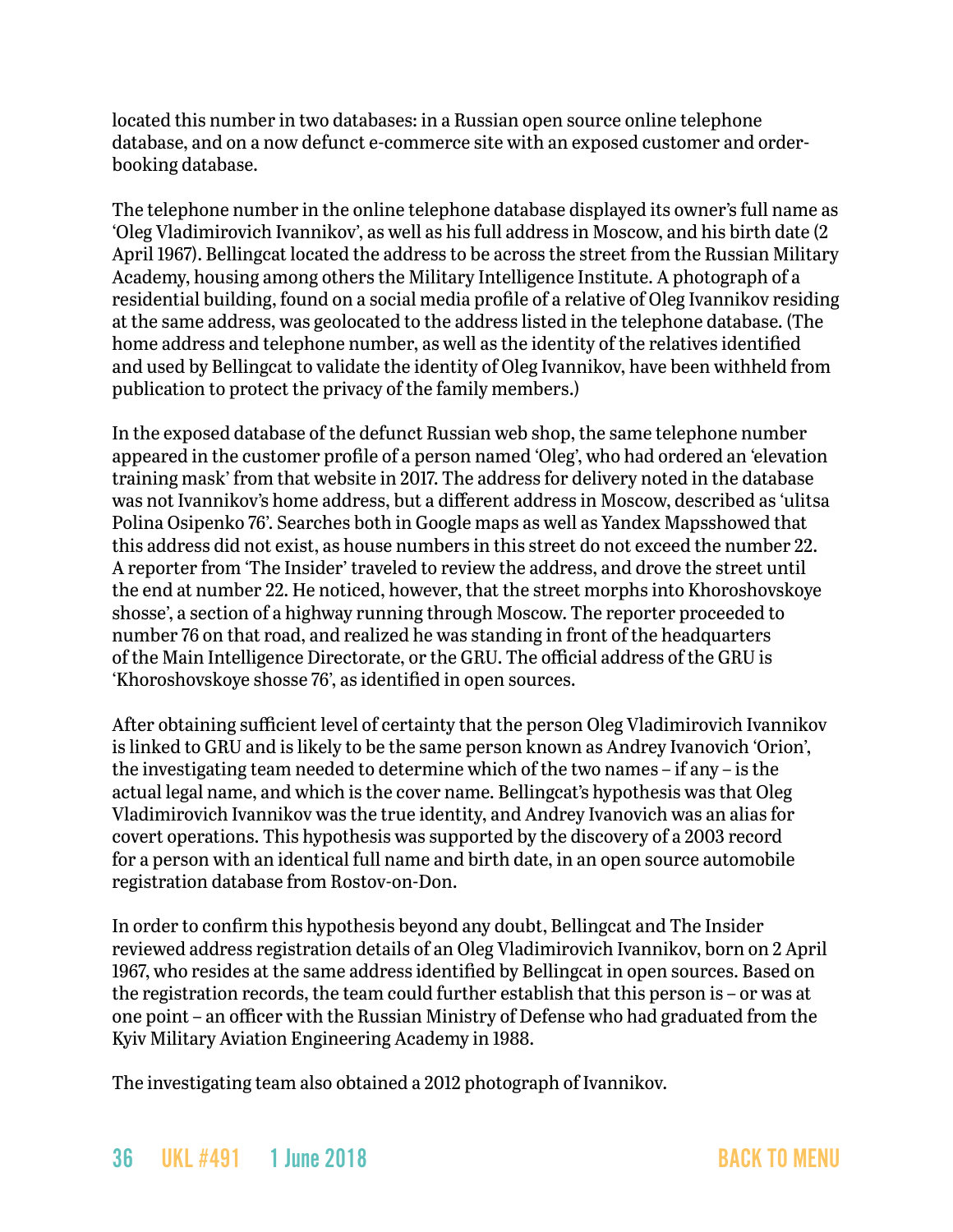located this number in two databases: in a Russian open source online telephone database, and on a now defunct e-commerce site with an exposed customer and order-booking database.

The telephone number in the online telephone database displayed its owner's full name as 'Oleg Vladimirovich Ivannikov', as well as his full address in Moscow, and his birth date (2 April 1967). Bellingcat located the address to be across the street from the Russian Military Academy, housing among others the Military Intelligence Institute. A photograph of a residential building, found on a social media profile of a relative of Oleg Ivannikov residing at the same address, was geolocated to the address listed in the telephone database. (The home address and telephone number, as well as the identity of the relatives identified and used by Bellingcat to validate the identity of Oleg Ivannikov, have been withheld from publication to protect the privacy of the family members.)

In the exposed database of the defunct Russian web shop, the same telephone number appeared in the customer profile of a person named 'Oleg', who had ordered an 'elevation training mask' from that website in 2017. The address for delivery noted in the database was not Ivannikov's home address, but a different address in Moscow, described as 'ulitsa Polina Osipenko 76'. Searches both in Google maps as well as Yandex Mapsshowed that this address did not exist, as house numbers in this street do not exceed the number 22. A reporter from 'The Insider' traveled to review the address, and drove the street until the end at number 22. He noticed, however, that the street morphs into Khoroshovskoye shosse', a section of a highway running through Moscow. The reporter proceeded to number 76 on that road, and realized he was standing in front of the headquarters of the Main Intelligence Directorate, or the GRU. The official address of the GRU is 'Khoroshovskoye shosse 76', as identified in open sources.

After obtaining sufficient level of certainty that the person Oleg Vladimirovich Ivannikov is linked to GRU and is likely to be the same person known as Andrey Ivanovich 'Orion', the investigating team needed to determine which of the two names – if any – is the actual legal name, and which is the cover name. Bellingcat's hypothesis was that Oleg Vladimirovich Ivannikov was the true identity, and Andrey Ivanovich was an alias for covert operations. This hypothesis was supported by the discovery of a 2003 record for a person with an identical full name and birth date, in an open source automobile registration database from Rostov-on-Don.

In order to confirm this hypothesis beyond any doubt, Bellingcat and The Insider reviewed address registration details of an Oleg Vladimirovich Ivannikov, born on 2 April 1967, who resides at the same address identified by Bellingcat in open sources. Based on the registration records, the team could further establish that this person is – or was at one point – an officer with the Russian Ministry of Defense who had graduated from the Kyiv Military Aviation Engineering Academy in 1988.

The investigating team also obtained a 2012 photograph of Ivannikov.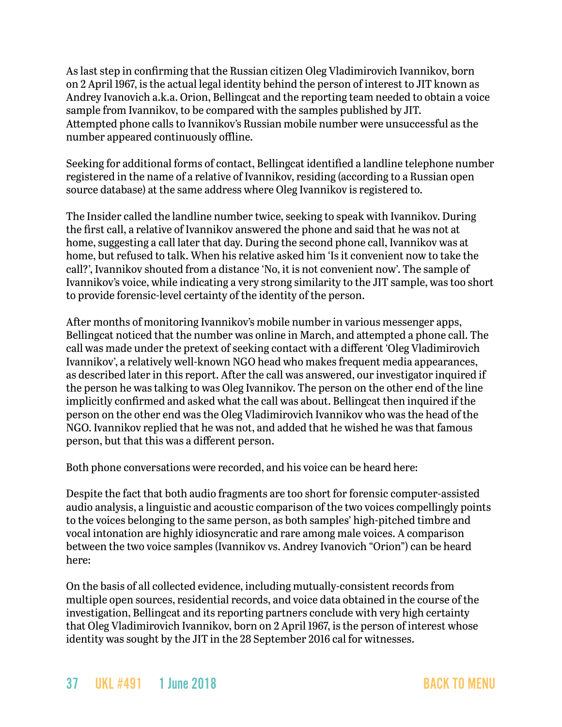As last step in confirming that the Russian citizen Oleg Vladimirovich Ivannikov, born on 2 April 1967, is the actual legal identity behind the person of interest to JIT known as Andrey Ivanovich a.k.a. Orion, Bellingcat and the reporting team needed to obtain a voice sample from Ivannikov, to be compared with the samples published by JIT. Attempted phone calls to Ivannikov's Russian mobile number were unsuccessful as the number appeared continuously offline.

Seeking for additional forms of contact, Bellingcat identified a landline telephone number registered in the name of a relative of Ivannikov, residing (according to a Russian open source database) at the same address where Oleg Ivannikov is registered to.

The Insider called the landline number twice, seeking to speak with Ivannikov. During the first call, a relative of Ivannikov answered the phone and said that he was not at home, suggesting a call later that day. During the second phone call, Ivannikov was at home, but refused to talk. When his relative asked him 'Is it convenient now to take the call?', Ivannikov shouted from a distance 'No, it is not convenient now'. The sample of Ivannikov's voice, while indicating a very strong similarity to the JIT sample, was too short to provide forensic-level certainty of the identity of the person.

After months of monitoring Ivannikov's mobile number in various messenger apps, Bellingcat noticed that the number was online in March, and attempted a phone call. The call was made under the pretext of seeking contact with a different 'Oleg Vladimirovich Ivannikov', a relatively well-known NGO head who makes frequent media appearances, as described later in this report. After the call was answered, our investigator inquired if the person he was talking to was Oleg Ivannikov. The person on the other end of the line implicitly confirmed and asked what the call was about. Bellingcat then inquired if the person on the other end was the Oleg Vladimirovich Ivannikov who was the head of the NGO. Ivannikov replied that he was not, and added that he wished he was that famous person, but that this was a different person.

Both phone conversations were recorded, and his voice can be heard here:

Despite the fact that both audio fragments are too short for forensic computer-assisted audio analysis, a linguistic and acoustic comparison of the two voices compellingly points to the voices belonging to the same person, as both samples' high-pitched timbre and vocal intonation are highly idiosyncratic and rare among male voices. A comparison between the two voice samples (Ivannikov vs. Andrey Ivanovich "Orion") can be heard here:

On the basis of all collected evidence, including mutually-consistent records from multiple open sources, residential records, and voice data obtained in the course of the investigation, Bellingcat and its reporting partners conclude with very high certainty that Oleg Vladimirovich Ivannikov, born on 2 April 1967, is the person of interest whose identity was sought by the JIT in the 28 September 2016 cal for witnesses.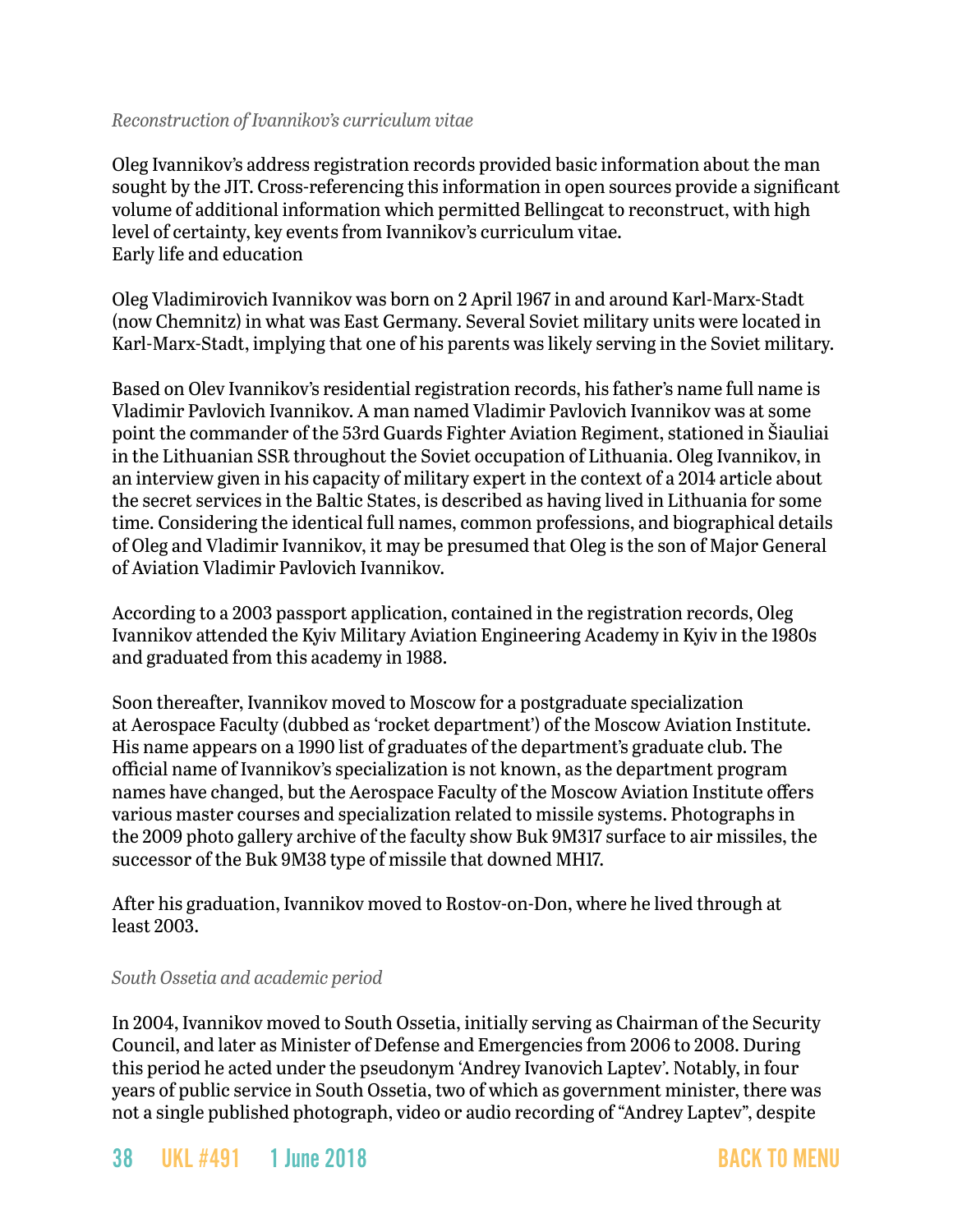*Reconstruction of Ivannikov's curriculum vitae*

Oleg Ivannikov's address registration records provided basic information about the man sought by the JIT. Cross-referencing this information in open sources provide a significant volume of additional information which permitted Bellingcat to reconstruct, with high level of certainty, key events from Ivannikov's curriculum vitae.
Early life and education

Oleg Vladimirovich Ivannikov was born on 2 April 1967 in and around Karl-Marx-Stadt (now Chemnitz) in what was East Germany. Several Soviet military units were located in Karl-Marx-Stadt, implying that one of his parents was likely serving in the Soviet military.

Based on Olev Ivannikov's residential registration records, his father's name full name is Vladimir Pavlovich Ivannikov. A man named Vladimir Pavlovich Ivannikov was at some point the commander of the 53rd Guards Fighter Aviation Regiment, stationed in Šiauliai in the Lithuanian SSR throughout the Soviet occupation of Lithuania. Oleg Ivannikov, in an interview given in his capacity of military expert in the context of a 2014 article about the secret services in the Baltic States, is described as having lived in Lithuania for some time. Considering the identical full names, common professions, and biographical details of Oleg and Vladimir Ivannikov, it may be presumed that Oleg is the son of Major General of Aviation Vladimir Pavlovich Ivannikov.

According to a 2003 passport application, contained in the registration records, Oleg Ivannikov attended the Kyiv Military Aviation Engineering Academy in Kyiv in the 1980s and graduated from this academy in 1988.

Soon thereafter, Ivannikov moved to Moscow for a postgraduate specialization at Aerospace Faculty (dubbed as 'rocket department') of the Moscow Aviation Institute. His name appears on a 1990 list of graduates of the department's graduate club. The official name of Ivannikov's specialization is not known, as the department program names have changed, but the Aerospace Faculty of the Moscow Aviation Institute offers various master courses and specialization related to missile systems. Photographs in the 2009 photo gallery archive of the faculty show Buk 9M317 surface to air missiles, the successor of the Buk 9M38 type of missile that downed MH17.

After his graduation, Ivannikov moved to Rostov-on-Don, where he lived through at least 2003.

*South Ossetia and academic period*

In 2004, Ivannikov moved to South Ossetia, initially serving as Chairman of the Security Council, and later as Minister of Defense and Emergencies from 2006 to 2008. During this period he acted under the pseudonym 'Andrey Ivanovich Laptev'. Notably, in four years of public service in South Ossetia, two of which as government minister, there was not a single published photograph, video or audio recording of "Andrey Laptev", despite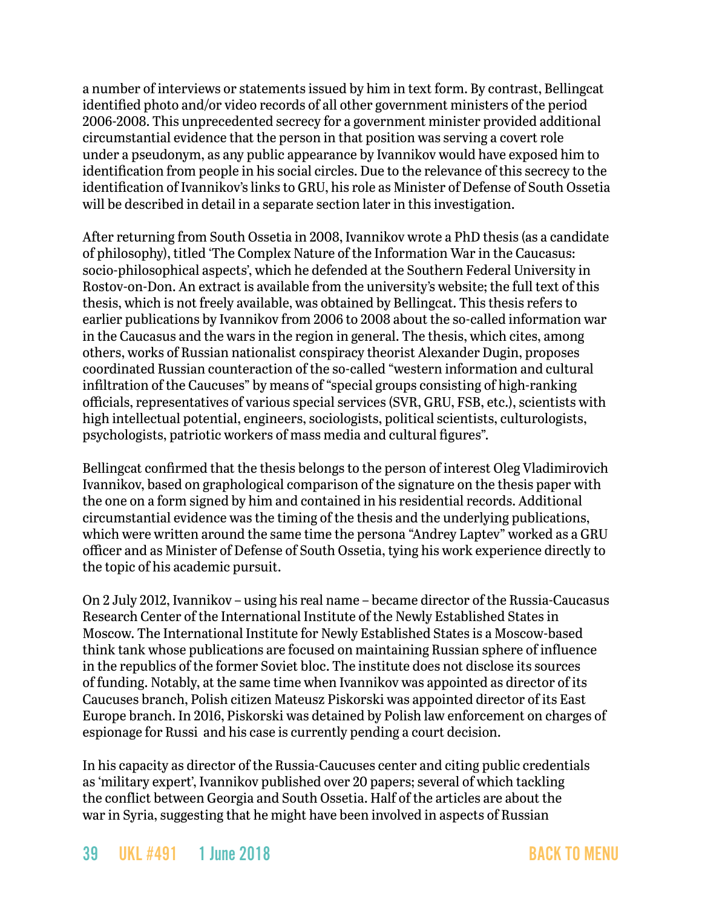a number of interviews or statements issued by him in text form. By contrast, Bellingcat identified photo and/or video records of all other government ministers of the period 2006-2008. This unprecedented secrecy for a government minister provided additional circumstantial evidence that the person in that position was serving a covert role under a pseudonym, as any public appearance by Ivannikov would have exposed him to identification from people in his social circles. Due to the relevance of this secrecy to the identification of Ivannikov's links to GRU, his role as Minister of Defense of South Ossetia will be described in detail in a separate section later in this investigation.

After returning from South Ossetia in 2008, Ivannikov wrote a PhD thesis (as a candidate of philosophy), titled 'The Complex Nature of the Information War in the Caucasus: socio-philosophical aspects', which he defended at the Southern Federal University in Rostov-on-Don. An extract is available from the university's website; the full text of this thesis, which is not freely available, was obtained by Bellingcat. This thesis refers to earlier publications by Ivannikov from 2006 to 2008 about the so-called information war in the Caucasus and the wars in the region in general. The thesis, which cites, among others, works of Russian nationalist conspiracy theorist Alexander Dugin, proposes coordinated Russian counteraction of the so-called "western information and cultural infiltration of the Caucuses" by means of "special groups consisting of high-ranking officials, representatives of various special services (SVR, GRU, FSB, etc.), scientists with high intellectual potential, engineers, sociologists, political scientists, culturologists, psychologists, patriotic workers of mass media and cultural figures".

Bellingcat confirmed that the thesis belongs to the person of interest Oleg Vladimirovich Ivannikov, based on graphological comparison of the signature on the thesis paper with the one on a form signed by him and contained in his residential records. Additional circumstantial evidence was the timing of the thesis and the underlying publications, which were written around the same time the persona "Andrey Laptev" worked as a GRU officer and as Minister of Defense of South Ossetia, tying his work experience directly to the topic of his academic pursuit.

On 2 July 2012, Ivannikov – using his real name – became director of the Russia-Caucasus Research Center of the International Institute of the Newly Established States in Moscow. The International Institute for Newly Established States is a Moscow-based think tank whose publications are focused on maintaining Russian sphere of influence in the republics of the former Soviet bloc. The institute does not disclose its sources of funding. Notably, at the same time when Ivannikov was appointed as director of its Caucuses branch, Polish citizen Mateusz Piskorski was appointed director of its East Europe branch. In 2016, Piskorski was detained by Polish law enforcement on charges of espionage for Russi and his case is currently pending a court decision.

In his capacity as director of the Russia-Caucuses center and citing public credentials as 'military expert', Ivannikov published over 20 papers; several of which tackling the conflict between Georgia and South Ossetia. Half of the articles are about the war in Syria, suggesting that he might have been involved in aspects of Russian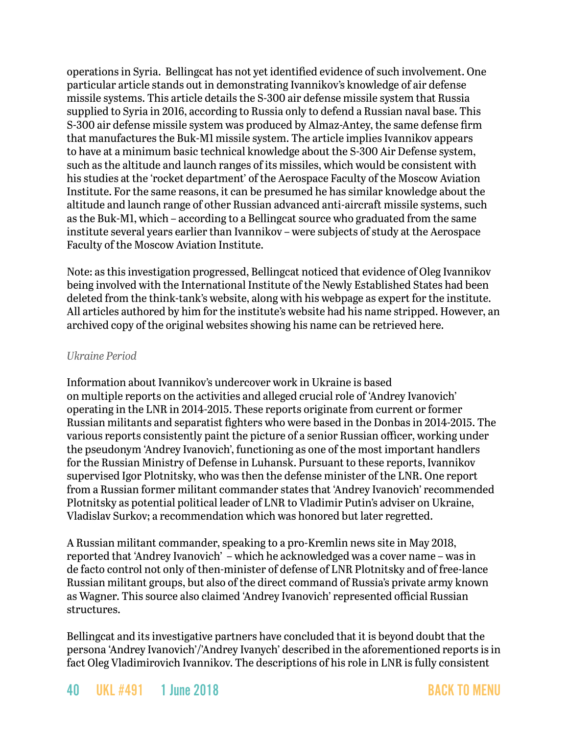operations in Syria. Bellingcat has not yet identified evidence of such involvement. One particular article stands out in demonstrating Ivannikov's knowledge of air defense missile systems. This article details the S-300 air defense missile system that Russia supplied to Syria in 2016, according to Russia only to defend a Russian naval base. This S-300 air defense missile system was produced by Almaz-Antey, the same defense firm that manufactures the Buk-M1 missile system. The article implies Ivannikov appears to have at a minimum basic technical knowledge about the S-300 Air Defense system, such as the altitude and launch ranges of its missiles, which would be consistent with his studies at the 'rocket department' of the Aerospace Faculty of the Moscow Aviation Institute. For the same reasons, it can be presumed he has similar knowledge about the altitude and launch range of other Russian advanced anti-aircraft missile systems, such as the Buk-M1, which – according to a Bellingcat source who graduated from the same institute several years earlier than Ivannikov – were subjects of study at the Aerospace Faculty of the Moscow Aviation Institute.

Note: as this investigation progressed, Bellingcat noticed that evidence of Oleg Ivannikov being involved with the International Institute of the Newly Established States had been deleted from the think-tank's website, along with his webpage as expert for the institute. All articles authored by him for the institute's website had his name stripped. However, an archived copy of the original websites showing his name can be retrieved here.

*Ukraine Period*

Information about Ivannikov's undercover work in Ukraine is based on multiple reports on the activities and alleged crucial role of 'Andrey Ivanovich' operating in the LNR in 2014-2015. These reports originate from current or former Russian militants and separatist fighters who were based in the Donbas in 2014-2015. The various reports consistently paint the picture of a senior Russian officer, working under the pseudonym 'Andrey Ivanovich', functioning as one of the most important handlers for the Russian Ministry of Defense in Luhansk. Pursuant to these reports, Ivannikov supervised Igor Plotnitsky, who was then the defense minister of the LNR. One report from a Russian former militant commander states that 'Andrey Ivanovich' recommended Plotnitsky as potential political leader of LNR to Vladimir Putin's adviser on Ukraine, Vladislav Surkov; a recommendation which was honored but later regretted.

A Russian militant commander, speaking to a pro-Kremlin news site in May 2018, reported that 'Andrey Ivanovich' – which he acknowledged was a cover name – was in de facto control not only of then-minister of defense of LNR Plotnitsky and of free-lance Russian militant groups, but also of the direct command of Russia's private army known as Wagner. This source also claimed 'Andrey Ivanovich' represented official Russian structures.

Bellingcat and its investigative partners have concluded that it is beyond doubt that the persona 'Andrey Ivanovich'/'Andrey Ivanych' described in the aforementioned reports is in fact Oleg Vladimirovich Ivannikov. The descriptions of his role in LNR is fully consistent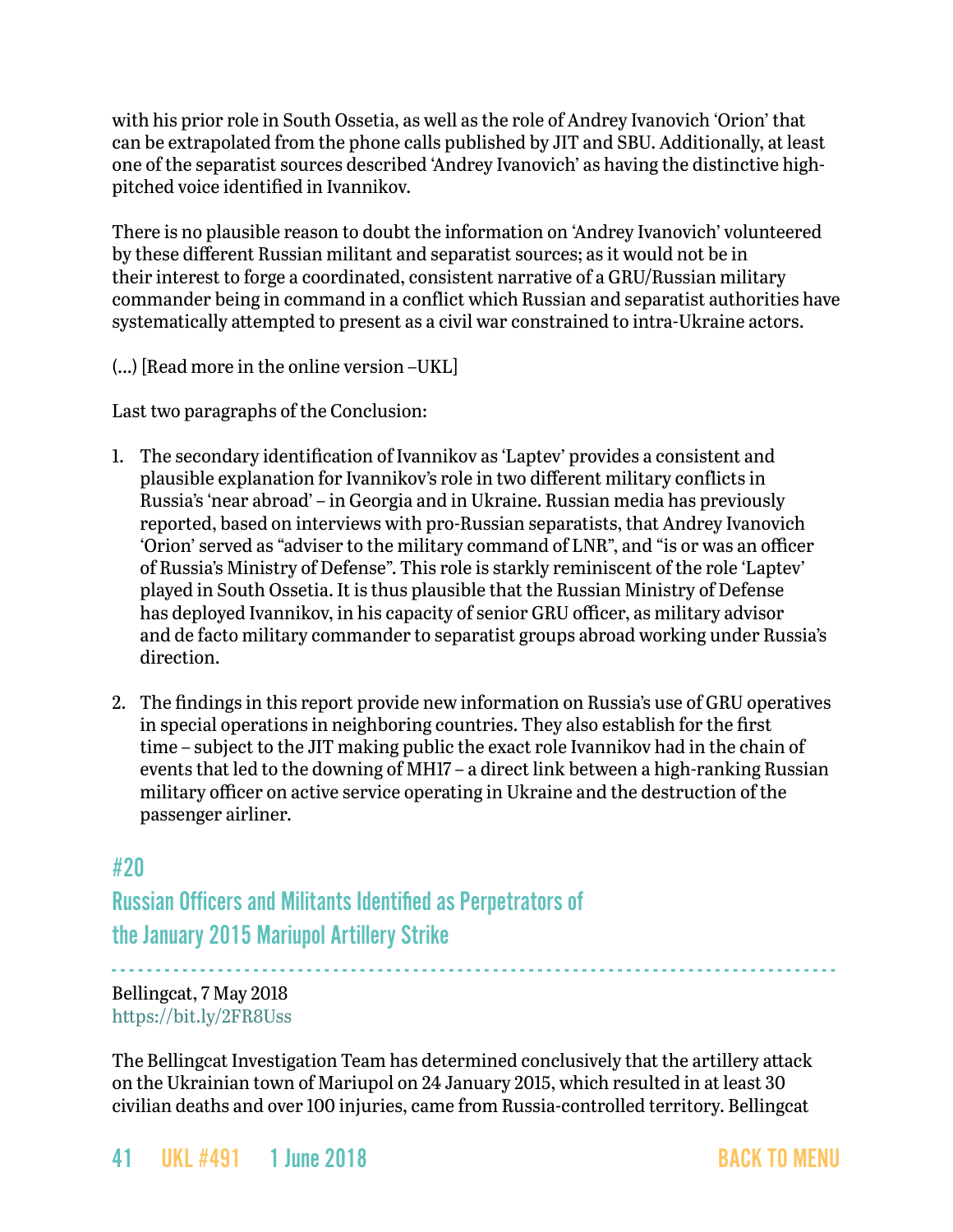with his prior role in South Ossetia, as well as the role of Andrey Ivanovich 'Orion' that can be extrapolated from the phone calls published by JIT and SBU. Additionally, at least one of the separatist sources described 'Andrey Ivanovich' as having the distinctive high-pitched voice identified in Ivannikov.

There is no plausible reason to doubt the information on 'Andrey Ivanovich' volunteered by these different Russian militant and separatist sources; as it would not be in their interest to forge a coordinated, consistent narrative of a GRU/Russian military commander being in command in a conflict which Russian and separatist authorities have systematically attempted to present as a civil war constrained to intra-Ukraine actors.

(…) [Read more in the online version –UKL]

Last two paragraphs of the Conclusion:

1. The secondary identification of Ivannikov as 'Laptev' provides a consistent and plausible explanation for Ivannikov's role in two different military conflicts in Russia's 'near abroad' – in Georgia and in Ukraine. Russian media has previously reported, based on interviews with pro-Russian separatists, that Andrey Ivanovich 'Orion' served as "adviser to the military command of LNR", and "is or was an officer of Russia's Ministry of Defense". This role is starkly reminiscent of the role 'Laptev' played in South Ossetia. It is thus plausible that the Russian Ministry of Defense has deployed Ivannikov, in his capacity of senior GRU officer, as military advisor and de facto military commander to separatist groups abroad working under Russia's direction.

2. The findings in this report provide new information on Russia's use of GRU operatives in special operations in neighboring countries. They also establish for the first time – subject to the JIT making public the exact role Ivannikov had in the chain of events that led to the downing of MH17 – a direct link between a high-ranking Russian military officer on active service operating in Ukraine and the destruction of the passenger airliner.

## #20
## Russian Officers and Militants Identified as Perpetrators of the January 2015 Mariupol Artillery Strike

Bellingcat, 7 May 2018
https://bit.ly/2FR8Uss

The Bellingcat Investigation Team has determined conclusively that the artillery attack on the Ukrainian town of Mariupol on 24 January 2015, which resulted in at least 30 civilian deaths and over 100 injuries, came from Russia-controlled territory. Bellingcat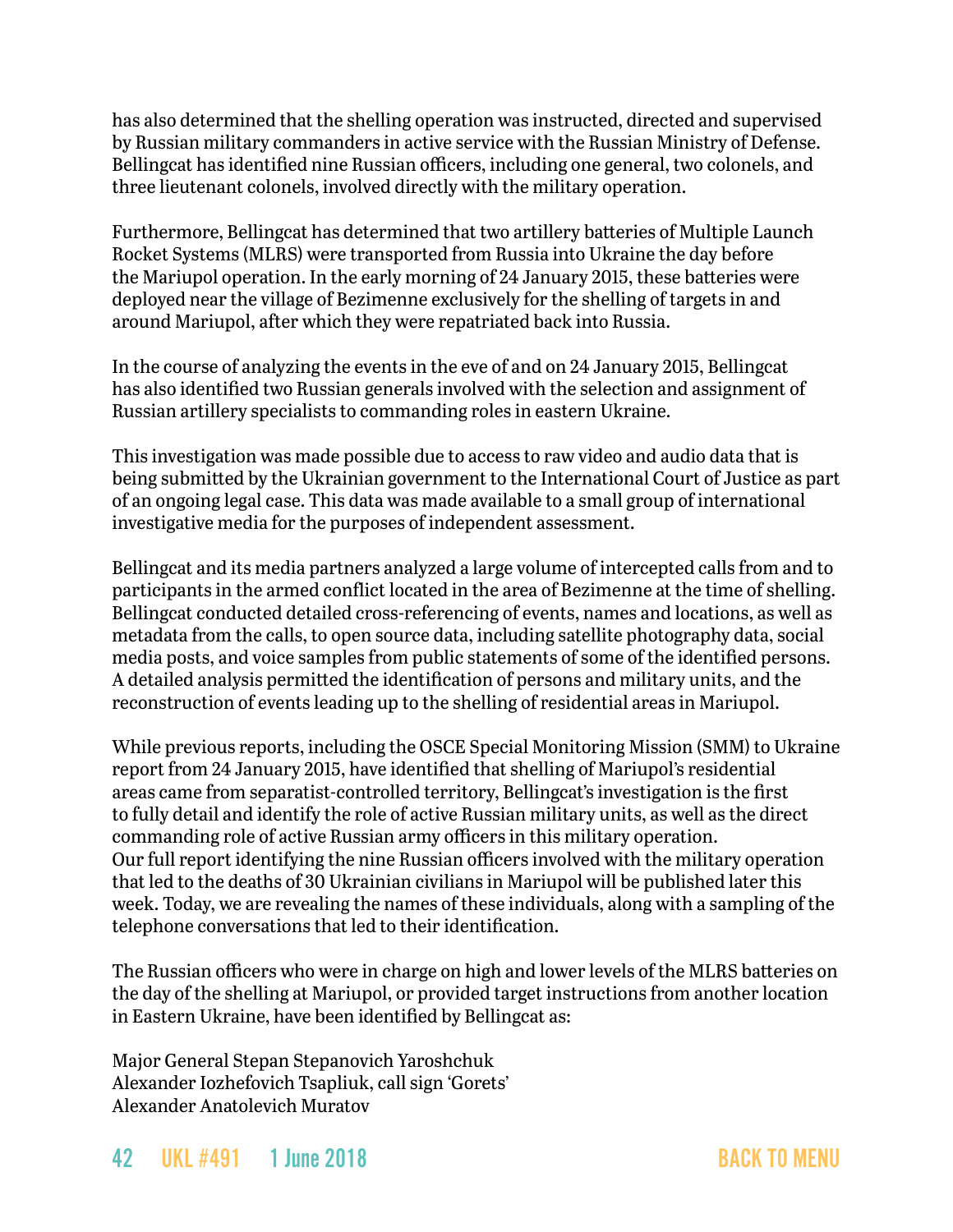has also determined that the shelling operation was instructed, directed and supervised by Russian military commanders in active service with the Russian Ministry of Defense. Bellingcat has identified nine Russian officers, including one general, two colonels, and three lieutenant colonels, involved directly with the military operation.

Furthermore, Bellingcat has determined that two artillery batteries of Multiple Launch Rocket Systems (MLRS) were transported from Russia into Ukraine the day before the Mariupol operation. In the early morning of 24 January 2015, these batteries were deployed near the village of Bezimenne exclusively for the shelling of targets in and around Mariupol, after which they were repatriated back into Russia.

In the course of analyzing the events in the eve of and on 24 January 2015, Bellingcat has also identified two Russian generals involved with the selection and assignment of Russian artillery specialists to commanding roles in eastern Ukraine.

This investigation was made possible due to access to raw video and audio data that is being submitted by the Ukrainian government to the International Court of Justice as part of an ongoing legal case. This data was made available to a small group of international investigative media for the purposes of independent assessment.

Bellingcat and its media partners analyzed a large volume of intercepted calls from and to participants in the armed conflict located in the area of Bezimenne at the time of shelling. Bellingcat conducted detailed cross-referencing of events, names and locations, as well as metadata from the calls, to open source data, including satellite photography data, social media posts, and voice samples from public statements of some of the identified persons. A detailed analysis permitted the identification of persons and military units, and the reconstruction of events leading up to the shelling of residential areas in Mariupol.

While previous reports, including the OSCE Special Monitoring Mission (SMM) to Ukraine report from 24 January 2015, have identified that shelling of Mariupol's residential areas came from separatist-controlled territory, Bellingcat's investigation is the first to fully detail and identify the role of active Russian military units, as well as the direct commanding role of active Russian army officers in this military operation. Our full report identifying the nine Russian officers involved with the military operation that led to the deaths of 30 Ukrainian civilians in Mariupol will be published later this week. Today, we are revealing the names of these individuals, along with a sampling of the telephone conversations that led to their identification.

The Russian officers who were in charge on high and lower levels of the MLRS batteries on the day of the shelling at Mariupol, or provided target instructions from another location in Eastern Ukraine, have been identified by Bellingcat as:

Major General Stepan Stepanovich Yaroshchuk
Alexander Iozhefovich Tsapliuk, call sign 'Gorets'
Alexander Anatolevich Muratov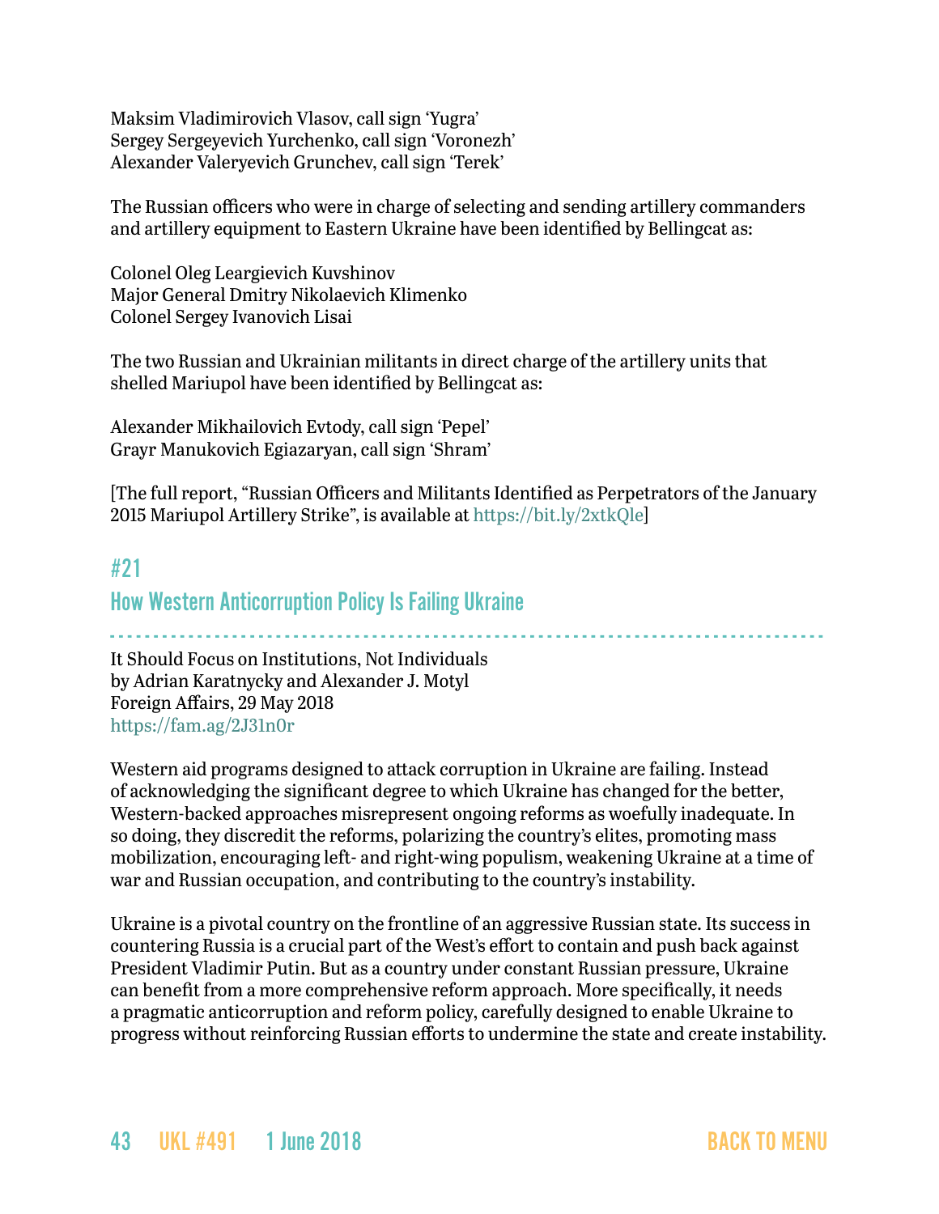Maksim Vladimirovich Vlasov, call sign 'Yugra'
Sergey Sergeyevich Yurchenko, call sign 'Voronezh'
Alexander Valeryevich Grunchev, call sign 'Terek'

The Russian officers who were in charge of selecting and sending artillery commanders and artillery equipment to Eastern Ukraine have been identified by Bellingcat as:

Colonel Oleg Leargievich Kuvshinov
Major General Dmitry Nikolaevich Klimenko
Colonel Sergey Ivanovich Lisai

The two Russian and Ukrainian militants in direct charge of the artillery units that shelled Mariupol have been identified by Bellingcat as:

Alexander Mikhailovich Evtody, call sign 'Pepel'
Grayr Manukovich Egiazaryan, call sign 'Shram'

[The full report, "Russian Officers and Militants Identified as Perpetrators of the January 2015 Mariupol Artillery Strike", is available at https://bit.ly/2xtkQle]

## #21
## How Western Anticorruption Policy Is Failing Ukraine

It Should Focus on Institutions, Not Individuals
by Adrian Karatnycky and Alexander J. Motyl
Foreign Affairs, 29 May 2018
https://fam.ag/2J31n0r

Western aid programs designed to attack corruption in Ukraine are failing. Instead of acknowledging the significant degree to which Ukraine has changed for the better, Western-backed approaches misrepresent ongoing reforms as woefully inadequate. In so doing, they discredit the reforms, polarizing the country's elites, promoting mass mobilization, encouraging left- and right-wing populism, weakening Ukraine at a time of war and Russian occupation, and contributing to the country's instability.

Ukraine is a pivotal country on the frontline of an aggressive Russian state. Its success in countering Russia is a crucial part of the West's effort to contain and push back against President Vladimir Putin. But as a country under constant Russian pressure, Ukraine can benefit from a more comprehensive reform approach. More specifically, it needs a pragmatic anticorruption and reform policy, carefully designed to enable Ukraine to progress without reinforcing Russian efforts to undermine the state and create instability.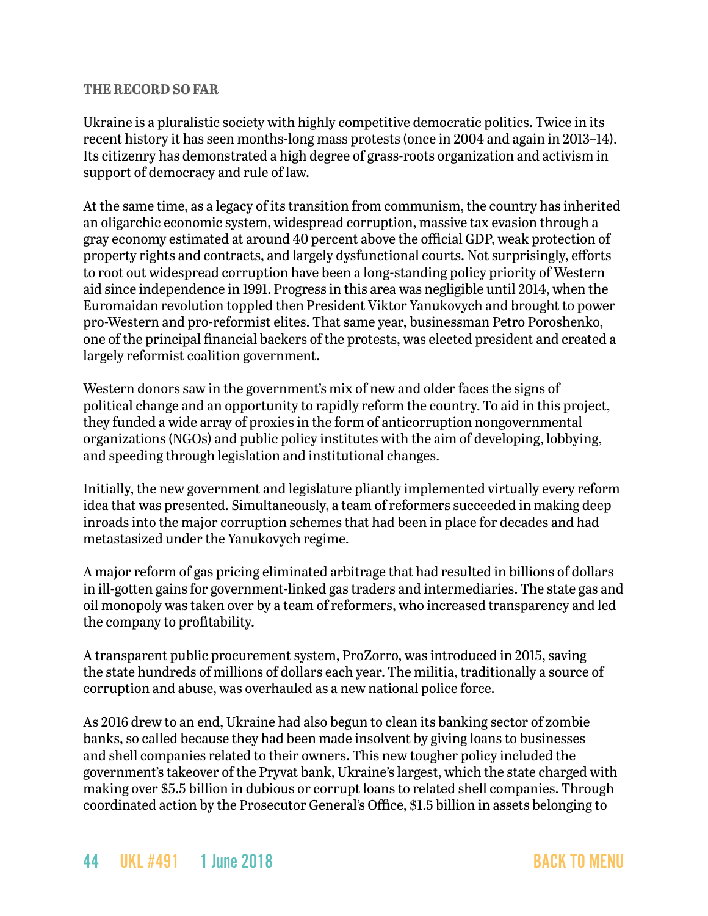### THE RECORD SO FAR

Ukraine is a pluralistic society with highly competitive democratic politics. Twice in its recent history it has seen months-long mass protests (once in 2004 and again in 2013–14). Its citizenry has demonstrated a high degree of grass-roots organization and activism in support of democracy and rule of law.

At the same time, as a legacy of its transition from communism, the country has inherited an oligarchic economic system, widespread corruption, massive tax evasion through a gray economy estimated at around 40 percent above the official GDP, weak protection of property rights and contracts, and largely dysfunctional courts. Not surprisingly, efforts to root out widespread corruption have been a long-standing policy priority of Western aid since independence in 1991. Progress in this area was negligible until 2014, when the Euromaidan revolution toppled then President Viktor Yanukovych and brought to power pro-Western and pro-reformist elites. That same year, businessman Petro Poroshenko, one of the principal financial backers of the protests, was elected president and created a largely reformist coalition government.

Western donors saw in the government's mix of new and older faces the signs of political change and an opportunity to rapidly reform the country. To aid in this project, they funded a wide array of proxies in the form of anticorruption nongovernmental organizations (NGOs) and public policy institutes with the aim of developing, lobbying, and speeding through legislation and institutional changes.

Initially, the new government and legislature pliantly implemented virtually every reform idea that was presented. Simultaneously, a team of reformers succeeded in making deep inroads into the major corruption schemes that had been in place for decades and had metastasized under the Yanukovych regime.

A major reform of gas pricing eliminated arbitrage that had resulted in billions of dollars in ill-gotten gains for government-linked gas traders and intermediaries. The state gas and oil monopoly was taken over by a team of reformers, who increased transparency and led the company to profitability.

A transparent public procurement system, ProZorro, was introduced in 2015, saving the state hundreds of millions of dollars each year. The militia, traditionally a source of corruption and abuse, was overhauled as a new national police force.

As 2016 drew to an end, Ukraine had also begun to clean its banking sector of zombie banks, so called because they had been made insolvent by giving loans to businesses and shell companies related to their owners. This new tougher policy included the government's takeover of the Pryvat bank, Ukraine's largest, which the state charged with making over $5.5 billion in dubious or corrupt loans to related shell companies. Through coordinated action by the Prosecutor General's Office, $1.5 billion in assets belonging to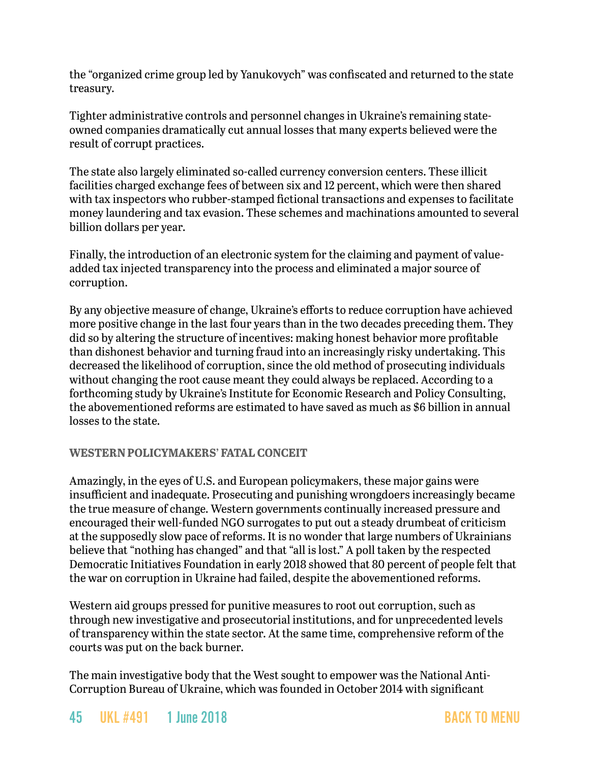the "organized crime group led by Yanukovych" was confiscated and returned to the state treasury.

Tighter administrative controls and personnel changes in Ukraine's remaining state-owned companies dramatically cut annual losses that many experts believed were the result of corrupt practices.

The state also largely eliminated so-called currency conversion centers. These illicit facilities charged exchange fees of between six and 12 percent, which were then shared with tax inspectors who rubber-stamped fictional transactions and expenses to facilitate money laundering and tax evasion. These schemes and machinations amounted to several billion dollars per year.

Finally, the introduction of an electronic system for the claiming and payment of value-added tax injected transparency into the process and eliminated a major source of corruption.

By any objective measure of change, Ukraine's efforts to reduce corruption have achieved more positive change in the last four years than in the two decades preceding them. They did so by altering the structure of incentives: making honest behavior more profitable than dishonest behavior and turning fraud into an increasingly risky undertaking. This decreased the likelihood of corruption, since the old method of prosecuting individuals without changing the root cause meant they could always be replaced. According to a forthcoming study by Ukraine's Institute for Economic Research and Policy Consulting, the abovementioned reforms are estimated to have saved as much as $6 billion in annual losses to the state.

### WESTERN POLICYMAKERS' FATAL CONCEIT

Amazingly, in the eyes of U.S. and European policymakers, these major gains were insufficient and inadequate. Prosecuting and punishing wrongdoers increasingly became the true measure of change. Western governments continually increased pressure and encouraged their well-funded NGO surrogates to put out a steady drumbeat of criticism at the supposedly slow pace of reforms. It is no wonder that large numbers of Ukrainians believe that "nothing has changed" and that "all is lost." A poll taken by the respected Democratic Initiatives Foundation in early 2018 showed that 80 percent of people felt that the war on corruption in Ukraine had failed, despite the abovementioned reforms.

Western aid groups pressed for punitive measures to root out corruption, such as through new investigative and prosecutorial institutions, and for unprecedented levels of transparency within the state sector. At the same time, comprehensive reform of the courts was put on the back burner.

The main investigative body that the West sought to empower was the National Anti-Corruption Bureau of Ukraine, which was founded in October 2014 with significant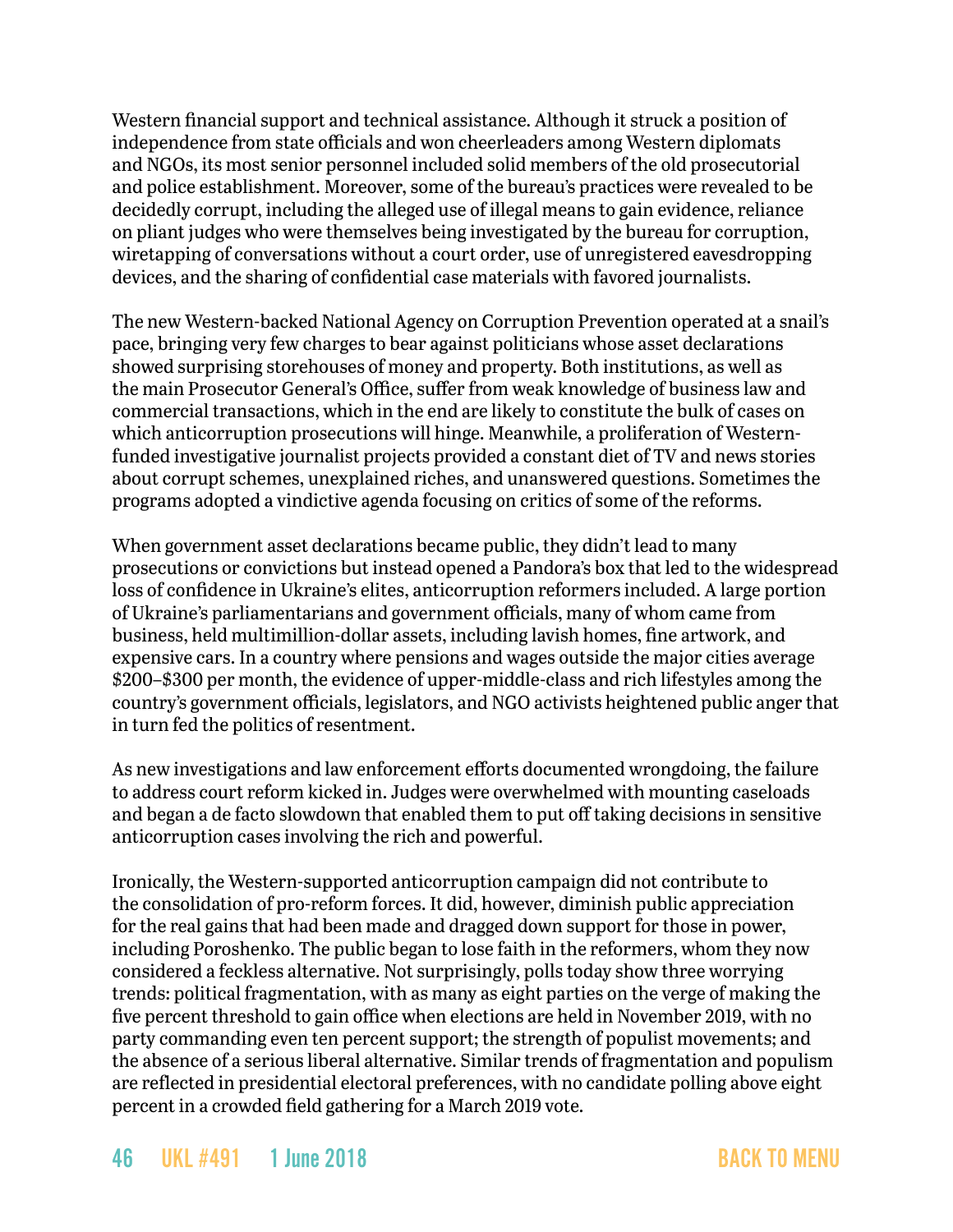Western financial support and technical assistance. Although it struck a position of independence from state officials and won cheerleaders among Western diplomats and NGOs, its most senior personnel included solid members of the old prosecutorial and police establishment. Moreover, some of the bureau's practices were revealed to be decidedly corrupt, including the alleged use of illegal means to gain evidence, reliance on pliant judges who were themselves being investigated by the bureau for corruption, wiretapping of conversations without a court order, use of unregistered eavesdropping devices, and the sharing of confidential case materials with favored journalists.

The new Western-backed National Agency on Corruption Prevention operated at a snail's pace, bringing very few charges to bear against politicians whose asset declarations showed surprising storehouses of money and property. Both institutions, as well as the main Prosecutor General's Office, suffer from weak knowledge of business law and commercial transactions, which in the end are likely to constitute the bulk of cases on which anticorruption prosecutions will hinge. Meanwhile, a proliferation of Western-funded investigative journalist projects provided a constant diet of TV and news stories about corrupt schemes, unexplained riches, and unanswered questions. Sometimes the programs adopted a vindictive agenda focusing on critics of some of the reforms.

When government asset declarations became public, they didn't lead to many prosecutions or convictions but instead opened a Pandora's box that led to the widespread loss of confidence in Ukraine's elites, anticorruption reformers included. A large portion of Ukraine's parliamentarians and government officials, many of whom came from business, held multimillion-dollar assets, including lavish homes, fine artwork, and expensive cars. In a country where pensions and wages outside the major cities average \$200–\$300 per month, the evidence of upper-middle-class and rich lifestyles among the country's government officials, legislators, and NGO activists heightened public anger that in turn fed the politics of resentment.

As new investigations and law enforcement efforts documented wrongdoing, the failure to address court reform kicked in. Judges were overwhelmed with mounting caseloads and began a de facto slowdown that enabled them to put off taking decisions in sensitive anticorruption cases involving the rich and powerful.

Ironically, the Western-supported anticorruption campaign did not contribute to the consolidation of pro-reform forces. It did, however, diminish public appreciation for the real gains that had been made and dragged down support for those in power, including Poroshenko. The public began to lose faith in the reformers, whom they now considered a feckless alternative. Not surprisingly, polls today show three worrying trends: political fragmentation, with as many as eight parties on the verge of making the five percent threshold to gain office when elections are held in November 2019, with no party commanding even ten percent support; the strength of populist movements; and the absence of a serious liberal alternative. Similar trends of fragmentation and populism are reflected in presidential electoral preferences, with no candidate polling above eight percent in a crowded field gathering for a March 2019 vote.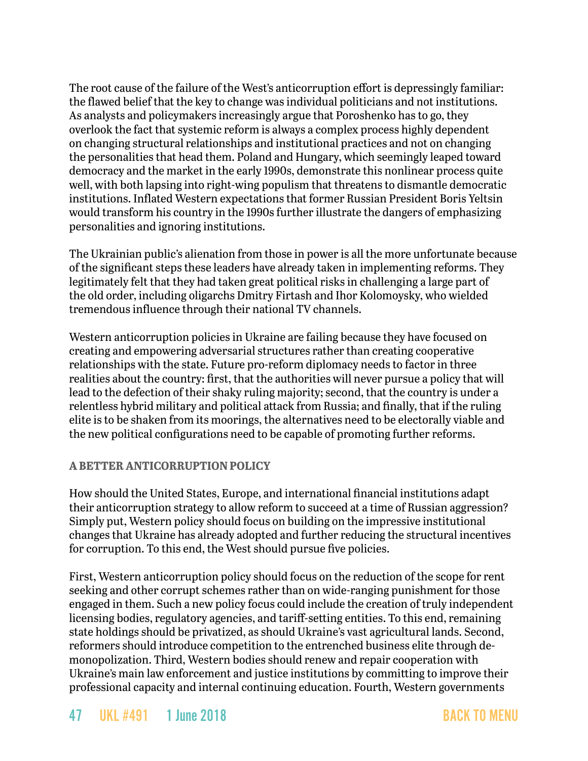The root cause of the failure of the West's anticorruption effort is depressingly familiar: the flawed belief that the key to change was individual politicians and not institutions. As analysts and policymakers increasingly argue that Poroshenko has to go, they overlook the fact that systemic reform is always a complex process highly dependent on changing structural relationships and institutional practices and not on changing the personalities that head them. Poland and Hungary, which seemingly leaped toward democracy and the market in the early 1990s, demonstrate this nonlinear process quite well, with both lapsing into right-wing populism that threatens to dismantle democratic institutions. Inflated Western expectations that former Russian President Boris Yeltsin would transform his country in the 1990s further illustrate the dangers of emphasizing personalities and ignoring institutions.

The Ukrainian public's alienation from those in power is all the more unfortunate because of the significant steps these leaders have already taken in implementing reforms. They legitimately felt that they had taken great political risks in challenging a large part of the old order, including oligarchs Dmitry Firtash and Ihor Kolomoysky, who wielded tremendous influence through their national TV channels.

Western anticorruption policies in Ukraine are failing because they have focused on creating and empowering adversarial structures rather than creating cooperative relationships with the state. Future pro-reform diplomacy needs to factor in three realities about the country: first, that the authorities will never pursue a policy that will lead to the defection of their shaky ruling majority; second, that the country is under a relentless hybrid military and political attack from Russia; and finally, that if the ruling elite is to be shaken from its moorings, the alternatives need to be electorally viable and the new political configurations need to be capable of promoting further reforms.

### A BETTER ANTICORRUPTION POLICY

How should the United States, Europe, and international financial institutions adapt their anticorruption strategy to allow reform to succeed at a time of Russian aggression? Simply put, Western policy should focus on building on the impressive institutional changes that Ukraine has already adopted and further reducing the structural incentives for corruption. To this end, the West should pursue five policies.

First, Western anticorruption policy should focus on the reduction of the scope for rent seeking and other corrupt schemes rather than on wide-ranging punishment for those engaged in them. Such a new policy focus could include the creation of truly independent licensing bodies, regulatory agencies, and tariff-setting entities. To this end, remaining state holdings should be privatized, as should Ukraine's vast agricultural lands. Second, reformers should introduce competition to the entrenched business elite through demonopolization. Third, Western bodies should renew and repair cooperation with Ukraine's main law enforcement and justice institutions by committing to improve their professional capacity and internal continuing education. Fourth, Western governments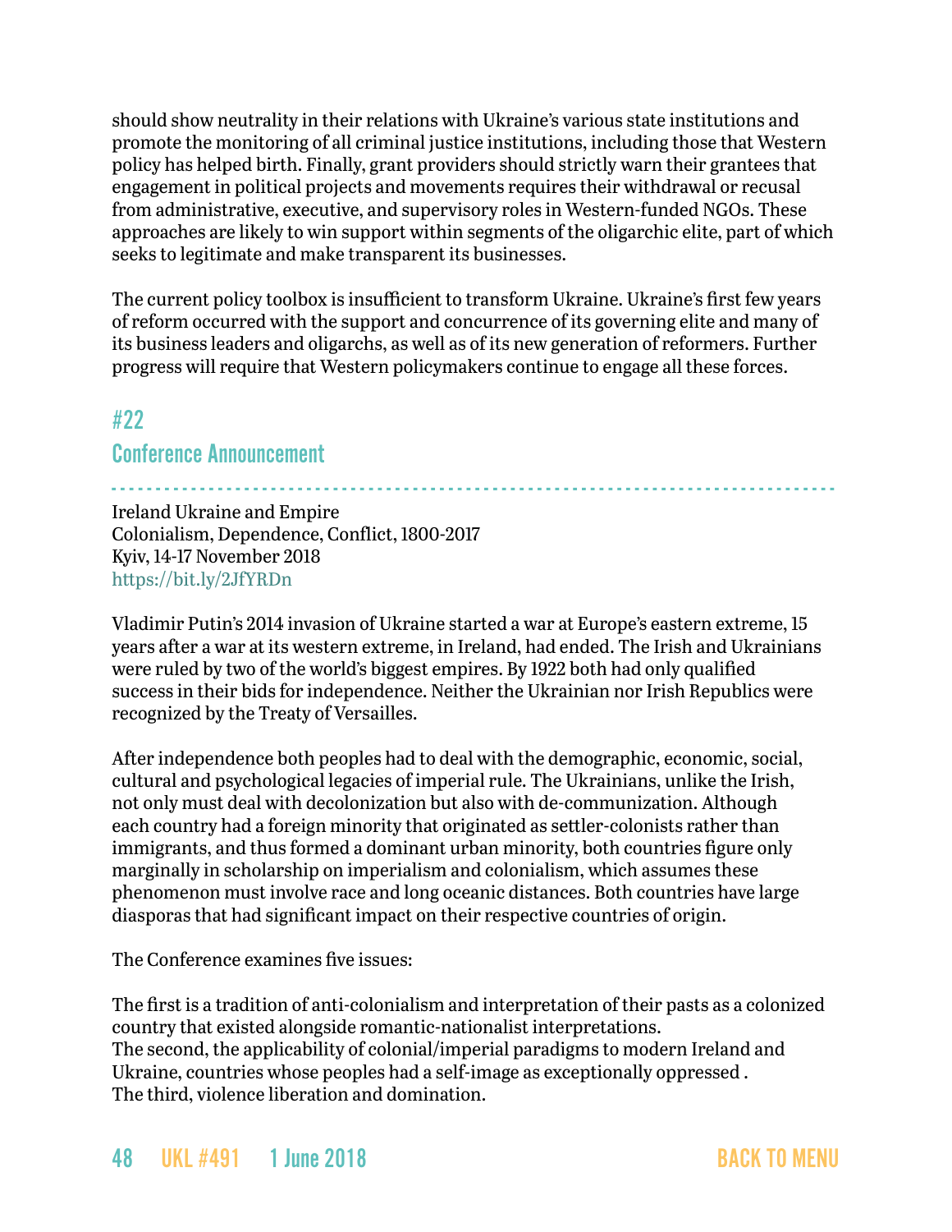should show neutrality in their relations with Ukraine's various state institutions and promote the monitoring of all criminal justice institutions, including those that Western policy has helped birth. Finally, grant providers should strictly warn their grantees that engagement in political projects and movements requires their withdrawal or recusal from administrative, executive, and supervisory roles in Western-funded NGOs. These approaches are likely to win support within segments of the oligarchic elite, part of which seeks to legitimate and make transparent its businesses.

The current policy toolbox is insufficient to transform Ukraine. Ukraine's first few years of reform occurred with the support and concurrence of its governing elite and many of its business leaders and oligarchs, as well as of its new generation of reformers. Further progress will require that Western policymakers continue to engage all these forces.

## #22

## Conference Announcement

Ireland Ukraine and Empire
Colonialism, Dependence, Conflict, 1800-2017
Kyiv, 14-17 November 2018
https://bit.ly/2JfYRDn

Vladimir Putin's 2014 invasion of Ukraine started a war at Europe's eastern extreme, 15 years after a war at its western extreme, in Ireland, had ended. The Irish and Ukrainians were ruled by two of the world's biggest empires. By 1922 both had only qualified success in their bids for independence. Neither the Ukrainian nor Irish Republics were recognized by the Treaty of Versailles.

After independence both peoples had to deal with the demographic, economic, social, cultural and psychological legacies of imperial rule. The Ukrainians, unlike the Irish, not only must deal with decolonization but also with de-communization. Although each country had a foreign minority that originated as settler-colonists rather than immigrants, and thus formed a dominant urban minority, both countries figure only marginally in scholarship on imperialism and colonialism, which assumes these phenomenon must involve race and long oceanic distances. Both countries have large diasporas that had significant impact on their respective countries of origin.

The Conference examines five issues:

The first is a tradition of anti-colonialism and interpretation of their pasts as a colonized country that existed alongside romantic-nationalist interpretations.
The second, the applicability of colonial/imperial paradigms to modern Ireland and Ukraine, countries whose peoples had a self-image as exceptionally oppressed .
The third, violence liberation and domination.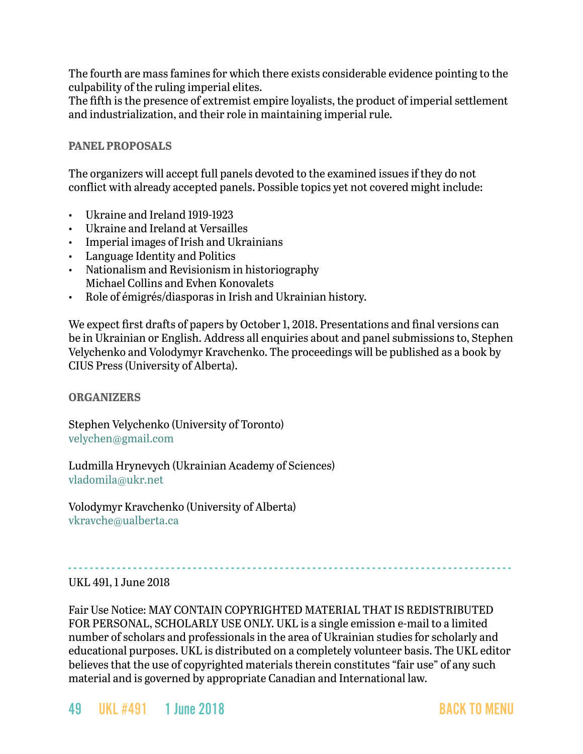The fourth are mass famines for which there exists considerable evidence pointing to the culpability of the ruling imperial elites.
The fifth is the presence of extremist empire loyalists, the product of imperial settlement and industrialization, and their role in maintaining imperial rule.

## PANEL PROPOSALS

The organizers will accept full panels devoted to the examined issues if they do not conflict with already accepted panels. Possible topics yet not covered might include:

- Ukraine and Ireland 1919-1923
- Ukraine and Ireland at Versailles
- Imperial images of Irish and Ukrainians
- Language Identity and Politics
- Nationalism and Revisionism in historiography
  Michael Collins and Evhen Konovalets
- Role of émigrés/diasporas in Irish and Ukrainian history.

We expect first drafts of papers by October 1, 2018. Presentations and final versions can be in Ukrainian or English. Address all enquiries about and panel submissions to, Stephen Velychenko and Volodymyr Kravchenko. The proceedings will be published as a book by CIUS Press (University of Alberta).

## ORGANIZERS

Stephen Velychenko (University of Toronto)
velychen@gmail.com

Ludmilla Hrynevych (Ukrainian Academy of Sciences)
vladomila@ukr.net

Volodymyr Kravchenko (University of Alberta)
vkravche@ualberta.ca

---

UKL 491, 1 June 2018

Fair Use Notice: MAY CONTAIN COPYRIGHTED MATERIAL THAT IS REDISTRIBUTED FOR PERSONAL, SCHOLARLY USE ONLY. UKL is a single emission e-mail to a limited number of scholars and professionals in the area of Ukrainian studies for scholarly and educational purposes. UKL is distributed on a completely volunteer basis. The UKL editor believes that the use of copyrighted materials therein constitutes "fair use" of any such material and is governed by appropriate Canadian and International law.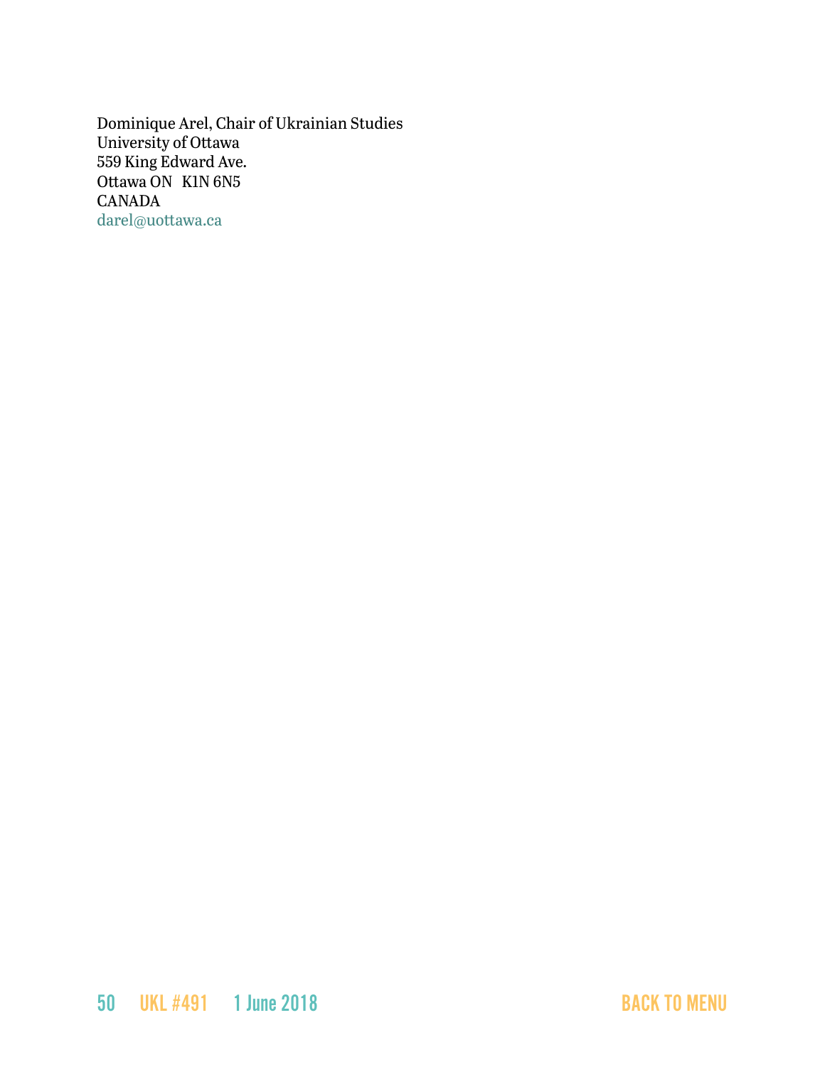Dominique Arel, Chair of Ukrainian Studies
University of Ottawa
559 King Edward Ave.
Ottawa ON   K1N 6N5
CANADA
darel@uottawa.ca